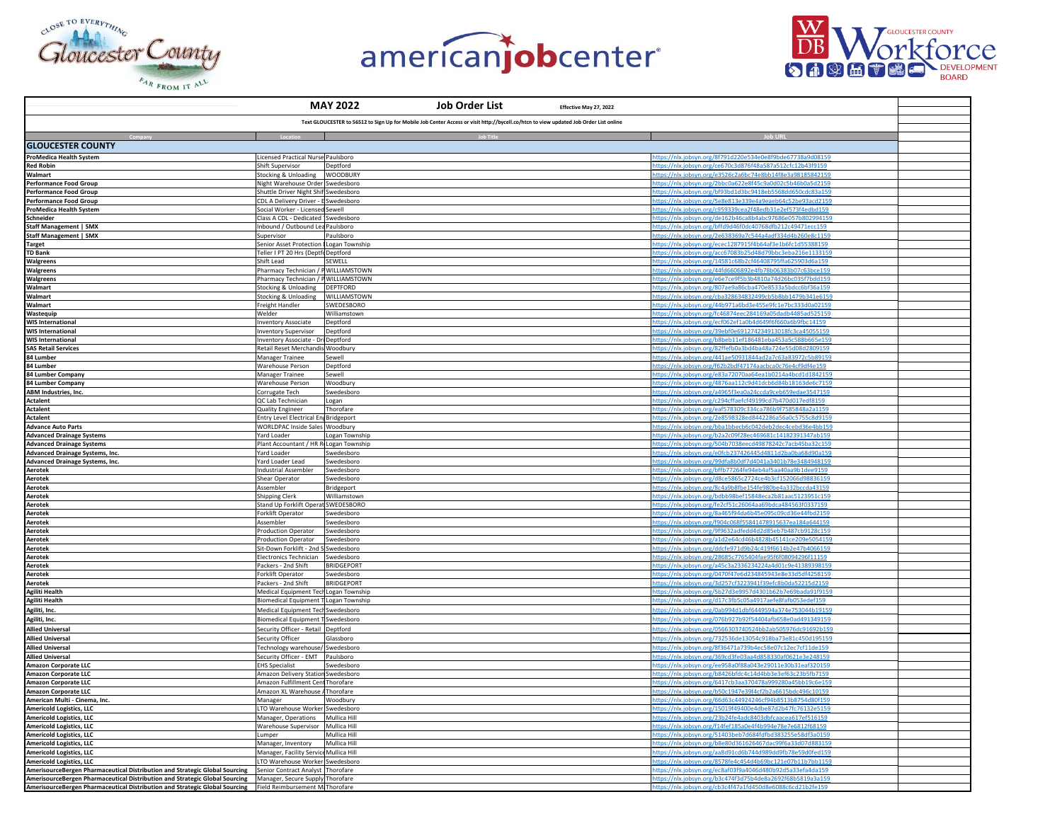| | **MAY 2022** | **Job Order List** | Effective May 27, 2022 |
|---|---|---|---|
| Text GLOUCESTER to 56512 to Sign Up for Mobile Job Center Access or visit http://bycell.co/htcn to view updated Job Order List online | | | |

| Company | Location | Job Title | Job URL |
|---|---|---|---|
| **GLOUCESTER COUNTY** | | | |
| **ProMedica Health System** | Licensed Practical Nurse | Paulsboro | https://nlx.jobsyn.org/8f791d220e534e0e8f9bde67738a9d08159 |
| **Red Robin** | Shift Supervisor | Deptford | https://nlx.jobsyn.org/ce670c3d876f48a587a512cfc12b43f9159 |
| **Walmart** | Stocking & Unloading | WOODBURY | https://nlx.jobsyn.org/e3526c2a6bc74e8bb14f8e3a98185842159 |
| **Performance Food Group** | Night Warehouse Order | Swedesboro | https://nlx.jobsyn.org/2bbc0a622e8f45c9a0d02c5b46b0a5d2159 |
| **Performance Food Group** | Shuttle Driver Night Shif | Swedesboro | https://nlx.jobsyn.org/bf93bd1d3bc9418eb5568dd650cdc83a159 |
| **Performance Food Group** | CDL A Delivery Driver - E | Swedesboro | https://nlx.jobsyn.org/5e8e813e339e4a9eaeb64c52be93acd2159 |
| **ProMedica Health System** | Social Worker - Licensed | Sewell | https://nlx.jobsyn.org/c959339cea2f48edb31e2ef573f4edbd159 |
| **Schneider** | Class A CDL - Dedicated | Swedesboro | https://nlx.jobsyn.org/de162b46ca8b4abc97686e057b802994159 |
| **Staff Management \| SMX** | Inbound / Outbound Lea | Paulsboro | https://nlx.jobsyn.org/bffd9d46f0dc40768dfb212c49471ecc159 |
| **Staff Management \| SMX** | Supervisor | Paulsboro | https://nlx.jobsyn.org/2e638369a7c544a4adf334d4b260e8c1159 |
| **Target** | Senior Asset Protection | Logan Township | https://nlx.jobsyn.org/ecec1287915f4b64af3e1b6fc1d55388159 |
| **TD Bank** | Teller I PT 20 Hrs (Deptfo | Deptford | https://nlx.jobsyn.org/acc67083b25d48d79bbc3eba216e1133159 |
| **Walgreens** | Shift Lead | SEWELL | https://nlx.jobsyn.org/14581c68b2cf46408795ffa625903d6a159 |
| **Walgreens** | Pharmacy Technician / P | WILLIAMSTOWN | https://nlx.jobsyn.org/44fd6606892e4fb78b06383b07c63bce159 |
| **Walgreens** | Pharmacy Technician / P | WILLIAMSTOWN | https://nlx.jobsyn.org/e6e7ce9f5b3b4810a74d26bc035f7bdd159 |
| **Walmart** | Stocking & Unloading | DEPTFORD | https://nlx.jobsyn.org/807ae9a86cba470e8533a5bdcc6bf36a159 |
| **Walmart** | Stocking & Unloading | WILLIAMSTOWN | https://nlx.jobsyn.org/cba328634832499cb5b8bb1479b341e6159 |
| **Walmart** | Freight Handler | SWEDESBORO | https://nlx.jobsyn.org/44b971a6bd3e455e9fc1e7bc333d0a02159 |
| **Wastequip** | Welder | Williamstown | https://nlx.jobsyn.org/fc46874eec284169a05dadb4485ad525159 |
| **WIS International** | Inventory Associate | Deptford | https://nlx.jobsyn.org/ecf062ef1a0b4d649f6f660a6b9fbc14159 |
| **WIS International** | Inventory Supervisor | Deptford | https://nlx.jobsyn.org/39ebf0e691274234913018fc3ca45055159 |
| **WIS International** | Inventory Associate - Dr | Deptford | https://nlx.jobsyn.org/b8beb11ef186481eba453a5c588b665e159 |
| **SAS Retail Services** | Retail Reset Merchandis | Woodbury | https://nlx.jobsyn.org/82ffefb0a3bd4ba48a724e55d08d2809159 |
| **84 Lumber** | Manager Trainee | Sewell | https://nlx.jobsyn.org/441ae50931844ad2a7c63a83972c5b89159 |
| **84 Lumber** | Warehouse Person | Deptford | https://nlx.jobsyn.org/f62b2bdf47174aacbca0c76e4cf9df4e159 |
| **84 Lumber Company** | Manager Trainee | Sewell | https://nlx.jobsyn.org/e83a72070aa64ea1b0214a4bcd1d1842159 |
| **84 Lumber Company** | Warehouse Person | Woodbury | https://nlx.jobsyn.org/4876aa112c9d41dcb6d84b18163de6c7159 |
| **ABM Industries, Inc.** | Corrugate Tech | Swedesboro | https://nlx.jobsyn.org/a4965f3ea0a24ccda9ceb659edae3547159 |
| **Actalent** | QC Lab Technician | Logan | https://nlx.jobsyn.org/c294cffaefcf49199cd7b470d017edf8159 |
| **Actalent** | Quality Engineer | Thorofare | https://nlx.jobsyn.org/eaf578309c334ca786b9f7585848a2a1159 |
| **Actalent** | Entry Level Electrical Eng | Bridgeport | https://nlx.jobsyn.org/2e8598328ed8442286a56a0c5755c8d9159 |
| **Advance Auto Parts** | WORLDPAC Inside Sales | Woodbury | https://nlx.jobsyn.org/bba1bbecb6c042deb2dec4cebd36e4bb159 |
| **Advanced Drainage Systems** | Yard Loader | Logan Township | https://nlx.jobsyn.org/b2a2c09f28ec469681c14182391347ab159 |
| **Advanced Drainage Systems** | Plant Accountant / HR R | Logan Township | https://nlx.jobsyn.org/504b7038eecd49878242c7acb45ba32c159 |
| **Advanced Drainage Systems, Inc.** | Yard Loader | Swedesboro | https://nlx.jobsyn.org/e0fcb237426445d4811d2ba0ba68d90a159 |
| **Advanced Drainage Systems, Inc.** | Yard Loader Lead | Swedesboro | https://nlx.jobsyn.org/99dfa8b0df7d4041a3401b78e3484948159 |
| **Aerotek** | Industrial Assembler | Swedesboro | https://nlx.jobsyn.org/bffb77264fe94eb4af5aa40aa9b1dee9159 |
| **Aerotek** | Shear Operator | Swedesboro | https://nlx.jobsyn.org/d8ce5865c2724ce4b3cf152066d98836159 |
| **Aerotek** | Assembler | Bridgeport | https://nlx.jobsyn.org/8c4a9b8fbe154fe980be4a332bccda43159 |
| **Aerotek** | Shipping Clerk | Williamstown | https://nlx.jobsyn.org/bdbb98bef15848eca2b81aac5123951c159 |
| **Aerotek** | Stand Up Forklift Operat | SWEDESBORO | https://nlx.jobsyn.org/fe2cf51c26064aa69bdca484563f0337159 |
| **Aerotek** | Forklift Operator | Swedesboro | https://nlx.jobsyn.org/8a465f94da6b45e095c09cd36e44fbd2159 |
| **Aerotek** | Assembler | Swedesboro | https://nlx.jobsyn.org/f904c068f55841478915637ea184a644159 |
| **Aerotek** | Production Operator | Swedesboro | https://nlx.jobsyn.org/9f9632adfedd4d2d85eb7b487cb9128c159 |
| **Aerotek** | Production Operator | Swedesboro | https://nlx.jobsyn.org/a1d2e64cd46b4828b45141ce209e5054159 |
| **Aerotek** | Sit-Down Forklift - 2nd S | Swedesboro | https://nlx.jobsyn.org/ddcfe971d9b24c419f6614b2e47b4066159 |
| **Aerotek** | Electronics Technician | Swedesboro | https://nlx.jobsyn.org/28685c7765404fae95f6f08094296f11159 |
| **Aerotek** | Packers - 2nd Shift | BRIDGEPORT | https://nlx.jobsyn.org/a45c3a2336234224a4d01c9e41389398159 |
| **Aerotek** | Forklift Operator | Swedesboro | https://nlx.jobsyn.org/0470f47e6d234845943e8e33d5df4258159 |
| **Aerotek** | Packers - 2nd Shift | BRIDGEPORT | https://nlx.jobsyn.org/3d257cf3223941f39efc8b0da52215d2159 |
| **Agiliti Health** | Medical Equipment Tech | Logan Township | https://nlx.jobsyn.org/5b27d3e9957d4301b62b7e69bada91f9159 |
| **Agiliti Health** | Biomedical Equipment T | Logan Township | https://nlx.jobsyn.org/d17c3fb5c05a4917aefe8fafb053edef159 |
| **Agiliti, Inc.** | Medical Equipment Tech | Swedesboro | https://nlx.jobsyn.org/0ab994d1dbf6449594a374e753044b19159 |
| **Agiliti, Inc.** | Biomedical Equipment T | Swedesboro | https://nlx.jobsyn.org/076b927b92f54404afb658e0ad491349159 |
| **Allied Universal** | Security Officer - Retail | Deptford | https://nlx.jobsyn.org/0566303740524bb2ab505976dc91692b159 |
| **Allied Universal** | Security Officer | Glassboro | https://nlx.jobsyn.org/732536de13054c918ba73e81c450d195159 |
| **Allied Universal** | Technology warehouse/ | Swedesboro | https://nlx.jobsyn.org/8f36471a739b4ec58e07c12ec7cf11de159 |
| **Allied Universal** | Security Officer - EMT | Paulsboro | https://nlx.jobsyn.org/369cd3fe03aa4d858330af0621e3e248159 |
| **Amazon Corporate LLC** | EHS Specialist | Swedesboro | https://nlx.jobsyn.org/ee958a0f88a043e29011e30b31eaf320159 |
| **Amazon Corporate LLC** | Amazon Delivery Station | Swedesboro | https://nlx.jobsyn.org/b8426bfdc4c14d4bb3e3ef63c23b5fb7159 |
| **Amazon Corporate LLC** | Amazon Fulfillment Cent | Thorofare | https://nlx.jobsyn.org/6417cb3aa370478a999280a45bb19c6e159 |
| **Amazon Corporate LLC** | Amazon XL Warehouse A | Thorofare | https://nlx.jobsyn.org/b50c1947e39f4cf2b2a6615bdc496c10159 |
| **American Multi - Cinema, Inc.** | Manager | Woodbury | https://nlx.jobsyn.org/66d63c44924246cf94b8513b8754d80f159 |
| **Americold Logistics, LLC** | LTO Warehouse Worker | Swedesboro | https://nlx.jobsyn.org/15019f49400e4dbe87d2b47fc76132e5159 |
| **Americold Logistics, LLC** | Manager, Operations | Mullica Hill | https://nlx.jobsyn.org/23b24fe4adc8403dbfcaacea617ef516159 |
| **Americold Logistics, LLC** | Warehouse Supervisor | Mullica Hill | https://nlx.jobsyn.org/f14fef185a0e4f4b994e78e7e6812f68159 |
| **Americold Logistics, LLC** | Lumper | Mullica Hill | https://nlx.jobsyn.org/51403beb7d684fdfbd383255e58df3a0159 |
| **Americold Logistics, LLC** | Manager, Inventory | Mullica Hill | https://nlx.jobsyn.org/b8e80d361626467dac99f6a33d07d883159 |
| **Americold Logistics, LLC** | Manager, Facility Service | Mullica Hill | https://nlx.jobsyn.org/aa8d91cd6b744d989dd9fb78e59d0fed159 |
| **Americold Logistics, LLC** | LTO Warehouse Worker | Swedesboro | https://nlx.jobsyn.org/8578fe4c454d4b69bc121e07b11b7bb1159 |
| **AmerisourceBergen Pharmaceutical Distribution and Strategic Global Sourcing** | Senior Contract Analyst | Thorofare | https://nlx.jobsyn.org/ec8af03f9a4046d480b92d5a33efa4da159 |
| **AmerisourceBergen Pharmaceutical Distribution and Strategic Global Sourcing** | Manager, Secure Supply | Thorofare | https://nlx.jobsyn.org/b3c474f3d75b4de8a2692f68b5819a3a159 |
| **AmerisourceBergen Pharmaceutical Distribution and Strategic Global Sourcing** | Field Reimbursement Ma | Thorofare | https://nlx.jobsyn.org/cb3c4f47a1fd450d8e6088c6cd21b2fe159 |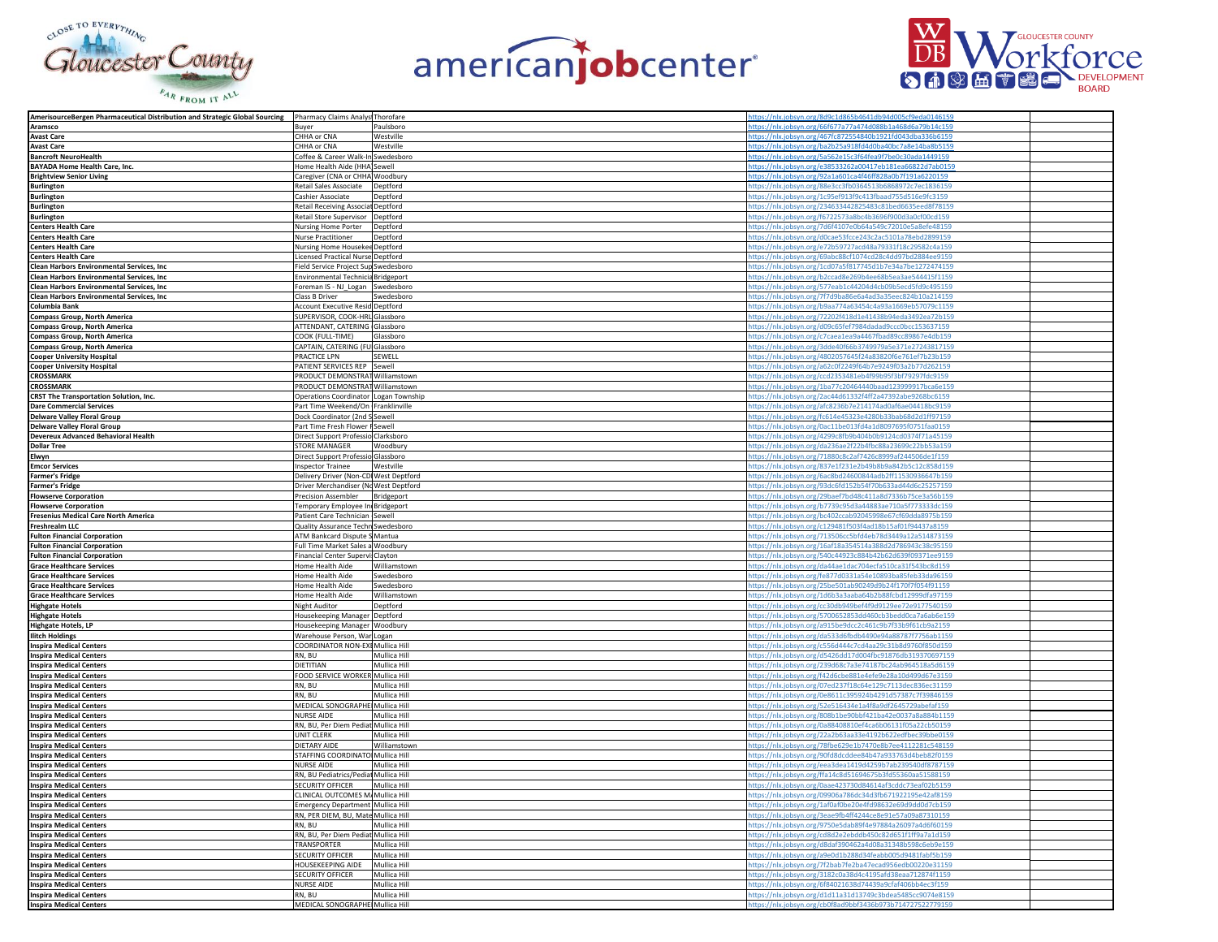| | | | | |
|---|---|---|---|---|
| **AmerisourceBergen Pharmaceutical Distribution and Strategic Global Sourcing** | Pharmacy Claims Analys | Thorofare | https://nlx.jobsyn.org/8d9c1d865b4641db94d005cf9eda0146159 | |
| **Aramsco** | Buyer | Paulsboro | https://nlx.jobsyn.org/66f677a77a474d088b1a468d6a79b14c159 | |
| **Avast Care** | CHHA or CNA | Westville | https://nlx.jobsyn.org/467fc872554840b1921fd043dba336b6159 | |
| **Avast Care** | CHHA or CNA | Westville | https://nlx.jobsyn.org/ba2b25a918fd4d0ba40bc7a8e14ba8b5159 | |
| **Bancroft NeuroHealth** | Coffee & Career Walk-In | Swedesboro | https://nlx.jobsyn.org/5a562e15c3f64fea9f7be0c30ada1449159 | |
| **BAYADA Home Health Care, Inc.** | Home Health Aide (HHA | Sewell | https://nlx.jobsyn.org/e38533262a00417eb181ea66822d7ab0159 | |
| **Brightview Senior Living** | Caregiver (CNA or CHHA | Woodbury | https://nlx.jobsyn.org/92a1a601ca4f46ff828a0b7f191a6220159 | |
| **Burlington** | Retail Sales Associate | Deptford | https://nlx.jobsyn.org/88e3cc3fb0364513b6868972c7ec1836159 | |
| **Burlington** | Cashier Associate | Deptford | https://nlx.jobsyn.org/1c95ef913f9c413fbaad755d516e9fc3159 | |
| **Burlington** | Retail Receiving Associat | Deptford | https://nlx.jobsyn.org/234633442825483c81bed6635eed8f78159 | |
| **Burlington** | Retail Store Supervisor | Deptford | https://nlx.jobsyn.org/f6722573a8bc4b3696f900d3a0cf00cd159 | |
| **Centers Health Care** | Nursing Home Porter | Deptford | https://nlx.jobsyn.org/7d6f4107e0b64a549c72010e5a8efe48159 | |
| **Centers Health Care** | Nurse Practitioner | Deptford | https://nlx.jobsyn.org/d0cae53fcce243c2ac5101a78ebd2899159 | |
| **Centers Health Care** | Nursing Home Housekee | Deptford | https://nlx.jobsyn.org/e72b59727acd48a79331f18c29582c4a159 | |
| **Centers Health Care** | Licensed Practical Nurse | Deptford | https://nlx.jobsyn.org/69abc88cf1074cd28c4dd97bd2884ee9159 | |
| **Clean Harbors Environmental Services, Inc** | Field Service Project Sup | Swedesboro | https://nlx.jobsyn.org/1cd07a5f817745d1b7e34a7be1272474159 | |
| **Clean Harbors Environmental Services, Inc** | Environmental Technicia | Bridgeport | https://nlx.jobsyn.org/b2ccad8e269b4ee68b5ea3ae544415f1159 | |
| **Clean Harbors Environmental Services, Inc** | Foreman IS - NJ_Logan | Swedesboro | https://nlx.jobsyn.org/577eab1c44204d4cb09b5ecd5fd9c495159 | |
| **Clean Harbors Environmental Services, Inc** | Class B Driver | Swedesboro | https://nlx.jobsyn.org/7f7d9ba86e6a4ad3a35eec824b10a214159 | |
| **Columbia Bank** | Account Executive Resid | Deptford | https://nlx.jobsyn.org/b9aa774a63454c4a93a1669eb57079c1159 | |
| **Compass Group, North America** | SUPERVISOR, COOK-HRL | Glassboro | https://nlx.jobsyn.org/72202f418d1e41438b94eda3492ea72b159 | |
| **Compass Group, North America** | ATTENDANT, CATERING | Glassboro | https://nlx.jobsyn.org/d09c65fef7984dadad9ccc0bcc153637159 | |
| **Compass Group, North America** | COOK (FULL-TIME) | Glassboro | https://nlx.jobsyn.org/c7caea1ea9a4467fbad89cc89867e4db159 | |
| **Compass Group, North America** | CAPTAIN, CATERING (FU | Glassboro | https://nlx.jobsyn.org/3dde40f66b3749979a5e371e27243817159 | |
| **Cooper University Hospital** | PRACTICE LPN | SEWELL | https://nlx.jobsyn.org/4802057645f24a83820f6e761ef7b23b159 | |
| **Cooper University Hospital** | PATIENT SERVICES REP | Sewell | https://nlx.jobsyn.org/a62c0f2249f64b7e9249f03a2b77d262159 | |
| **CROSSMARK** | PRODUCT DEMONSTRAT | Williamstown | https://nlx.jobsyn.org/ccd2353481eb4f99b95f3bf79297fdc9159 | |
| **CROSSMARK** | PRODUCT DEMONSTRAT | Williamstown | https://nlx.jobsyn.org/1ba77c20464440baad123999917bca6e159 | |
| **CRST The Transportation Solution, Inc.** | Operations Coordinator | Logan Township | https://nlx.jobsyn.org/2ac44d61332f4ff2a47392abe9268bc6159 | |
| **Dare Commercial Services** | Part Time Weekend/On | Franklinville | https://nlx.jobsyn.org/afc8236b7e214174ad0af6ae04418bc9159 | |
| **Delware Valley Floral Group** | Dock Coordinator (2nd S | Sewell | https://nlx.jobsyn.org/fc614e45323e4280b33bab68d2d1ff97159 | |
| **Delware Valley Floral Group** | Part Time Fresh Flower I | Sewell | https://nlx.jobsyn.org/0ac11be013fd4a1d8097695f0751faa0159 | |
| **Devereux Advanced Behavioral Health** | Direct Support Professio | Clarksboro | https://nlx.jobsyn.org/4299c8fb9b404b0b9124cd0374f71a45159 | |
| **Dollar Tree** | STORE MANAGER | Woodbury | https://nlx.jobsyn.org/da236ae2f22b4fbc88a23699c22bb53a159 | |
| **Elwyn** | Direct Support Professio | Glassboro | https://nlx.jobsyn.org/71880c8c2af7426c8999af244506de1f159 | |
| **Emcor Services** | Inspector Trainee | Westville | https://nlx.jobsyn.org/837e1f231e2b49b8b9a842b5c12c858d159 | |
| **Farmer's Fridge** | Delivery Driver (Non-CD | West Deptford | https://nlx.jobsyn.org/6ac8bd24600844adb2ff11530936647b159 | |
| **Farmer's Fridge** | Driver Merchandiser (No | West Deptford | https://nlx.jobsyn.org/93dc6fd152b54f70b633ad44d6c25257159 | |
| **Flowserve Corporation** | Precision Assembler | Bridgeport | https://nlx.jobsyn.org/29baef7bd48c411a8d7336b75ce3a56b159 | |
| **Flowserve Corporation** | Temporary Employee In | Bridgeport | https://nlx.jobsyn.org/b7739c95d3a44883ae710a5f773333dc159 | |
| **Fresenius Medical Care North America** | Patient Care Technician | Sewell | https://nlx.jobsyn.org/bc402ccab92045998e67cf69dda8975b159 | |
| **Freshrealm LLC** | Quality Assurance Techn | Swedesboro | https://nlx.jobsyn.org/c129481f503f4ad18b15af01f94437a8159 | |
| **Fulton Financial Corporation** | ATM Bankcard Dispute S | Mantua | https://nlx.jobsyn.org/713506cc5bfd4eb78d3449a12a514873159 | |
| **Fulton Financial Corporation** | Full Time Market Sales a | Woodbury | https://nlx.jobsyn.org/16af18a354514a388d2d786943c38c95159 | |
| **Fulton Financial Corporation** | Financial Center Supervi | Clayton | https://nlx.jobsyn.org/540c44923c884b42b62d639f09371ee9159 | |
| **Grace Healthcare Services** | Home Health Aide | Williamstown | https://nlx.jobsyn.org/da44ae1dac704ecfa510ca31f543bc8d159 | |
| **Grace Healthcare Services** | Home Health Aide | Swedesboro | https://nlx.jobsyn.org/fe877d0331a54e10893ba85feb33da96159 | |
| **Grace Healthcare Services** | Home Health Aide | Swedesboro | https://nlx.jobsyn.org/25be501ab90249d9b24f170f7f054f91159 | |
| **Grace Healthcare Services** | Home Health Aide | Williamstown | https://nlx.jobsyn.org/1d6b3a3aaba64b2b88fcbd12999dfa97159 | |
| **Highgate Hotels** | Night Auditor | Deptford | https://nlx.jobsyn.org/cc30db949bef4f9d9129ee72e9177540159 | |
| **Highgate Hotels** | Housekeeping Manager | Deptford | https://nlx.jobsyn.org/5700652853dd460cb3bedd0ca7a6ab6e159 | |
| **Highgate Hotels, LP** | Housekeeping Manager | Woodbury | https://nlx.jobsyn.org/a915be9dcc2c461c9b7f33b9f61cb9a2159 | |
| **Iltch Holdings** | Warehouse Person, War | Logan | https://nlx.jobsyn.org/da533d6fbdb4490e94a887877f7756ab1159 | |
| **Inspira Medical Centers** | COORDINATOR NON-EXI | Mullica Hill | https://nlx.jobsyn.org/c556d444c7cd4aa29c31b8d9760f850d159 | |
| **Inspira Medical Centers** | RN, BU | Mullica Hill | https://nlx.jobsyn.org/d5426dd17d004fbc91876db319370697159 | |
| **Inspira Medical Centers** | DIETITIAN | Mullica Hill | https://nlx.jobsyn.org/239d68c7a3e74187bc24ab964518a5d6159 | |
| **Inspira Medical Centers** | FOOD SERVICE WORKER | Mullica Hill | https://nlx.jobsyn.org/f42d6cbe881e4efe9e28a10d499d67e3159 | |
| **Inspira Medical Centers** | RN, BU | Mullica Hill | https://nlx.jobsyn.org/07ed237f18c64e129c7113dec836ec31159 | |
| **Inspira Medical Centers** | RN, BU | Mullica Hill | https://nlx.jobsyn.org/0e8611c395924b4291d57387c7f39846159 | |
| **Inspira Medical Centers** | MEDICAL SONOGRAPHE | Mullica Hill | https://nlx.jobsyn.org/52e516434e1a4f8a9df2645729abefaf159 | |
| **Inspira Medical Centers** | NURSE AIDE | Mullica Hill | https://nlx.jobsyn.org/808b1be90bbf421ba42e0037a8a884b1159 | |
| **Inspira Medical Centers** | RN, BU, Per Diem Pediat | Mullica Hill | https://nlx.jobsyn.org/0a88408810ef4ca6b06131f05a22cb50159 | |
| **Inspira Medical Centers** | UNIT CLERK | Mullica Hill | https://nlx.jobsyn.org/22a2b63aa33e4192b622edfbec39bbe0159 | |
| **Inspira Medical Centers** | DIETARY AIDE | Williamstown | https://nlx.jobsyn.org/78fbe629e1b7470e8b7ee4112281c548159 | |
| **Inspira Medical Centers** | STAFFING COORDINATO | Mullica Hill | https://nlx.jobsyn.org/90fd8dcddee84b47a933763d4beb82f0159 | |
| **Inspira Medical Centers** | NURSE AIDE | Mullica Hill | https://nlx.jobsyn.org/eea3dea1419d4259b7ab239540df8787159 | |
| **Inspira Medical Centers** | RN, BU Pediatrics/Pediat | Mullica Hill | https://nlx.jobsyn.org/ffa14c8d51694675b3fd55360aa51588159 | |
| **Inspira Medical Centers** | SECURITY OFFICER | Mullica Hill | https://nlx.jobsyn.org/0aae423730d84614af3cddc73eaf02b5159 | |
| **Inspira Medical Centers** | CLINICAL OUTCOMES M | Mullica Hill | https://nlx.jobsyn.org/09906a786dc34d3fb671922195e42af8159 | |
| **Inspira Medical Centers** | Emergency Department | Mullica Hill | https://nlx.jobsyn.org/1af0af0be20e4fd98632e69d9dd0d7cb159 | |
| **Inspira Medical Centers** | RN, PER DIEM, BU, Mate | Mullica Hill | https://nlx.jobsyn.org/3eae9fb4ff4244ce8e91e57a09a87310159 | |
| **Inspira Medical Centers** | RN, BU | Mullica Hill | https://nlx.jobsyn.org/9750e5dab89f4e97884a26097a4d6f60159 | |
| **Inspira Medical Centers** | RN, BU, Per Diem Pediat | Mullica Hill | https://nlx.jobsyn.org/cd8d2e2ebddb450c82d651f1ff9a7a1d159 | |
| **Inspira Medical Centers** | TRANSPORTER | Mullica Hill | https://nlx.jobsyn.org/d8daf390462a4d08a31348b598c6eb9e159 | |
| **Inspira Medical Centers** | SECURITY OFFICER | Mullica Hill | https://nlx.jobsyn.org/a9e0d1b288d34feabb005d9481fabf5b159 | |
| **Inspira Medical Centers** | HOUSEKEEPING AIDE | Mullica Hill | https://nlx.jobsyn.org/7f2bab7fe2ba47ecad956edb00220e31159 | |
| **Inspira Medical Centers** | SECURITY OFFICER | Mullica Hill | https://nlx.jobsyn.org/3182c0a38d4c4195afd38eaa712874f1159 | |
| **Inspira Medical Centers** | NURSE AIDE | Mullica Hill | https://nlx.jobsyn.org/6f84021638d74439a9cfaf406bb4ec3f159 | |
| **Inspira Medical Centers** | RN, BU | Mullica Hill | https://nlx.jobsyn.org/d1d11a31d13749c3bdea5485cc9074e8159 | |
| **Inspira Medical Centers** | MEDICAL SONOGRAPHE | Mullica Hill | https://nlx.jobsyn.org/cb0f8ad9bbf3436b973b714727522779159 | |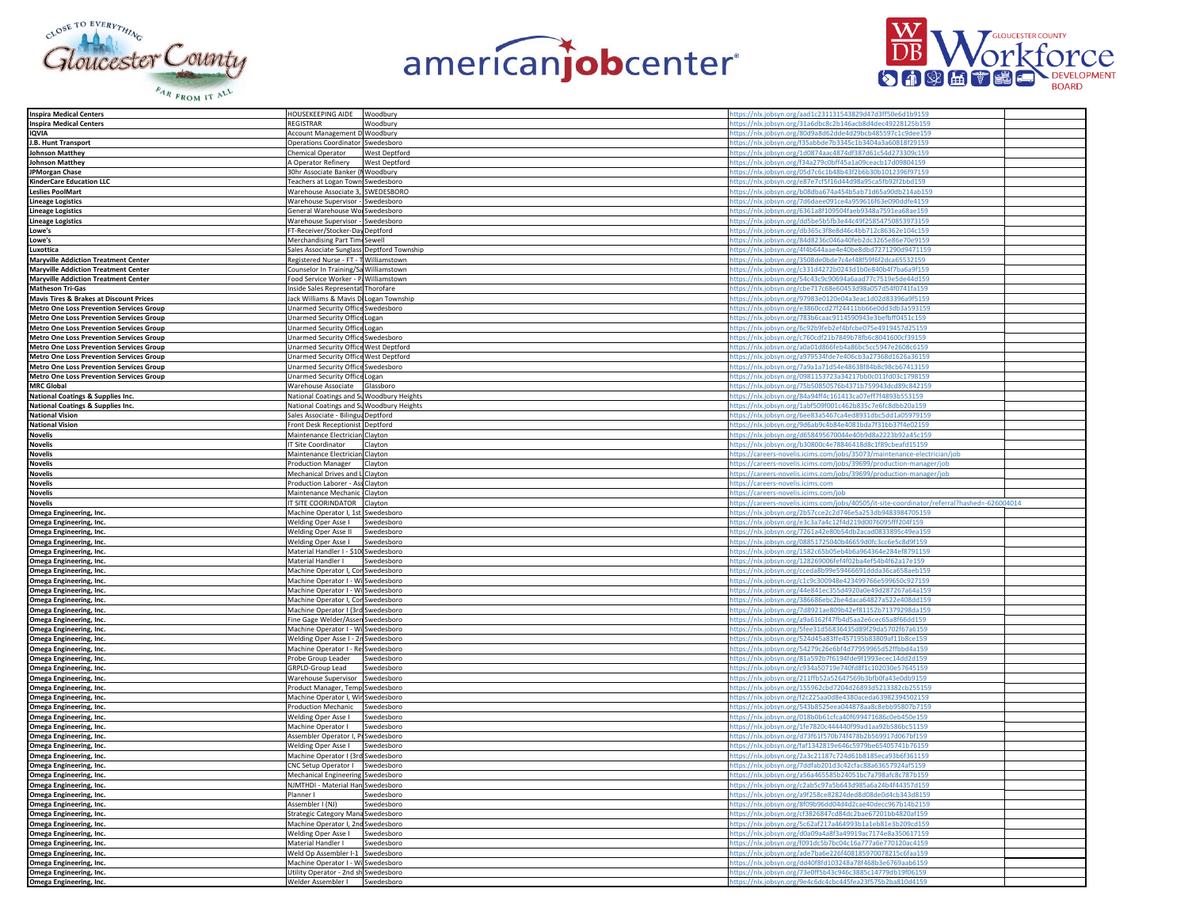| | | | | |
|---|---|---|---|---|
| **Inspira Medical Centers** | HOUSEKEEPING AIDE | Woodbury | https://nlx.jobsyn.org/aad1c231131543829d47d3ff50e6d1b9159 | |
| **Inspira Medical Centers** | REGISTRAR | Woodbury | https://nlx.jobsyn.org/31a6dbc8c2b146acb8d4dec49228125b159 | |
| **IQVIA** | Account Management D | Woodbury | https://nlx.jobsyn.org/80d9a8d62dde4d29bcb485597c1c9dee159 | |
| **J.B. Hunt Transport** | Operations Coordinator | Swedesboro | https://nlx.jobsyn.org/f35abbde7b3345c1b3404a3a60818f29159 | |
| **Johnson Matthey** | Chemical Operator | West Deptford | https://nlx.jobsyn.org/1d0874aac4874df387d61c54d273309c159 | |
| **Johnson Matthey** | A Operator Refinery | West Deptford | https://nlx.jobsyn.org/f34a279c0bff45a1a09ceacb17d09804159 | |
| **JPMorgan Chase** | 30hr Associate Banker (N | Woodbury | https://nlx.jobsyn.org/05d7c6c1b48b43f2b6b30b1012396f97159 | |
| **KinderCare Education LLC** | Teachers at Logan Town | Swedesboro | https://nlx.jobsyn.org/e87e7cf5f16d44d98a95ca5fb92f2bbd159 | |
| **Leslies PoolMart** | Warehouse Associate 3, | SWEDESBORO | https://nlx.jobsyn.org/b08dba674a454b5ab71d65a90db214ab159 | |
| **Lineage Logistics** | Warehouse Supervisor - | Swedesboro | https://nlx.jobsyn.org/7d6daee091ce4a959616f63e090ddfe4159 | |
| **Lineage Logistics** | General Warehouse Wo | Swedesboro | https://nlx.jobsyn.org/6361a8f109504faeb9348a7591ea68ae159 | |
| **Lineage Logistics** | Warehouse Supervisor - | Swedesboro | https://nlx.jobsyn.org/dd5be5b5fb3e44c49f2585475085397315​9 | |
| **Lowe's** | FT-Receiver/Stocker-Day | Deptford | https://nlx.jobsyn.org/db365c3f8e8d46c4bb712c86362e104c159 | |
| **Lowe's** | Merchandising Part Time | Sewell | https://nlx.jobsyn.org/84d8236c046a40feb2dc3265e86e70e9159 | |
| **Luxottica** | Sales Associate Sunglass | Deptford Township | https://nlx.jobsyn.org/4f4b644aae4e40be8dbd7271290d9471159 | |
| **Maryville Addiction Treatment Center** | Registered Nurse - FT - T | Williamstown | https://nlx.jobsyn.org/3508de0bde7c4ef48f59f6f2dca65532159 | |
| **Maryville Addiction Treatment Center** | Counselor In Training/Sa | Williamstown | https://nlx.jobsyn.org/c331d4272b0243d1b0e840b4f7ba6a9f159 | |
| **Maryville Addiction Treatment Center** | Food Service Worker - P | Williamstown | https://nlx.jobsyn.org/54c43c9c90694a6aad77c7519e5de44d159 | |
| **Matheson Tri-Gas** | Inside Sales Representat | Thorofare | https://nlx.jobsyn.org/cbe717c68e60453d98a057d54f0741fa159 | |
| **Mavis Tires & Brakes at Discount Prices** | Jack Williams & Mavis D | Logan Township | https://nlx.jobsyn.org/97983e0120e04a3eac1d02d83396a9f5159 | |
| **Metro One Loss Prevention Services Group** | Unarmed Security Office | Swedesboro | https://nlx.jobsyn.org/e3860ccd27f24411bb66e0dd3db3a593159 | |
| **Metro One Loss Prevention Services Group** | Unarmed Security Office | Logan | https://nlx.jobsyn.org/783b6caac9114590943e3befbff0451c159 | |
| **Metro One Loss Prevention Services Group** | Unarmed Security Office | Logan | https://nlx.jobsyn.org/6c92b9feb2ef4bfcbe075e4919457d25159 | |
| **Metro One Loss Prevention Services Group** | Unarmed Security Office | Swedesboro | https://nlx.jobsyn.org/c760cdf21b7849b78fb6c8041600cf39159 | |
| **Metro One Loss Prevention Services Group** | Unarmed Security Office | West Deptford | https://nlx.jobsyn.org/a0a01d866feb4a86bc5cc5947e2608c6159 | |
| **Metro One Loss Prevention Services Group** | Unarmed Security Office | West Deptford | https://nlx.jobsyn.org/a979534fde7e406cb3a27368d1626a36159 | |
| **Metro One Loss Prevention Services Group** | Unarmed Security Office | Swedesboro | https://nlx.jobsyn.org/7a9a1a71d54e48638f84b8c98cb67413159 | |
| **Metro One Loss Prevention Services Group** | Unarmed Security Office | Logan | https://nlx.jobsyn.org/0981153723a34217bb0c011fd03c1798159 | |
| **MRC Global** | Warehouse Associate | Glassboro | https://nlx.jobsyn.org/75b50850576b4371b759943dcd89c842159 | |
| **National Coatings & Supplies Inc.** | National Coatings and Su | Woodbury Heights | https://nlx.jobsyn.org/84a94ff4c161413ca07eff7f4893b553159 | |
| **National Coatings & Supplies Inc.** | National Coatings and Su | Woodbury Heights | https://nlx.jobsyn.org/1abf509f001c462b835c7e6fc8dbb20a159 | |
| **National Vision** | Sales Associate - Bilingu | Deptford | https://nlx.jobsyn.org/6ee83a5467ca4ed8931dbc5dd1a05979159 | |
| **National Vision** | Front Desk Receptionist | Deptford | https://nlx.jobsyn.org/9d6ab9c4b84e4081bda7f31bb37f4e02159 | |
| **Novelis** | Maintenance Electrician | Clayton | https://nlx.jobsyn.org/d658495670044e40b9d8a2223b92a45c159 | |
| **Novelis** | IT Site Coordinator | Clayton | https://nlx.jobsyn.org/b30800c4e78846418d8c1f89cbeafd15159 | |
| **Novelis** | Maintenance Electrician | Clayton | https://careers-novelis.icims.com/jobs/35073/maintenance-electrician/job | |
| **Novelis** | Production Manager | Clayton | https://careers-novelis.icims.com/jobs/39699/production-manager/job | |
| **Novelis** | Mechanical Drives and L | Clayton | https://careers-novelis.icims.com/jobs/39699/production-manager/job | |
| **Novelis** | Production Laborer - Ass | Clayton | https://careers-novelis.icims.com | |
| **Novelis** | Maintenance Mechanic | Clayton | https://careers-novelis.icims.com/job | |
| **Novelis** | IT SITE COORINDATOR | Clayton | https://careers-novelis.icims.com/jobs/40505/it-site-coordinator/referral?hashed=-626004014 | |
| **Omega Engineering, Inc.** | Machine Operator I, 1st | Swedesboro | https://nlx.jobsyn.org/2b57cce2c2d746e5a253db9483984705159 | |
| **Omega Engineering, Inc.** | Welding Oper Asse I | Swedesboro | https://nlx.jobsyn.org/e3c3a7a4c12f4d219d0076095ff204f159 | |
| **Omega Engineering, Inc.** | Welding Oper Asse II | Swedesboro | https://nlx.jobsyn.org/7261a42e80b54db2acad0833895c49ea159 | |
| **Omega Engineering, Inc.** | Welding Oper Asse I | Swedesboro | https://nlx.jobsyn.org/08851725040b46659d0fc3cc6e5c8d9f159 | |
| **Omega Engineering, Inc.** | Material Handler I - $10 | Swedesboro | https://nlx.jobsyn.org/1582c65b05eb4b6a964364e284ef8791159 | |
| **Omega Engineering, Inc.** | Material Handler I | Swedesboro | https://nlx.jobsyn.org/128269006fef4f02ba4ef54b4f62a17e159 | |
| **Omega Engineering, Inc.** | Machine Operator I, Cor | Swedesboro | https://nlx.jobsyn.org/cceda8b99e59466691ddda36ca658aeb159 | |
| **Omega Engineering, Inc.** | Machine Operator I - Wi | Swedesboro | https://nlx.jobsyn.org/c1c9c300948e423499766e599650c927159 | |
| **Omega Engineering, Inc.** | Machine Operator I - Wi | Swedesboro | https://nlx.jobsyn.org/44e841ec355d4920a0e49d287267a64a159 | |
| **Omega Engineering, Inc.** | Machine Operator I, Cor | Swedesboro | https://nlx.jobsyn.org/386686ebc2be4daca64827a522e408dd159 | |
| **Omega Engineering, Inc.** | Machine Operator I (3rd | Swedesboro | https://nlx.jobsyn.org/7d8921ae809b42ef81152b71379298da159 | |
| **Omega Engineering, Inc.** | Fine Gage Welder/Asser | Swedesboro | https://nlx.jobsyn.org/a9a6162f47fb4d5aa2e6cec65a8f66dd159 | |
| **Omega Engineering, Inc.** | Machine Operator I - Wi | Swedesboro | https://nlx.jobsyn.org/5fee31d56836435d89f29da5702f67a6159 | |
| **Omega Engineering, Inc.** | Welding Oper Asse I - 2n | Swedesboro | https://nlx.jobsyn.org/524d45a83ffe457195b83809af11b8ce159 | |
| **Omega Engineering, Inc.** | Machine Operator I - Re | Swedesboro | https://nlx.jobsyn.org/54279c26e6bf4d77959965d52ffbbd4a159 | |
| **Omega Engineering, Inc.** | Probe Group Leader | Swedesboro | https://nlx.jobsyn.org/81a592b7f6194fde9f1993ecec14dd2d159 | |
| **Omega Engineering, Inc.** | GRPLD-Group Lead | Swedesboro | https://nlx.jobsyn.org/c934a50719e740fd8f1c102030e57645159 | |
| **Omega Engineering, Inc.** | Warehouse Supervisor | Swedesboro | https://nlx.jobsyn.org/211ffb52a52647569b3bfb0fa43e0db9159 | |
| **Omega Engineering, Inc.** | Product Manager, Temp | Swedesboro | https://nlx.jobsyn.org/155962cbd7204d26893d5213382cb255159 | |
| **Omega Engineering, Inc.** | Machine Operator I, Wir | Swedesboro | https://nlx.jobsyn.org/f2c225aa0d8e4380aceda63982394502159 | |
| **Omega Engineering, Inc.** | Production Mechanic | Swedesboro | https://nlx.jobsyn.org/543b8525eea044878aa8c8ebb95807b7159 | |
| **Omega Engineering, Inc.** | Welding Oper Asse I | Swedesboro | https://nlx.jobsyn.org/018b0b61cfca40f699471686c0eb450e159 | |
| **Omega Engineering, Inc.** | Machine Operator I | Swedesboro | https://nlx.jobsyn.org/1fe7820c444440f99ad1aa92b586bc51159 | |
| **Omega Engineering, Inc.** | Assembler Operator I, P | Swedesboro | https://nlx.jobsyn.org/d73f61f570b74f478b2b569917d067bf159 | |
| **Omega Engineering, Inc.** | Welding Oper Asse I | Swedesboro | https://nlx.jobsyn.org/faf1342819e646c5979be65405741b76159 | |
| **Omega Engineering, Inc.** | Machine Operator I (3rd | Swedesboro | https://nlx.jobsyn.org/2a3c21187c724d61b8185eca93b6f361159 | |
| **Omega Engineering, Inc.** | CNC Setup Operator I | Swedesboro | https://nlx.jobsyn.org/7ddfab201d3c42cfac88a63657924af5159 | |
| **Omega Engineering, Inc.** | Mechanical Engineering | Swedesboro | https://nlx.jobsyn.org/a56a465585b24051bc7a798afc8c787b159 | |
| **Omega Engineering, Inc.** | NJMTHDI - Material Han | Swedesboro | https://nlx.jobsyn.org/c2ab5c97a5b643d985a6a24b4f44357d159 | |
| **Omega Engineering, Inc.** | Planner I | Swedesboro | https://nlx.jobsyn.org/a9f258ce82824ded8d08de0d4cb343d8159 | |
| **Omega Engineering, Inc.** | Assembler I (NJ) | Swedesboro | https://nlx.jobsyn.org/8f09b96dd04d4d2cae40decc967b14b2159 | |
| **Omega Engineering, Inc.** | Strategic Category Mana | Swedesboro | https://nlx.jobsyn.org/cf3826847cd84dc2bae67201bb4820af159 | |
| **Omega Engineering, Inc.** | Machine Operator I, 2nd | Swedesboro | https://nlx.jobsyn.org/5c62af217a464993b1a1eb81e3b209cd159 | |
| **Omega Engineering, Inc.** | Welding Oper Asse I | Swedesboro | https://nlx.jobsyn.org/d0a09a4a8f3a49919ac7174e8a350617159 | |
| **Omega Engineering, Inc.** | Material Handler I | Swedesboro | https://nlx.jobsyn.org/f091dc5b7bc04c16a777a6e770120ac4159 | |
| **Omega Engineering, Inc.** | Weld Op Assembler I-1 | Swedesboro | https://nlx.jobsyn.org/ade7ba6e226f40818597007821​5c6faa159 | |
| **Omega Engineering, Inc.** | Machine Operator I - Wi | Swedesboro | https://nlx.jobsyn.org/dd40f8fd103248a78f468b3e6769aab6159 | |
| **Omega Engineering, Inc.** | Utility Operator - 2nd sh | Swedesboro | https://nlx.jobsyn.org/73e0ff5b43c946c3885c14779db19f06159 | |
| **Omega Engineering, Inc.** | Welder Assembler I | Swedesboro | https://nlx.jobsyn.org/9e4c6dc4cbc445fea23f575b2ba810d4159 | |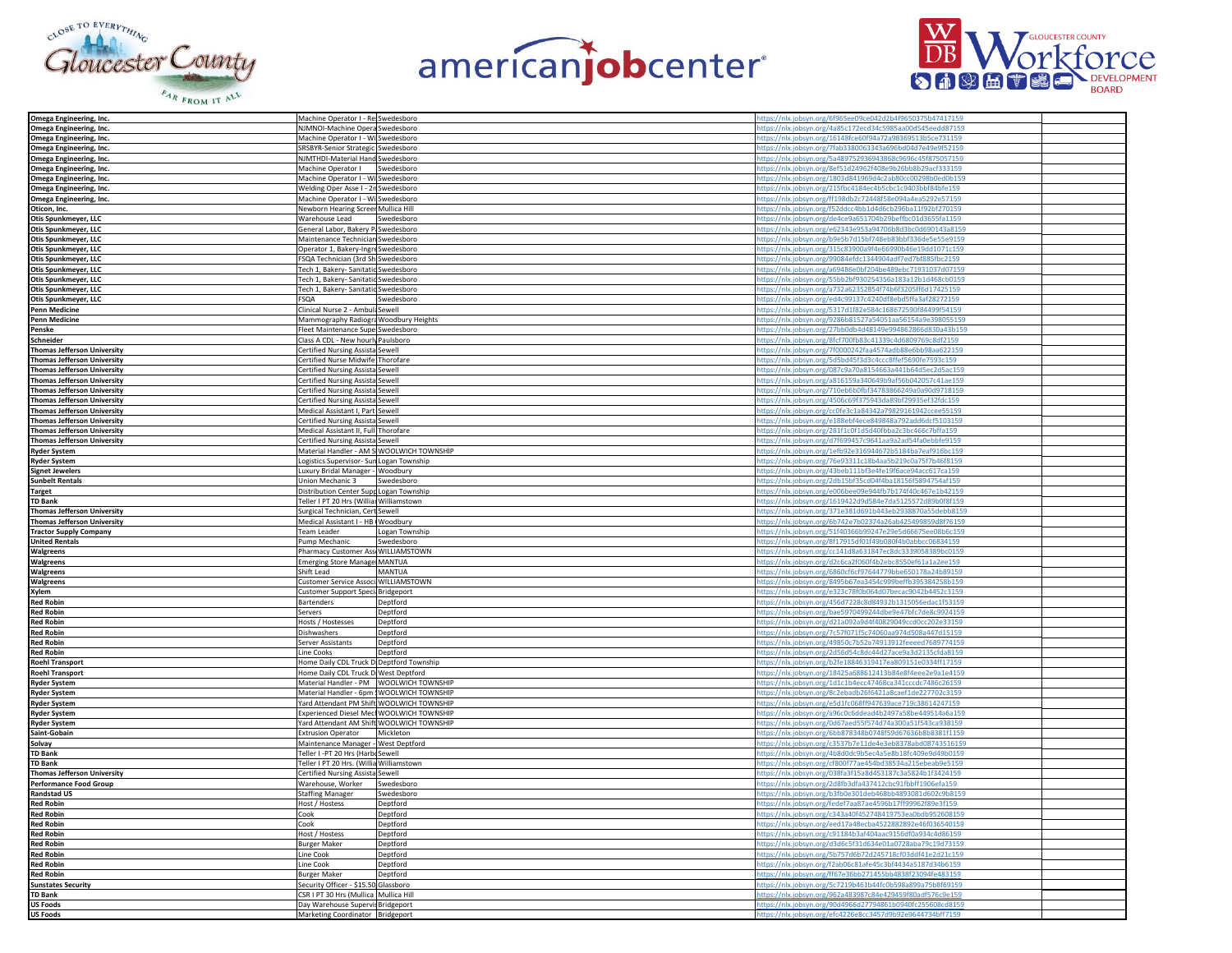| | | | | |
|---|---|---|---|---|
| **Omega Engineering, Inc.** | Machine Operator I - Re | Swedesboro | https://nlx.jobsyn.org/6f965ee09ce042d2b4f9650375b47417159 | |
| **Omega Engineering, Inc.** | NJMNOI-Machine Opera | Swedesboro | https://nlx.jobsyn.org/4a85c172ecd34c5985aa00d545eedd87159 | |
| **Omega Engineering, Inc.** | Machine Operator I - Wi | Swedesboro | https://nlx.jobsyn.org/16148fce60f94a72a98369513b5ce731159 | |
| **Omega Engineering, Inc.** | SRSBYR-Senior Strategic | Swedesboro | https://nlx.jobsyn.org/7fab3380063343a696bd04d7e49e9f52159 | |
| **Omega Engineering, Inc.** | NJMTHDI-Material Hand | Swedesboro | https://nlx.jobsyn.org/5a489752936943868c9696c45f875057159 | |
| **Omega Engineering, Inc.** | Machine Operator I | Swedesboro | https://nlx.jobsyn.org/8ef51d24962f408e9b26bb8b29acf333159 | |
| **Omega Engineering, Inc.** | Machine Operator I - Wi | Swedesboro | https://nlx.jobsyn.org/1803d841969d4c2ab80cc00298b0ed0b159 | |
| **Omega Engineering, Inc.** | Welding Oper Asse I - 2n | Swedesboro | https://nlx.jobsyn.org/215fbc4184ec4b5cbc1c9403bbf84bfe159 | |
| **Omega Engineering, Inc.** | Machine Operator I - Wi | Swedesboro | https://nlx.jobsyn.org/ff198db2c72448f58e094a4ea5292e57159 | |
| **Oticon, Inc.** | Newborn Hearing Screer | Mullica Hill | https://nlx.jobsyn.org/f52ddcc4bb1d4d6cb296ba11f92bf270159 | |
| **Otis Spunkmeyer, LLC** | Warehouse Lead | Swedesboro | https://nlx.jobsyn.org/de4ce9a651704b29beffbc01d3655fa1159 | |
| **Otis Spunkmeyer, LLC** | General Labor, Bakery P | Swedesboro | https://nlx.jobsyn.org/e62343e953a94706b8d3bc0d690143a8159 | |
| **Otis Spunkmeyer, LLC** | Maintenance Techniciar | Swedesboro | https://nlx.jobsyn.org/b9e5b7d15bf748eb83bbf336de5e55e9159 | |
| **Otis Spunkmeyer, LLC** | Operator 1, Bakery-Ingre | Swedesboro | https://nlx.jobsyn.org/315c83900a9f4e66990b46e19dd1071c159 | |
| **Otis Spunkmeyer, LLC** | FSQA Technician (3rd Sh | Swedesboro | https://nlx.jobsyn.org/99084efdc1344904adf7ed7bf885fbc2159 | |
| **Otis Spunkmeyer, LLC** | Tech 1, Bakery- Sanitatic | Swedesboro | https://nlx.jobsyn.org/a69486e0bf204be489ebc71931037d07159 | |
| **Otis Spunkmeyer, LLC** | Tech 1, Bakery- Sanitatic | Swedesboro | https://nlx.jobsyn.org/55bb2bf930254356a183a12b1d468cb0159 | |
| **Otis Spunkmeyer, LLC** | Tech 1, Bakery- Sanitatic | Swedesboro | https://nlx.jobsyn.org/a732a62352854f74b6f3205ff6d17425159 | |
| **Otis Spunkmeyer, LLC** | FSQA | Swedesboro | https://nlx.jobsyn.org/ed4c99137c4240df8ebd5ffa3af28272159 | |
| **Penn Medicine** | Clinical Nurse 2 - Ambul | Sewell | https://nlx.jobsyn.org/5317d1f82e584c168672590f84499f54159 | |
| **Penn Medicine** | Mammography Radiogra | Woodbury Heights | https://nlx.jobsyn.org/9286b81527a54051aa56154a9e398055159 | |
| **Penske** | Fleet Maintenance Supe | Swedesboro | https://nlx.jobsyn.org/27bb0db4d48149e994862866d830a43b159 | |
| **Schneider** | Class A CDL - New hourly | Paulsboro | https://nlx.jobsyn.org/8fcf700fb83c41339c4d6809769c8df2159 | |
| **Thomas Jefferson University** | Certified Nursing Assista | Sewell | https://nlx.jobsyn.org/7f0000242faa4574adb88e6bb98aa622159 | |
| **Thomas Jefferson University** | Certified Nurse Midwife | Thorofare | https://nlx.jobsyn.org/5d5bd45f3d3c4ccc8ffef5690fe7593c159 | |
| **Thomas Jefferson University** | Certified Nursing Assista | Sewell | https://nlx.jobsyn.org/087c9a70a8154663a441b64d5ec2d5ac159 | |
| **Thomas Jefferson University** | Certified Nursing Assista | Sewell | https://nlx.jobsyn.org/a816159a340649b9af56b042057c41ae159 | |
| **Thomas Jefferson University** | Certified Nursing Assista | Sewell | https://nlx.jobsyn.org/710eb6b0fbf34783866249a0a90d9718159 | |
| **Thomas Jefferson University** | Certified Nursing Assista | Sewell | https://nlx.jobsyn.org/4506c69f375943da89bf29935ef32fdc159 | |
| **Thomas Jefferson University** | Medical Assistant I, Part | Sewell | https://nlx.jobsyn.org/cc0fe3c1a84342a79829161942ccee55159 | |
| **Thomas Jefferson University** | Certified Nursing Assista | Sewell | https://nlx.jobsyn.org/e188ebf4ece849848a792add6dcf5103159 | |
| **Thomas Jefferson University** | Medical Assistant II, Full | Thorofare | https://nlx.jobsyn.org/281f1c0f1d5d40fbba2c3bc466c7bffa159 | |
| **Thomas Jefferson University** | Certified Nursing Assista | Sewell | https://nlx.jobsyn.org/d7f699457c9641aa9a2ad54fa0ebbfe9159 | |
| **Ryder System** | Material Handler - AM S | WOOLWICH TOWNSHIP | https://nlx.jobsyn.org/1efb92e316944672b5184ba7eaf916bc159 | |
| **Ryder System** | Logistics Supervisor- Sun | Logan Township | https://nlx.jobsyn.org/76e93311c18b4aa5b219c0a75f7b46f8159 | |
| **Signet Jewelers** | Luxury Bridal Manager - | Woodbury | https://nlx.jobsyn.org/43beb111bf3e4fe19f6ace94acc617ca159 | |
| **Sunbelt Rentals** | Union Mechanic 3 | Swedesboro | https://nlx.jobsyn.org/2db15bf35cd04f4ba18156f5894754af159 | |
| **Target** | Distribution Center Supp | Logan Township | https://nlx.jobsyn.org/e006bee09e944fb7b174f40c467e1b42159 | |
| **TD Bank** | Teller I PT 20 Hrs (Willian | Williamstown | https://nlx.jobsyn.org/1619422d9d584e7da5125572d89b0f8f159 | |
| **Thomas Jefferson University** | Surgical Technician, Cert | Sewell | https://nlx.jobsyn.org/371e381d691b443eb2938870a55debb8159 | |
| **Thomas Jefferson University** | Medical Assistant I - HB | Woodbury | https://nlx.jobsyn.org/6b742e7b02374a26ab425499859d8f76159 | |
| **Tractor Supply Company** | Team Leader | Logan Township | https://nlx.jobsyn.org/51f40366b99247e29e5d66675ee08b6c159 | |
| **United Rentals** | Pump Mechanic | Swedesboro | https://nlx.jobsyn.org/8f17915fd01f49b080f4b0abbcc06834159 | |
| **Walgreens** | Pharmacy Customer Ass | WILLIAMSTOWN | https://nlx.jobsyn.org/cc141d8a631847ec8dc3339058389bc0159 | |
| **Walgreens** | Emerging Store Manager | MANTUA | https://nlx.jobsyn.org/d2c6ca2f060f4b2ebc8550ef61a1a2ee159 | |
| **Walgreens** | Shift Lead | MANTUA | https://nlx.jobsyn.org/6860cf6cf97644779bbe650178a24b89159 | |
| **Walgreens** | Customer Service Associ | WILLIAMSTOWN | https://nlx.jobsyn.org/8495b67ea3454c999beff b395384258b159 | |
| **Xylem** | Customer Support Speci | Bridgeport | https://nlx.jobsyn.org/e323c78f0b064d07becac9042b4452c3159 | |
| **Red Robin** | Bartenders | Deptford | https://nlx.jobsyn.org/456d7228c8d84932b1315056edac1f53159 | |
| **Red Robin** | Servers | Deptford | https://nlx.jobsyn.org/bae5970499244dbe9e47bfc7de8c9924159 | |
| **Red Robin** | Hosts / Hostesses | Deptford | https://nlx.jobsyn.org/d21a092a9d4f40829049ccd0cc202e33159 | |
| **Red Robin** | Dishwashers | Deptford | https://nlx.jobsyn.org/7c57f071f5c74060aa974d508a447d15159 | |
| **Red Robin** | Server Assistants | Deptford | https://nlx.jobsyn.org/49850c7b52a74913912feeeed7689774159 | |
| **Red Robin** | Line Cooks | Deptford | https://nlx.jobsyn.org/2d56d54c8dc44d27ace9a3d2135cfda8159 | |
| **Roehl Transport** | Home Daily CDL Truck D | Deptford Township | https://nlx.jobsyn.org/b2fe18846319417ea809151e0334ff17159 | |
| **Roehl Transport** | Home Daily CDL Truck D | West Deptford | https://nlx.jobsyn.org/18425a688612413b84e8f4eee2e9a1e4159 | |
| **Ryder System** | Material Handler - PM | WOOLWICH TOWNSHIP | https://nlx.jobsyn.org/1d1c1b4ecc47468ca341cccdc7486c26159 | |
| **Ryder System** | Material Handler - 6pm | WOOLWICH TOWNSHIP | https://nlx.jobsyn.org/8c2ebadb26f6421a8caef1de227702c3159 | |
| **Ryder System** | Yard Attendant PM Shift | WOOLWICH TOWNSHIP | https://nlx.jobsyn.org/e5d1fc068ff947639ace719c38614247159 | |
| **Ryder System** | Experienced Diesel Mec | WOOLWICH TOWNSHIP | https://nlx.jobsyn.org/a96c0c6ddead4b2497a58be449514a6a159 | |
| **Ryder System** | Yard Attendant AM Shift | WOOLWICH TOWNSHIP | https://nlx.jobsyn.org/0d67aed55f574d74a300a51f543ca938159 | |
| **Saint-Gobain** | Extrusion Operator | Mickleton | https://nlx.jobsyn.org/6bb878348b0748f59d67636b8b8381f1159 | |
| **Solvay** | Maintenance Manager - | West Deptford | https://nlx.jobsyn.org/c3537b7e11de4e3eb8378abd08743516159 | |
| **TD Bank** | Teller I -PT 20 Hrs (Harb | Sewell | https://nlx.jobsyn.org/4b8d0dc9b5ec4a5e8b18fc409e9d49b0159 | |
| **TD Bank** | Teller I PT 20 Hrs. (Willia | Williamstown | https://nlx.jobsyn.org/cf800f77ae454bd38534a215ebeab9e5159 | |
| **Thomas Jefferson University** | Certified Nursing Assista | Sewell | https://nlx.jobsyn.org/038fa3f15a8d453187c3a5824b1f3424159 | |
| **Performance Food Group** | Warehouse, Worker | Swedesboro | https://nlx.jobsyn.org/2d8fb3dfa437412cbc91fbbff1906efa159 | |
| **Randstad US** | Staffing Manager | Swedesboro | https://nlx.jobsyn.org/b3fb0e301deb468bb4893081d602c9b8159 | |
| **Red Robin** | Host / Hostess | Deptford | https://nlx.jobsyn.org/fedef7aa87ae4596b17ff99962f89e3f159 | |
| **Red Robin** | Cook | Deptford | https://nlx.jobsyn.org/c343a40f452748419753ea0bdb952608159 | |
| **Red Robin** | Cook | Deptford | https://nlx.jobsyn.org/eed17a48ecba4522882892e46f036540159 | |
| **Red Robin** | Host / Hostess | Deptford | https://nlx.jobsyn.org/c91184b3af404aac9156df0a934c4d86159 | |
| **Red Robin** | Burger Maker | Deptford | https://nlx.jobsyn.org/d3d6c5f31d634e01a0728aba79c19d73159 | |
| **Red Robin** | Line Cook | Deptford | https://nlx.jobsyn.org/5b757d6b72d245718cf03ddf41e2d21c159 | |
| **Red Robin** | Line Cook | Deptford | https://nlx.jobsyn.org/f2ab06c81afe45c3bf4434a5187d34b6159 | |
| **Red Robin** | Burger Maker | Deptford | https://nlx.jobsyn.org/ff67e36bb271455bb4838f23094fe483159 | |
| **Sunstates Security** | Security Officer - $15.50 | Glassboro | https://nlx.jobsyn.org/5c7219b461b44fc0b598a899a75b8f69159 | |
| **TD Bank** | CSR I PT 30 Hrs (Mullica | Mullica Hill | https://nlx.jobsyn.org/962a483987c84e429459f80adf576c9e159 | |
| **US Foods** | Day Warehouse Supervis | Bridgeport | https://nlx.jobsyn.org/90d4966d27794861b0940fc255608cd8159 | |
| **US Foods** | Marketing Coordinator | Bridgeport | https://nlx.jobsyn.org/efc4226e8cc3457d9b92e9644734bff7159 | |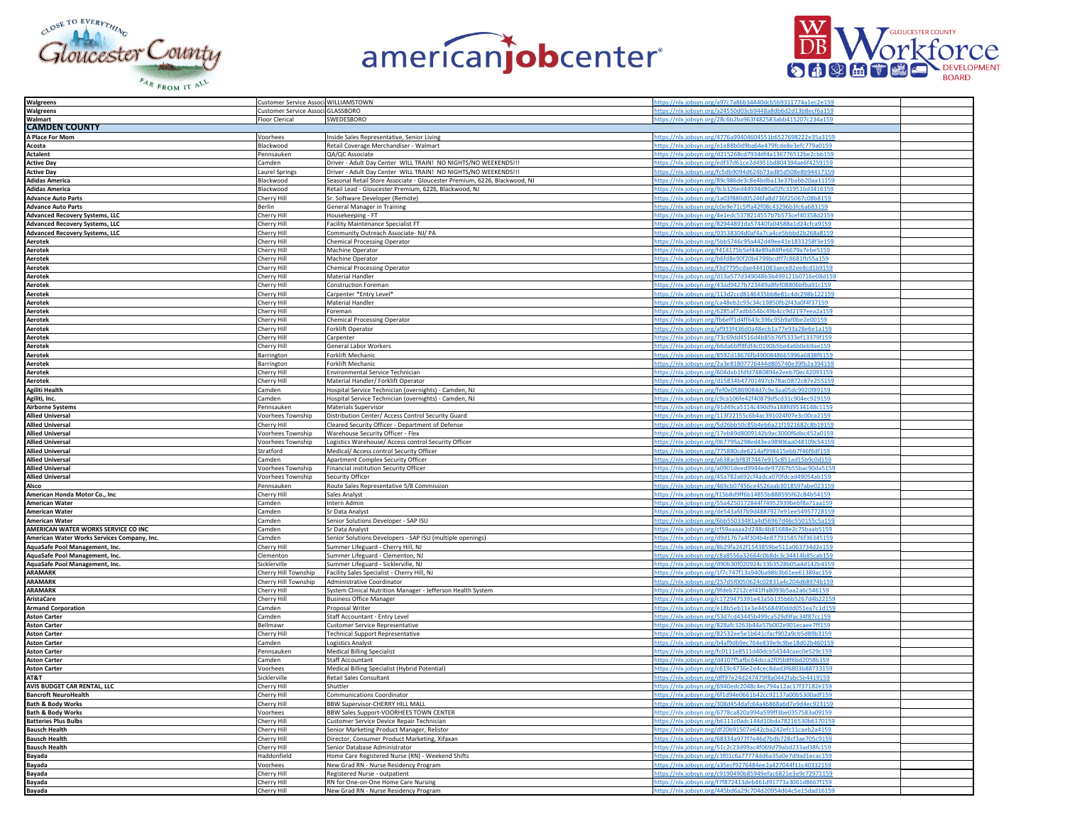| | | | |
|---|---|---|---|
| **Walgreens** | Customer Service Associ | WILLIAMSTOWN | https://nlx.jobsyn.org/a97c7a86b34440dcb5b9311774a1ec2e159 |
| **Walgreens** | Customer Service Associ | GLASSBORO | https://nlx.jobsyn.org/a24550d03cb9448a8db6d2d13b8ecf6a159 |
| **Walmart** | Floor Clerical | SWEDESBORO | https://nlx.jobsyn.org/28c6b2ba963f482583abb415207c234a159 |
| **CAMDEN COUNTY** | | | |
| **A Place For Mom** | Voorhees | Inside Sales Representative, Senior Living | https://nlx.jobsyn.org/4776a99404604551b6527698222e35a3159 |
| **Acosta** | Blackwood | Retail Coverage Merchandiser - Walmart | https://nlx.jobsyn.org/e1e88b0d9ba64e479fcde8e3efc779a0159 |
| **Actalent** | Pennsauken | QA/QC Associate | https://nlx.jobsyn.org/d215268cd7934df4a136776512be2cbb159 |
| **Active Day** | Camden | Driver - Adult Day Center WILL TRAIN! NO NIGHTS/NO WEEKENDS!!! | https://nlx.jobsyn.org/edf37d61ce2d4951bd804394ae6f4259159 |
| **Active Day** | Laurel Springs | Driver - Adult Day Center WILL TRAIN! NO NIGHTS/NO WEEKENDS!!! | https://nlx.jobsyn.org/fc5db9094d624b73ad85d508e8b94417159 |
| **Adidas America** | Blackwood | Seasonal Retail Store Associate - Gloucester Premium, 6226, Blackwood, NJ | https://nlx.jobsyn.org/89c986de3c8e4bdba13e37babb20aa11159 |
| **Adidas America** | Blackwood | Retail Lead - Gloucester Premium, 6226, Blackwood, NJ | https://nlx.jobsyn.org/9cb326ed44934d80a02fc31951bd3416159 |
| **Advance Auto Parts** | Cherry Hill | Sr. Software Developer (Remote) | https://nlx.jobsyn.org/1a03f880d05246fa8d736f25067c08b8159 |
| **Advance Auto Parts** | Berlin | General Manager in Training | https://nlx.jobsyn.org/c0e9e71c5ffa42f08c43296b3fc6a683159 |
| **Advanced Recovery Systems, LLC** | Cherry Hill | Housekeeping - FT | https://nlx.jobsyn.org/4e1edc5378214557b7b573cef40358d2159 |
| **Advanced Recovery Systems, LLC** | Cherry Hill | Facility Maintenance Specialist FT | https://nlx.jobsyn.org/82944891da57440fa04588a1d24cfca9159 |
| **Advanced Recovery Systems, LLC** | Cherry Hill | Community Outreach Associate- NJ/ PA | https://nlx.jobsyn.org/03538304d0af4a7ca4ce5bbbd2b268a8159 |
| **Aerotek** | Cherry Hill | Chemical Processing Operator | https://nlx.jobsyn.org/5bb5746c95a442d49ee41e1833258f3e159 |
| **Aerotek** | Cherry Hill | Machine Operator | https://nlx.jobsyn.org/f414175b5ef44e89a84ffe6679a7ebe5159 |
| **Aerotek** | Cherry Hill | Machine Operator | https://nlx.jobsyn.org/b6fd8e90f20b4799bcdff7c8681fb55a159 |
| **Aerotek** | Cherry Hill | Chemical Processing Operator | https://nlx.jobsyn.org/f3d7795cdae4441083aece82ee8cd1b9159 |
| **Aerotek** | Cherry Hill | Material Handler | https://nlx.jobsyn.org/d13a577d349048b3b499121b0716e08d159 |
| **Aerotek** | Cherry Hill | Construction Foreman | https://nlx.jobsyn.org/43ad9427b723449a8fef08806bfba91c159 |
| **Aerotek** | Cherry Hill | Carpenter *Entry Level* | https://nlx.jobsyn.org/113d2ccd8146435bb8e81c4dc298b122159 |
| **Aerotek** | Cherry Hill | Material Handler | https://nlx.jobsyn.org/ca48eb2c93c34c19850fb2f43a0f4f37159 |
| **Aerotek** | Cherry Hill | Foreman | https://nlx.jobsyn.org/6285af7adbb54bc49b4cc9d2197eea2a159 |
| **Aerotek** | Cherry Hill | Chemical Processing Operator | https://nlx.jobsyn.org/fb6eff1d4ff643c396c95b9af0be2e00159 |
| **Aerotek** | Cherry Hill | Forklift Operator | https://nlx.jobsyn.org/af933f436d0a48ecb1a77e93a28e6e1a159 |
| **Aerotek** | Cherry Hill | Carpenter | https://nlx.jobsyn.org/73c69dd4516d4b85b76f5333ef13379f159 |
| **Aerotek** | Cherry Hill | General Labor Workers | https://nlx.jobsyn.org/b6da6bff8fdf4c0190b5be4a6b0eb9ae159 |
| **Aerotek** | Barrington | Forklift Mechanic | https://nlx.jobsyn.org/8592d18676fb4900848665996a6838f6159 |
| **Aerotek** | Barrington | Forklift Mechanic | https://nlx.jobsyn.org/2a3e81807776444d805740e39fb2a394159 |
| **Aerotek** | Cherry Hill | Environmental Service Technician | https://nlx.jobsyn.org/604dab1fdfd7480894e2eeb70ec42093159 |
| **Aerotek** | Cherry Hill | Material Handler/ Forklift Operator | https://nlx.jobsyn.org/d15834b47701497cb78ac0872c87e255159 |
| **Agiliti Health** | Camden | Hospital Service Technician (overnights) - Camden, NJ | https://nlx.jobsyn.org/fef0e05869084d7c9e3aa05dc9920f89159 |
| **Agiliti, Inc.** | Camden | Hospital Service Technician (overnights) - Camden, NJ | https://nlx.jobsyn.org/c9ca106fe42f40879d5cd31c904ec929159 |
| **Airborne Systems** | Pennsauken | Materials Supervisor | https://nlx.jobsyn.org/91d49ca5114c490d9a188fd9534148c1159 |
| **Allied Universal** | Voorhees Township | Distribution Center/ Access Control Security Guard | https://nlx.jobsyn.org/113f22155c6b4ac391024f07e3c00ca2159 |
| **Allied Universal** | Cherry Hill | Cleared Security Officer - Department of Defense | https://nlx.jobsyn.org/5d26bb50c85b4eb6a21f1921682c8b19159 |
| **Allied Universal** | Voorhees Township | Warehouse Security Officer - Flex | https://nlx.jobsyn.org/17eb89d8009142b9ac3000f6dbc452a0159 |
| **Allied Universal** | Voorhees Township | Logistics Warehouse/ Access control Security Officer | https://nlx.jobsyn.org/067795a298ed43ea98906aa048109c54159 |
| **Allied Universal** | Stratford | Medical/ Access control Security Officer | https://nlx.jobsyn.org/775880cde6214af998415ebb7f46f6df159 |
| **Allied Universal** | Camden | Apartment Complex Security Officer | https://nlx.jobsyn.org/a638acbf83f7447e915c851ad15b9c0d159 |
| **Allied Universal** | Voorhees Township | Financial institution Security Officer | https://nlx.jobsyn.org/a0901deed9944ede97267b55bac90da5159 |
| **Allied Universal** | Voorhees Township | Security Officer | https://nlx.jobsyn.org/45a782a692cf4adca070fdcad49054ab159 |
| **Alsco** | Pennsauken | Route Sales Representative 5/8 Commission | https://nlx.jobsyn.org/469cb07456ce4526aab3018597abe023159 |
| **American Honda Motor Co., Inc** | Cherry Hill | Sales Analyst | https://nlx.jobsyn.org/f15b8d9ff6b14855b888595f62c84b54159 |
| **American Water** | Camden | Intern Admin | https://nlx.jobsyn.org/55a4250172844f74952939bebf8a71aa159 |
| **American Water** | Camden | Sr Data Analyst | https://nlx.jobsyn.org/de543afd7b9d4887927e91ee54957728159 |
| **American Water** | Camden | Senior Solutions Developer - SAP ISU | https://nlx.jobsyn.org/6bb55033481a4d56967d46c550155c5a159 |
| **AMERICAN WATER WORKS SERVICE CO INC** | Camden | Sr Data Analyst | https://nlx.jobsyn.org/cf59aaaaa2d248c4b81688e2c75baab5159 |
| **American Water Works Services Company, Inc.** | Camden | Senior Solutions Developers - SAP ISU (multiple openings) | https://nlx.jobsyn.org/d9d1767a4f304b4e8779158576f36345159 |
| **AquaSafe Pool Management, Inc.** | Cherry Hill | Summer Lifeguard - Cherry Hill, NJ | https://nlx.jobsyn.org/8b29fa242f1543859be511a063734d2e159 |
| **AquaSafe Pool Management, Inc.** | Clementon | Summer Lifeguard - Clementon, NJ | https://nlx.jobsyn.org/c8a8556a32664c0b8dc3c34414b85cab159 |
| **AquaSafe Pool Management, Inc.** | Sicklerville | Summer Lifeguard - Sicklerville, NJ | https://nlx.jobsyn.org/d90b30f020924c33b3528b05a4d142b4159 |
| **ARAMARK** | Cherry Hill Township | Facility Sales Specialist - Cherry Hill, NJ | https://nlx.jobsyn.org/1f7c747f13a940ba98b3b61ee61389ac159 |
| **ARAMARK** | Cherry Hill Township | Administrative Coordinator | https://nlx.jobsyn.org/257d5f0050624c02831a4c204d68974b159 |
| **ARAMARK** | Cherry Hill | System Clinical Nutrition Manager - Jefferson Health System | https://nlx.jobsyn.org/9fdeb7212cef41ffa8093b5aa2a6c546159 |
| **AristaCare** | Cherry Hill | Business Office Manager | https://nlx.jobsyn.org/c1729475391e43a5b135b6b5267d4b22159 |
| **Armand Corporation** | Camden | Proposal Writer | https://nlx.jobsyn.org/e18b5eb11e3e44568490ddd051ea7c1d159 |
| **Aston Carter** | Camden | Staff Accountant - Entry Level | https://nlx.jobsyn.org/53d7cd43445b499ca529d9fac34f87cc159 |
| **Aston Carter** | Bellmawr | Customer Service Representative | https://nlx.jobsyn.org/828afc3263b44a57b002e901ecaee7ff159 |
| **Aston Carter** | Cherry Hill | Technical Support Representative | https://nlx.jobsyn.org/82532ee5e1b641cfacf902a9cb5d89b3159 |
| **Aston Carter** | Camden | Logistics Analyst | https://nlx.jobsyn.org/b4af9db9ec764e839e9c9be18d02b460159 |
| **Aston Carter** | Pennsauken | Medical Billing Specialist | https://nlx.jobsyn.org/fc0111e8511d40dcb54344caec0e529c159 |
| **Aston Carter** | Camden | Staff Accountant | https://nlx.jobsyn.org/d4107f5afbc64dcca2f05b8f6bd2058b159 |
| **Aston Carter** | Voorhees | Medical Billing Specialist (Hybrid Potential) | https://nlx.jobsyn.org/c619c4736e2e4cec8dad3f6803b88733159 |
| **AT&T** | Sicklerville | Retail Sales Consultant | https://nlx.jobsyn.org/dff97e24d247479f8a0442fabc5e4419159 |
| **AVIS BUDGET CAR RENTAL, LLC** | Cherry Hill | Shuttler | https://nlx.jobsyn.org/6940edc2048c4ec794a12ac17f37182e159 |
| **Bancroft NeuroHealth** | Cherry Hill | Communications Coordinator | https://nlx.jobsyn.org/6f1d94e0661b42cc92137a00b5300adf159 |
| **Bath & Body Works** | Cherry Hill | BBW Supervisor-CHERRY HILL MALL | https://nlx.jobsyn.org/308d454dafc64a46868a6d7e9d4ec923159 |
| **Bath & Body Works** | Voorhees | BBW Sales Support-VOORHEES TOWN CENTER | https://nlx.jobsyn.org/6778ca820a994a599ff3be0357583a09159 |
| **Batteries Plus Bulbs** | Cherry Hill | Customer Service Device Repair Technician | https://nlx.jobsyn.org/b6111c0adc144d10bda78216530b6170159 |
| **Bausch Health** | Cherry Hill | Senior Marketing Product Manager, Relistor | https://nlx.jobsyn.org/df20b91507e642cba242efc11caeb2a4159 |
| **Bausch Health** | Cherry Hill | Director, Consumer Product Marketing, Xifaxan | https://nlx.jobsyn.org/68334a977f7e46d7bdb728cf3ae705c9159 |
| **Bausch Health** | Cherry Hill | Senior Database Administrator | https://nlx.jobsyn.org/51c2c23d99ac4f069d79abd233ad38fc159 |
| **Bayada** | Haddonfield | Home Care Registered Nurse (RN) - Weekend Shifts | https://nlx.jobsyn.org/c3f01c6a77774dd6a35a0e7d9ad1ecac159 |
| **Bayada** | Voorhees | New Grad RN - Nurse Residency Program | https://nlx.jobsyn.org/a35ecf9276484ee2a427044f11c40332159 |
| **Bayada** | Cherry Hill | Registered Nurse - outpatient | https://nlx.jobsyn.org/c9190490b85949efac6821e3e9c72971159 |
| **Bayada** | Cherry Hill | RN for One-on-One Home Care Nursing | https://nlx.jobsyn.org/f7f872413deb461d91773a3061d8667f159 |
| **Bayada** | Cherry Hill | New Grad RN - Nurse Residency Program | https://nlx.jobsyn.org/445bd6a29c704d20954d64c5e15dad16159 |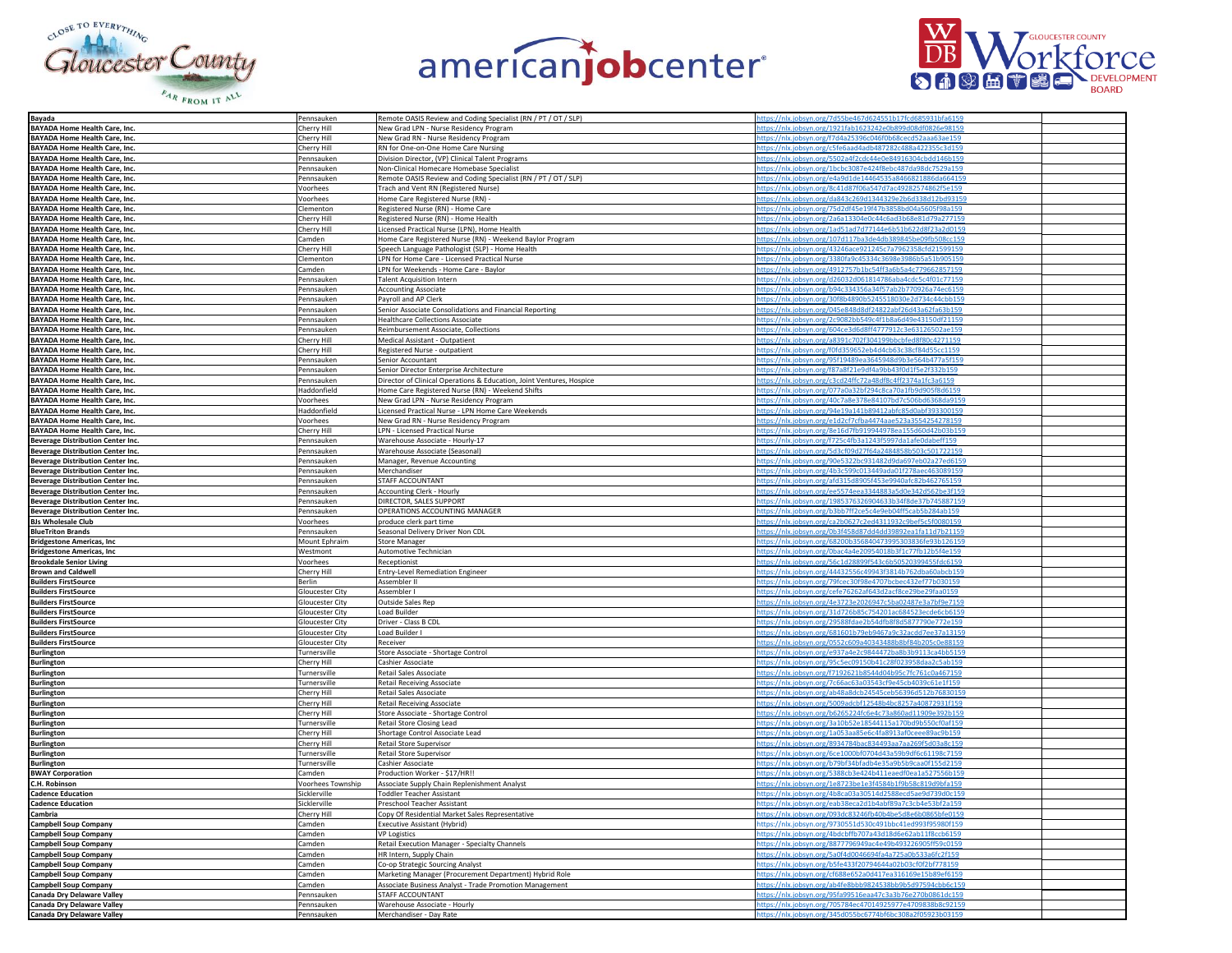| | | | | |
|---|---|---|---|---|
| **Bayada** | Pennsauken | Remote OASIS Review and Coding Specialist (RN / PT / OT / SLP) | https://nlx.jobsyn.org/7d55be467d624551b17fcd685931bfa6159 | |
| **BAYADA Home Health Care, Inc.** | Cherry Hill | New Grad LPN - Nurse Residency Program | https://nlx.jobsyn.org/1921fab1623242e0b899d08df0826e98159 | |
| **BAYADA Home Health Care, Inc.** | Cherry Hill | New Grad RN - Nurse Residency Program | https://nlx.jobsyn.org/f7d4a25396c046f0b68cecd52aaa63ae159 | |
| **BAYADA Home Health Care, Inc.** | Cherry Hill | RN for One-on-One Home Care Nursing | https://nlx.jobsyn.org/c5fe6aad4adb487282c488a422355c3d159 | |
| **BAYADA Home Health Care, Inc.** | Pennsauken | Division Director, (VP) Clinical Talent Programs | https://nlx.jobsyn.org/5502a4f2cdc44e0e84916304cbdd146b159 | |
| **BAYADA Home Health Care, Inc.** | Pennsauken | Non-Clinical Homecare Homebase Specialist | https://nlx.jobsyn.org/1bcbc3087e424f8ebc487da98dc7529a159 | |
| **BAYADA Home Health Care, Inc.** | Pennsauken | Remote OASIS Review and Coding Specialist (RN / PT / OT / SLP) | https://nlx.jobsyn.org/e4a9d1de14464535a8466821886da664159 | |
| **BAYADA Home Health Care, Inc.** | Voorhees | Trach and Vent RN (Registered Nurse) | https://nlx.jobsyn.org/8c41d87f06a547d7ac49282574862f5e159 | |
| **BAYADA Home Health Care, Inc.** | Voorhees | Home Care Registered Nurse (RN) - | https://nlx.jobsyn.org/da843c269d1344329e2b6d338d12bd93159 | |
| **BAYADA Home Health Care, Inc.** | Clementon | Registered Nurse (RN) - Home Care | https://nlx.jobsyn.org/75d2df45e19f47b3858bd04a5605f98a159 | |
| **BAYADA Home Health Care, Inc.** | Cherry Hill | Registered Nurse (RN) - Home Health | https://nlx.jobsyn.org/2a6a13304e0c44c6ad3b68e81d79a277159 | |
| **BAYADA Home Health Care, Inc.** | Cherry Hill | Licensed Practical Nurse (LPN), Home Health | https://nlx.jobsyn.org/1ad51ad7d77144e6b51b622d8f23a2d0159 | |
| **BAYADA Home Health Care, Inc.** | Camden | Home Care Registered Nurse (RN) - Weekend Baylor Program | https://nlx.jobsyn.org/107d117ba3de4db389845be09fb508cc159 | |
| **BAYADA Home Health Care, Inc.** | Cherry Hill | Speech Language Pathologist (SLP) - Home Health | https://nlx.jobsyn.org/43246ace921245c7a7962358cfd21599159 | |
| **BAYADA Home Health Care, Inc.** | Clementon | LPN for Home Care - Licensed Practical Nurse | https://nlx.jobsyn.org/3380fa9c45334c3698e3986b5a51b905159 | |
| **BAYADA Home Health Care, Inc.** | Camden | LPN for Weekends - Home Care - Baylor | https://nlx.jobsyn.org/4912757b1bc54ff3a6b5a4c779662857159 | |
| **BAYADA Home Health Care, Inc.** | Pennsauken | Talent Acquisition Intern | https://nlx.jobsyn.org/d26032d061814786aba4cdc5c4f01c77159 | |
| **BAYADA Home Health Care, Inc.** | Pennsauken | Accounting Associate | https://nlx.jobsyn.org/b94c334356a34f57ab2b770926a74ec6159 | |
| **BAYADA Home Health Care, Inc.** | Pennsauken | Payroll and AP Clerk | https://nlx.jobsyn.org/30f8b4890b5245518030e2d734c44cbb159 | |
| **BAYADA Home Health Care, Inc.** | Pennsauken | Senior Associate Consolidations and Financial Reporting | https://nlx.jobsyn.org/045e848d8df24822abf26d43a62fa63b159 | |
| **BAYADA Home Health Care, Inc.** | Pennsauken | Healthcare Collections Associate | https://nlx.jobsyn.org/2c9082bb549c4f1b8a6d49e43150df21159 | |
| **BAYADA Home Health Care, Inc.** | Pennsauken | Reimbursement Associate, Collections | https://nlx.jobsyn.org/604ce3d6d8ff4777912c3e63126502ae159 | |
| **BAYADA Home Health Care, Inc.** | Cherry Hill | Medical Assistant - Outpatient | https://nlx.jobsyn.org/a8391c702f304199bbcbfed8f80c4271159 | |
| **BAYADA Home Health Care, Inc.** | Cherry Hill | Registered Nurse - outpatient | https://nlx.jobsyn.org/f0fd359652eb4d4cb63c38cf84d55cc1159 | |
| **BAYADA Home Health Care, Inc.** | Pennsauken | Senior Accountant | https://nlx.jobsyn.org/95f19489ea3645948d9b3e564b477a5f159 | |
| **BAYADA Home Health Care, Inc.** | Pennsauken | Senior Director Enterprise Architecture | https://nlx.jobsyn.org/f87a8f21e9df4a9bb43f0d1f5e2f332b159 | |
| **BAYADA Home Health Care, Inc.** | Pennsauken | Director of Clinical Operations & Education, Joint Ventures, Hospice | https://nlx.jobsyn.org/c3cd24ffc72a48df8c4ff2374a1fc3a6159 | |
| **BAYADA Home Health Care, Inc.** | Haddonfield | Home Care Registered Nurse (RN) - Weekend Shifts | https://nlx.jobsyn.org/077a0a32bf294c8ca70a1fb9d905f8d6159 | |
| **BAYADA Home Health Care, Inc.** | Voorhees | New Grad LPN - Nurse Residency Program | https://nlx.jobsyn.org/40c7a8e378e84107bd7c506bd6368da9159 | |
| **BAYADA Home Health Care, Inc.** | Haddonfield | Licensed Practical Nurse - LPN Home Care Weekends | https://nlx.jobsyn.org/94e19a141b89412abfc85d0abf393300159 | |
| **BAYADA Home Health Care, Inc.** | Voorhees | New Grad RN - Nurse Residency Program | https://nlx.jobsyn.org/e1d2cf7cfba4474aae523a3554254278159 | |
| **BAYADA Home Health Care, Inc.** | Cherry Hill | LPN - Licensed Practical Nurse | https://nlx.jobsyn.org/8e16d7fb919944978ea155d60d42b03b159 | |
| **Beverage Distribution Center Inc.** | Pennsauken | Warehouse Associate - Hourly-17 | https://nlx.jobsyn.org/f725c4fb3a1243f5997da1afe0dabeff159 | |
| **Beverage Distribution Center Inc.** | Pennsauken | Warehouse Associate (Seasonal) | https://nlx.jobsyn.org/5d3cf09d27f64a2484858b503c501722159 | |
| **Beverage Distribution Center Inc.** | Pennsauken | Manager, Revenue Accounting | https://nlx.jobsyn.org/90e5322bc931482d9da697eb02a27ed6159 | |
| **Beverage Distribution Center Inc.** | Pennsauken | Merchandiser | https://nlx.jobsyn.org/4b3c599c013449ada01f278aec463089159 | |
| **Beverage Distribution Center Inc.** | Pennsauken | STAFF ACCOUNTANT | https://nlx.jobsyn.org/afd315d8905f453e9940afc82b462765159 | |
| **Beverage Distribution Center Inc.** | Pennsauken | Accounting Clerk - Hourly | https://nlx.jobsyn.org/ee5574eea3344883a5d0e342d562be3f159 | |
| **Beverage Distribution Center Inc.** | Pennsauken | DIRECTOR, SALES SUPPORT | https://nlx.jobsyn.org/1985376326904633b34f8de37b745887159 | |
| **Beverage Distribution Center Inc.** | Pennsauken | OPERATIONS ACCOUNTING MANAGER | https://nlx.jobsyn.org/b3bb7ff2ce5c4e9eb04ff5cab5b284ab159 | |
| **BJs Wholesale Club** | Voorhees | produce clerk part time | https://nlx.jobsyn.org/ca2b0627c2ed4311932c9bef5c5f0080159 | |
| **BlueTriton Brands** | Pennsauken | Seasonal Delivery Driver Non CDL | https://nlx.jobsyn.org/0b3f458d87dd4dd39892ea1fa11d7b21159 | |
| **Bridgestone Americas, Inc** | Mount Ephraim | Store Manager | https://nlx.jobsyn.org/68200b35684047399530383 6fe93b126159 | |
| **Bridgestone Americas, Inc** | Westmont | Automotive Technician | https://nlx.jobsyn.org/0bac4a4e20954018b3f1c77fb12b5f4e159 | |
| **Brookdale Senior Living** | Voorhees | Receptionist | https://nlx.jobsyn.org/56c1d28899f543c6b50520399455fdc6159 | |
| **Brown and Caldwell** | Cherry Hill | Entry-Level Remediation Engineer | https://nlx.jobsyn.org/44432556c49943f3814b762dba60abcb159 | |
| **Builders FirstSource** | Berlin | Assembler II | https://nlx.jobsyn.org/79fcec30f98e4707bcbec432ef77b030159 | |
| **Builders FirstSource** | Gloucester City | Assembler I | https://nlx.jobsyn.org/cefe76262af643d2acf8ce29be29faa0159 | |
| **Builders FirstSource** | Gloucester City | Outside Sales Rep | https://nlx.jobsyn.org/4e3723e2026947c5ba02487e3a7bf9e7159 | |
| **Builders FirstSource** | Gloucester City | Load Builder | https://nlx.jobsyn.org/31d726b85c754201ac684523ecde6cb6159 | |
| **Builders FirstSource** | Gloucester City | Driver - Class B CDL | https://nlx.jobsyn.org/29588fdae2b54dfb8f8d5877790e772e159 | |
| **Builders FirstSource** | Gloucester City | Load Builder I | https://nlx.jobsyn.org/681601b79eb9467a9c32acdd7ee37a13159 | |
| **Builders FirstSource** | Gloucester City | Receiver | https://nlx.jobsyn.org/0552c609a40343488b8bf84b205c0e88159 | |
| **Burlington** | Turnersville | Store Associate - Shortage Control | https://nlx.jobsyn.org/e937a4e2c9844472ba8b3b9113ca4bb5159 | |
| **Burlington** | Cherry Hill | Cashier Associate | https://nlx.jobsyn.org/95c5ec09150b41c28f023958daa2c5ab159 | |
| **Burlington** | Turnersville | Retail Sales Associate | https://nlx.jobsyn.org/f7192621b8544d04b95c7fc761c0a467159 | |
| **Burlington** | Turnersville | Retail Receiving Associate | https://nlx.jobsyn.org/7c66ac63a03543cf9e45cb4039c61e1f159 | |
| **Burlington** | Cherry Hill | Retail Sales Associate | https://nlx.jobsyn.org/ab48a8dcb24545ceb56396d512b76830159 | |
| **Burlington** | Cherry Hill | Retail Receiving Associate | https://nlx.jobsyn.org/5009adcbf12548b4bc8257a40872931f159 | |
| **Burlington** | Cherry Hill | Store Associate - Shortage Control | https://nlx.jobsyn.org/b6265224fc6e4c73a860ad11909e392b159 | |
| **Burlington** | Turnersville | Retail Store Closing Lead | https://nlx.jobsyn.org/3a10b52e18544115a170bd9b550cf0af159 | |
| **Burlington** | Cherry Hill | Shortage Control Associate Lead | https://nlx.jobsyn.org/1a053aa85e6c4fa8913af0ceee89ac9b159 | |
| **Burlington** | Cherry Hill | Retail Store Supervisor | https://nlx.jobsyn.org/8934784bac834493aa7aa269f5d03a8c159 | |
| **Burlington** | Turnersville | Retail Store Supervisor | https://nlx.jobsyn.org/6ce1000bf0704d43a59b9df6c61198c7159 | |
| **Burlington** | Turnersville | Cashier Associate | https://nlx.jobsyn.org/b79bf34bfadb4e35a9b5b9caa0f155d2159 | |
| **BWAY Corporation** | Camden | Production Worker - $17/HR!! | https://nlx.jobsyn.org/5388cb3e424b411eaedf0ea1a527556b159 | |
| **C.H. Robinson** | Voorhees Township | Associate Supply Chain Replenishment Analyst | https://nlx.jobsyn.org/1e8723be1e3f4584b1f9b58c819d9bfa159 | |
| **Cadence Education** | Sicklerville | Toddler Teacher Assistant | https://nlx.jobsyn.org/4b8ca03a30514d2588ecd5ae9d739d0c159 | |
| **Cadence Education** | Sicklerville | Preschool Teacher Assistant | https://nlx.jobsyn.org/eab38eca2d1b4abf89a7c3cb4e53bf2a159 | |
| **Cambria** | Cherry Hill | Copy Of Residential Market Sales Representative | https://nlx.jobsyn.org/093dc83246fb40b4be5d8e6b0865bfe0159 | |
| **Campbell Soup Company** | Camden | Executive Assistant (Hybrid) | https://nlx.jobsyn.org/9730551d530c491bbc41ed993f95980f159 | |
| **Campbell Soup Company** | Camden | VP Logistics | https://nlx.jobsyn.org/4bdcbffb707a43d18d6e62ab11f8ccb6159 | |
| **Campbell Soup Company** | Camden | Retail Execution Manager - Specialty Channels | https://nlx.jobsyn.org/8877796949ac4e49b493226905ff59c0159 | |
| **Campbell Soup Company** | Camden | HR Intern, Supply Chain | https://nlx.jobsyn.org/5a0f4d0046694fa4a725a0b533a6fc2f159 | |
| **Campbell Soup Company** | Camden | Co-op Strategic Sourcing Analyst | https://nlx.jobsyn.org/b5fe433f20794644a02b03cf0f2bf778159 | |
| **Campbell Soup Company** | Camden | Marketing Manager (Procurement Department) Hybrid Role | https://nlx.jobsyn.org/cf688e652a0d417ea316169e15b89ef6159 | |
| **Campbell Soup Company** | Camden | Associate Business Analyst - Trade Promotion Management | https://nlx.jobsyn.org/ab4fe8bbb9824538bb9b5d97594cbb6c159 | |
| **Canada Dry Delaware Valley** | Pennsauken | STAFF ACCOUNTANT | https://nlx.jobsyn.org/95fa99516eaa47c3a3b76e270b0861dc159 | |
| **Canada Dry Delaware Valley** | Pennsauken | Warehouse Associate - Hourly | https://nlx.jobsyn.org/705784ec47014925977e4709838b8c92159 | |
| **Canada Dry Delaware Valley** | Pennsauken | Merchandiser - Day Rate | https://nlx.jobsyn.org/345d055bc6774bf6bc308a2f05923b03159 | |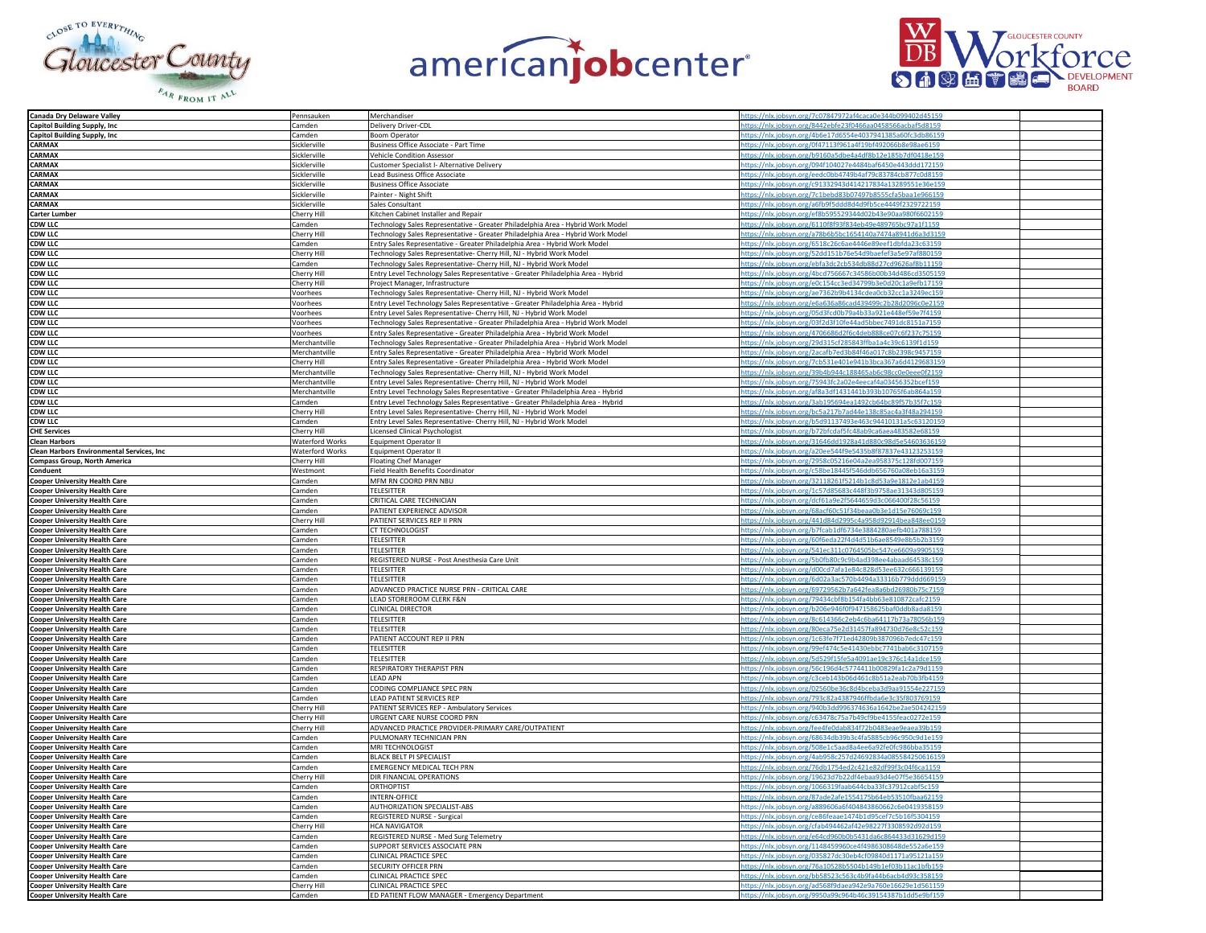| | | | | |
|---|---|---|---|---|
| **Canada Dry Delaware Valley** | Pennsauken | Merchandiser | https://nlx.jobsyn.org/7c07847972af4caca0e344b099402d45159 | |
| **Capitol Building Supply, Inc** | Camden | Delivery Driver-CDL | https://nlx.jobsyn.org/8442ebfe23f0466aa0458566acbaf5d8159 | |
| **Capitol Building Supply, Inc** | Camden | Boom Operator | https://nlx.jobsyn.org/4b6e17d6554e4037941385a60fc3db86159 | |
| **CARMAX** | Sicklerville | Business Office Associate - Part Time | https://nlx.jobsyn.org/0f47113f961a4f19bf492066b8e98ae6159 | |
| **CARMAX** | Sicklerville | Vehicle Condition Assessor | https://nlx.jobsyn.org/b9160a5dbe4a4df8b12e185b7df0418e159 | |
| **CARMAX** | Sicklerville | Customer Specialist I- Alternative Delivery | https://nlx.jobsyn.org/094f104027e4484baf6450e443ddd172159 | |
| **CARMAX** | Sicklerville | Lead Business Office Associate | https://nlx.jobsyn.org/eedc0bb4749b4af79c83784cb877c0d8159 | |
| **CARMAX** | Sicklerville | Business Office Associate | https://nlx.jobsyn.org/c91332943d414217834a13289551e36e159 | |
| **CARMAX** | Sicklerville | Painter - Night Shift | https://nlx.jobsyn.org/7c1bebd83b07497b8555cfa5baa1e966159 | |
| **CARMAX** | Sicklerville | Sales Consultant | https://nlx.jobsyn.org/a6fb9f5ddd8d4d9fb5ce4449f2329722159 | |
| **Carter Lumber** | Cherry Hill | Kitchen Cabinet Installer and Repair | https://nlx.jobsyn.org/ef8b595529344d02b43e90aa980f6602159 | |
| **CDW LLC** | Cherry Hill | Technology Sales Representative - Greater Philadelphia Area - Hybrid Work Model | https://nlx.jobsyn.org/6110f8f93f834eb49e489765bc97a1f1159 | |
| **CDW LLC** | Cherry Hill | Technology Sales Representative - Greater Philadelphia Area - Hybrid Work Model | https://nlx.jobsyn.org/a78b6b5bc1654140a7474a8941d6a3d3159 | |
| **CDW LLC** | Camden | Entry Sales Representative - Greater Philadelphia Area - Hybrid Work Model | https://nlx.jobsyn.org/6518c26c6ae4446e89eef1dbfda23c63159 | |
| **CDW LLC** | Cherry Hill | Technology Sales Representative- Cherry Hill, NJ - Hybrid Work Model | https://nlx.jobsyn.org/52dd151b76e54d9baefef3a5e97af880159 | |
| **CDW LLC** | Camden | Technology Sales Representative- Cherry Hill, NJ - Hybrid Work Model | https://nlx.jobsyn.org/ebfa3dc2cb534db88d27cd9626af8b11159 | |
| **CDW LLC** | Cherry Hill | Entry Level Technology Sales Representative - Greater Philadelphia Area - Hybrid | https://nlx.jobsyn.org/4bcd756667c34586b00b34d486cd3505159 | |
| **CDW LLC** | Cherry Hill | Project Manager, Infrastructure | https://nlx.jobsyn.org/e0c154cc3ed34799b3e0d20c1a9efb17159 | |
| **CDW LLC** | Voorhees | Technology Sales Representative- Cherry Hill, NJ - Hybrid Work Model | https://nlx.jobsyn.org/ae7362b9b4134cdea0cb32cc1a3249ec159 | |
| **CDW LLC** | Voorhees | Entry Level Technology Sales Representative - Greater Philadelphia Area - Hybrid | https://nlx.jobsyn.org/e6a636a86cad439499c2b28d2096c0e2159 | |
| **CDW LLC** | Voorhees | Entry Level Sales Representative- Cherry Hill, NJ - Hybrid Work Model | https://nlx.jobsyn.org/05d3fcd0b79a4b33a921e448ef59e7f4159 | |
| **CDW LLC** | Voorhees | Technology Sales Representative - Greater Philadelphia Area - Hybrid Work Model | https://nlx.jobsyn.org/03f2d3f10fe44ad5bbec7491dc8151a7159 | |
| **CDW LLC** | Voorhees | Entry Sales Representative - Greater Philadelphia Area - Hybrid Work Model | https://nlx.jobsyn.org/4706686d2f6c4deb888ce07c6f237c75159 | |
| **CDW LLC** | Merchantville | Technology Sales Representative - Greater Philadelphia Area - Hybrid Work Model | https://nlx.jobsyn.org/29d315cf285843ffba1a4c39c6139f1d159 | |
| **CDW LLC** | Merchantville | Entry Sales Representative - Greater Philadelphia Area - Hybrid Work Model | https://nlx.jobsyn.org/2acafb7ed3b84f46a017c8b2398c9457159 | |
| **CDW LLC** | Cherry Hill | Entry Sales Representative - Greater Philadelphia Area - Hybrid Work Model | https://nlx.jobsyn.org/7cb531e401e941b3bca367a6d4129683159 | |
| **CDW LLC** | Merchantville | Technology Sales Representative- Cherry Hill, NJ - Hybrid Work Model | https://nlx.jobsyn.org/39b4b944c188465ab6c98cc0e0eee0f2159 | |
| **CDW LLC** | Merchantville | Entry Level Sales Representative- Cherry Hill, NJ - Hybrid Work Model | https://nlx.jobsyn.org/75943fc2a02e4eecaf4a03456352bcef159 | |
| **CDW LLC** | Merchantville | Entry Level Technology Sales Representative - Greater Philadelphia Area - Hybrid | https://nlx.jobsyn.org/af8a3df1431441b393b10765f6ab864a159 | |
| **CDW LLC** | Camden | Entry Level Technology Sales Representative - Greater Philadelphia Area - Hybrid | https://nlx.jobsyn.org/3ab195694ea1492cb64bc89f57b35f7c159 | |
| **CDW LLC** | Cherry Hill | Entry Level Sales Representative- Cherry Hill, NJ - Hybrid Work Model | https://nlx.jobsyn.org/bc5a217b7ad44e138c85ac4a3f48a294159 | |
| **CDW LLC** | Camden | Entry Level Sales Representative- Cherry Hill, NJ - Hybrid Work Model | https://nlx.jobsyn.org/b5d91137493e463c94410131a5c63120159 | |
| **CHE Services** | Cherry Hill | Licensed Clinical Psychologist | https://nlx.jobsyn.org/b72bfcdaf5fc48ab9ca6aea483582e68159 | |
| **Clean Harbors** | Waterford Works | Equipment Operator II | https://nlx.jobsyn.org/31646dd1928a41d880c98d5e54603636159 | |
| **Clean Harbors Environmental Services, Inc** | Waterford Works | Equipment Operator II | https://nlx.jobsyn.org/a20ee544f9e5435b8f87837e43123253159 | |
| **Compass Group, North America** | Cherry Hill | Floating Chef Manager | https://nlx.jobsyn.org/2958c05216e04a2ea958375c128fd007159 | |
| **Conduent** | Westmont | Field Health Benefits Coordinator | https://nlx.jobsyn.org/c58be18445f546ddb656760a08eb16a3159 | |
| **Cooper University Health Care** | Camden | MFM RN COORD PRN NBU | https://nlx.jobsyn.org/32118261f5214b1c8d53a9e1812e1ab4159 | |
| **Cooper University Health Care** | Camden | TELESITTER | https://nlx.jobsyn.org/1c57d85683c448f3b9758ae31343d805159 | |
| **Cooper University Health Care** | Camden | CRITICAL CARE TECHNICIAN | https://nlx.jobsyn.org/dcf61a9e2f5644659d3c066400f28c56159 | |
| **Cooper University Health Care** | Camden | PATIENT EXPERIENCE ADVISOR | https://nlx.jobsyn.org/68acf60c51f34beaa0b3e1d15e76069c159 | |
| **Cooper University Health Care** | Cherry Hill | PATIENT SERVICES REP II PRN | https://nlx.jobsyn.org/441d84d2995c4a958d92914bea848ee0159 | |
| **Cooper University Health Care** | Camden | CT TECHNOLOGIST | https://nlx.jobsyn.org/b7fcab1df6734e3884280aefb401a788159 | |
| **Cooper University Health Care** | Camden | TELESITTER | https://nlx.jobsyn.org/60f6eda22f4d4d51b6ae8549e8b5b2b3159 | |
| **Cooper University Health Care** | Camden | TELESITTER | https://nlx.jobsyn.org/541ec311c0764505bc547ce6609a9905159 | |
| **Cooper University Health Care** | Camden | REGISTERED NURSE - Post Anesthesia Care Unit | https://nlx.jobsyn.org/5b0fb80c9c9b4ad398ee4abaad64538c159 | |
| **Cooper University Health Care** | Camden | TELESITTER | https://nlx.jobsyn.org/d00cd7afa1e84c828d53ee632c666139159 | |
| **Cooper University Health Care** | Camden | TELESITTER | https://nlx.jobsyn.org/6d02a3ac570b4494a33316b779ddd669159 | |
| **Cooper University Health Care** | Camden | ADVANCED PRACTICE NURSE PRN - CRITICAL CARE | https://nlx.jobsyn.org/69729562b7a642fea8a6bd26980b75c7159 | |
| **Cooper University Health Care** | Camden | LEAD STOREROOM CLERK F&N | https://nlx.jobsyn.org/79434cbf8b154fa4bb63e810872cafc2159 | |
| **Cooper University Health Care** | Camden | CLINICAL DIRECTOR | https://nlx.jobsyn.org/b206e946f0f947158625baf0ddb8ada8159 | |
| **Cooper University Health Care** | Camden | TELESITTER | https://nlx.jobsyn.org/8c614366c2eb4c6ba64117b73a78056b159 | |
| **Cooper University Health Care** | Camden | TELESITTER | https://nlx.jobsyn.org/80eca75e2d31457fa894730d76e8c52c159 | |
| **Cooper University Health Care** | Camden | PATIENT ACCOUNT REP II PRN | https://nlx.jobsyn.org/1c63fe7f71ed42809b387096b7edc47c159 | |
| **Cooper University Health Care** | Camden | TELESITTER | https://nlx.jobsyn.org/99ef474c5e41430ebbc7741bab6c3107159 | |
| **Cooper University Health Care** | Camden | TELESITTER | https://nlx.jobsyn.org/5d529f15fe5a4091ae19c376c14a1dce159 | |
| **Cooper University Health Care** | Camden | RESPIRATORY THERAPIST PRN | https://nlx.jobsyn.org/56c196d4c5774411b00829fa1c2a79d1159 | |
| **Cooper University Health Care** | Camden | LEAD APN | https://nlx.jobsyn.org/c3ceb143b06d461c8b51a2eab70b3fb4159 | |
| **Cooper University Health Care** | Camden | CODING COMPLIANCE SPEC PRN | https://nlx.jobsyn.org/02560be36c8d4bceba3d9aa91554e227159 | |
| **Cooper University Health Care** | Camden | LEAD PATIENT SERVICES REP | https://nlx.jobsyn.org/793c82a4387946ffbda6e3c35f803769159 | |
| **Cooper University Health Care** | Cherry Hill | PATIENT SERVICES REP - Ambulatory Services | https://nlx.jobsyn.org/940b3dd996374636a1642be2ae504242159 | |
| **Cooper University Health Care** | Cherry Hill | URGENT CARE NURSE COORD PRN | https://nlx.jobsyn.org/c63478c75a7b49cf9be4155feac0272e159 | |
| **Cooper University Health Care** | Cherry Hill | ADVANCED PRACTICE PROVIDER-PRIMARY CARE/OUTPATIENT | https://nlx.jobsyn.org/fee4fe0dab834f72b0483eae9eaea39b159 | |
| **Cooper University Health Care** | Camden | PULMONARY TECHNICIAN PRN | https://nlx.jobsyn.org/68634db39b3c4fa5885cb96c950c9d1e159 | |
| **Cooper University Health Care** | Camden | MRI TECHNOLOGIST | https://nlx.jobsyn.org/508e1c5aad8a4ee6a92fe0fc986bba35159 | |
| **Cooper University Health Care** | Camden | BLACK BELT PI SPECIALIST | https://nlx.jobsyn.org/4ab958c257d24692834a085584250616159 | |
| **Cooper University Health Care** | Camden | EMERGENCY MEDICAL TECH PRN | https://nlx.jobsyn.org/76db1754ed2c421e82df99f3c04f6ca1159 | |
| **Cooper University Health Care** | Cherry Hill | DIR FINANCIAL OPERATIONS | https://nlx.jobsyn.org/19623d7b22df4ebaa93d4e07f5e36654159 | |
| **Cooper University Health Care** | Camden | ORTHOPTIST | https://nlx.jobsyn.org/1066319faab644cba33fc37912cabf5c159 | |
| **Cooper University Health Care** | Camden | INTERN-OFFICE | https://nlx.jobsyn.org/87ade2afe1554175b64eb53510fbaa62159 | |
| **Cooper University Health Care** | Camden | AUTHORIZATION SPECIALIST-ABS | https://nlx.jobsyn.org/a889606a6f404843860662c6e0419358159 | |
| **Cooper University Health Care** | Camden | REGISTERED NURSE - Surgical | https://nlx.jobsyn.org/ce86feaae1474b1d95cef7c5b16f5304159 | |
| **Cooper University Health Care** | Cherry Hill | HCA NAVIGATOR | https://nlx.jobsyn.org/cfab494462af42e98227f3308592d92d159 | |
| **Cooper University Health Care** | Camden | REGISTERED NURSE - Med Surg Telemetry | https://nlx.jobsyn.org/e64cd960b0b5431da6c864433d31629d159 | |
| **Cooper University Health Care** | Camden | SUPPORT SERVICES ASSOCIATE PRN | https://nlx.jobsyn.org/1148459960ce4f4986308648de552a6e159 | |
| **Cooper University Health Care** | Camden | CLINICAL PRACTICE SPEC | https://nlx.jobsyn.org/035827dc30eb4cf09840d1171a95121a159 | |
| **Cooper University Health Care** | Camden | SECURITY OFFICER PRN | https://nlx.jobsyn.org/76a10528b5504b149b1ef03b11ac1bfb159 | |
| **Cooper University Health Care** | Camden | CLINICAL PRACTICE SPEC | https://nlx.jobsyn.org/bb58523c563c4b9fa44b6acb4d93c358159 | |
| **Cooper University Health Care** | Cherry Hill | CLINICAL PRACTICE SPEC | https://nlx.jobsyn.org/ad568f9daea942e9a760e16629e1d561159 | |
| **Cooper University Health Care** | Camden | ED PATIENT FLOW MANAGER - Emergency Department | https://nlx.jobsyn.org/9950a99c964b46c39154387b1dd5e9bf159 | |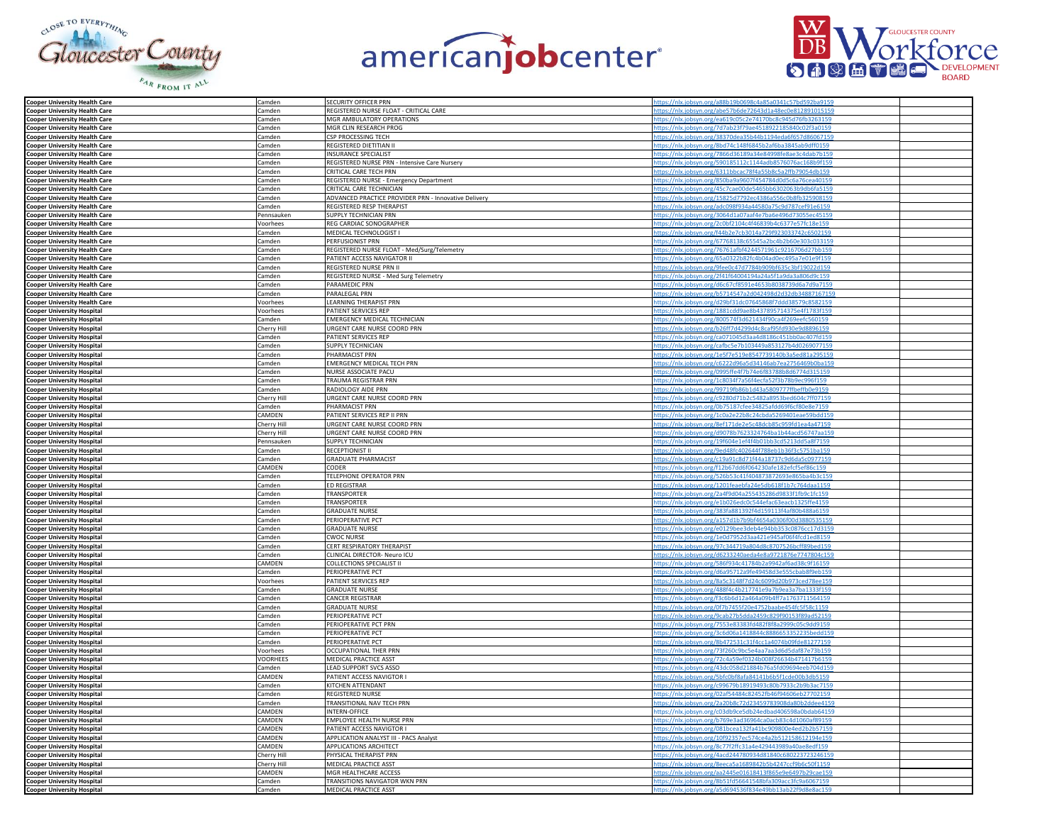| | | | | |
|---|---|---|---|---|
| **Cooper University Health Care** | Camden | SECURITY OFFICER PRN | https://nlx.jobsyn.org/a88b19b0698c4a85a0341c57bd592ba9159 | |
| **Cooper University Health Care** | Camden | REGISTERED NURSE FLOAT - CRITICAL CARE | https://nlx.jobsyn.org/abe57b6de72643d1a48ec0e812891015159 | |
| **Cooper University Health Care** | Camden | MGR AMBULATORY OPERATIONS | https://nlx.jobsyn.org/ea619c05c2e74170bc8c945d76fb3263159 | |
| **Cooper University Health Care** | Camden | MGR CLIN RESEARCH PROG | https://nlx.jobsyn.org/7d7ab23f79ae4518922185840c02f3a0159 | |
| **Cooper University Health Care** | Camden | CSP PROCESSING TECH | https://nlx.jobsyn.org/38370dea35b44b1194eda6f657d86067159 | |
| **Cooper University Health Care** | Camden | REGISTERED DIETITIAN II | https://nlx.jobsyn.org/8bd74c148f6845b2af6ba3845ab9dff0159 | |
| **Cooper University Health Care** | Camden | INSURANCE SPECIALIST | https://nlx.jobsyn.org/7866d36189a34e84998fe8ae3c4dab7b159 | |
| **Cooper University Health Care** | Camden | REGISTERED NURSE PRN - Intensive Care Nursery | https://nlx.jobsyn.org/590185112c1144adb8576076ac168b9f159 | |
| **Cooper University Health Care** | Camden | CRITICAL CARE TECH PRN | https://nlx.jobsyn.org/6311bbcac78f4a55b8c5a2ffb79054db159 | |
| **Cooper University Health Care** | Camden | REGISTERED NURSE - Emergency Department | https://nlx.jobsyn.org/850ba9a9607f454784d0d5c6a76cea40159 | |
| **Cooper University Health Care** | Camden | CRITICAL CARE TECHNICIAN | https://nlx.jobsyn.org/45c7cae00de5465bb6302063b9db6fa5159 | |
| **Cooper University Health Care** | Camden | ADVANCED PRACTICE PROVIDER PRN - Innovative Delivery | https://nlx.jobsyn.org/15825d7792ec4386a556c0b8fb325908159 | |
| **Cooper University Health Care** | Camden | REGISTERED RESP THERAPIST | https://nlx.jobsyn.org/adc098f934a44580a75c9d787cef91e6159 | |
| **Cooper University Health Care** | Pennsauken | SUPPLY TECHNICIAN PRN | https://nlx.jobsyn.org/3064d1a07aaf4e7ba6e496d73055ec45159 | |
| **Cooper University Health Care** | Voorhees | REG CARDIAC SONOGRAPHER | https://nlx.jobsyn.org/2c0bf2104c4f46839b4c6377e57fc18e159 | |
| **Cooper University Health Care** | Camden | MEDICAL TECHNOLOGIST I | https://nlx.jobsyn.org/f44b2e7cb3014a729f923033742c6502159 | |
| **Cooper University Health Care** | Camden | PERFUSIONIST PRN | https://nlx.jobsyn.org/67768138c65545a2bc4b2b60e303c033159 | |
| **Cooper University Health Care** | Camden | REGISTERED NURSE FLOAT - Med/Surg/Telemetry | https://nlx.jobsyn.org/76761afbf4244571961c9216706d27bb159 | |
| **Cooper University Health Care** | Camden | PATIENT ACCESS NAVIGATOR II | https://nlx.jobsyn.org/65a0322b82fc4b04ad0ec495a7e01e9f159 | |
| **Cooper University Health Care** | Camden | REGISTERED NURSE PRN II | https://nlx.jobsyn.org/9fee0c47d7784b909bf635c3bf19022d159 | |
| **Cooper University Health Care** | Camden | REGISTERED NURSE - Med Surg Telemetry | https://nlx.jobsyn.org/2f41f64004194a24a5f1a9da3a806d9c159 | |
| **Cooper University Health Care** | Camden | PARAMEDIC PRN | https://nlx.jobsyn.org/d6c67cf8591e4653b8038739d6a7d9a7159 | |
| **Cooper University Health Care** | Camden | PARALEGAL PRN | https://nlx.jobsyn.org/b5714547a2d042498d2d32db34887167159 | |
| **Cooper University Health Care** | Voorhees | LEARNING THERAPIST PRN | https://nlx.jobsyn.org/d29bf31dc07645868f7ddd38579c8582159 | |
| **Cooper University Hospital** | Voorhees | PATIENT SERVICES REP | https://nlx.jobsyn.org/1881cdd9ae8b437895714375e4f1783f159 | |
| **Cooper University Hospital** | Camden | EMERGENCY MEDICAL TECHNICIAN | https://nlx.jobsyn.org/800574f3d621434f90ca4f269eefc560159 | |
| **Cooper University Hospital** | Cherry Hill | URGENT CARE NURSE COORD PRN | https://nlx.jobsyn.org/b26ff7d4299d4c8caf95fd930e9d8896159 | |
| **Cooper University Hospital** | Camden | PATIENT SERVICES REP | https://nlx.jobsyn.org/ca071045d3aa4d8186c451bb0ac407fd159 | |
| **Cooper University Hospital** | Camden | SUPPLY TECHNICIAN | https://nlx.jobsyn.org/cafbc5e7b103449a853127b4d0269077159 | |
| **Cooper University Hospital** | Camden | PHARMACIST PRN | https://nlx.jobsyn.org/1e5f7e519e8547739140b3a5ed81a295159 | |
| **Cooper University Hospital** | Camden | EMERGENCY MEDICAL TECH PRN | https://nlx.jobsyn.org/c6222d96a5d34146ab7ea2756469b0ba159 | |
| **Cooper University Hospital** | Camden | NURSE ASSOCIATE PACU | https://nlx.jobsyn.org/0995ffe4f7b74e6f83788b8d6774d315159 | |
| **Cooper University Hospital** | Camden | TRAUMA REGISTRAR PRN | https://nlx.jobsyn.org/1c8034f7a56f4ecfa52f3b78b9ec996f159 | |
| **Cooper University Hospital** | Camden | RADIOLOGY AIDE PRN | https://nlx.jobsyn.org/99719fb86b1d43a5809777ffbeffb0e9159 | |
| **Cooper University Hospital** | Cherry Hill | URGENT CARE NURSE COORD PRN | https://nlx.jobsyn.org/c9280d71b2c5482a8953bed604c7f07159 | |
| **Cooper University Hospital** | Camden | PHARMACIST PRN | https://nlx.jobsyn.org/0b75187cfee34825afdd69f6cf80e8e7159 | |
| **Cooper University Hospital** | CAMDEN | PATIENT SERVICES REP II PRN | https://nlx.jobsyn.org/1c0a2e22b8c24cbda5269401eae59bdd159 | |
| **Cooper University Hospital** | Cherry Hill | URGENT CARE NURSE COORD PRN | https://nlx.jobsyn.org/8ef171de2e5c48dcb85c959fd1ea4a47159 | |
| **Cooper University Hospital** | Cherry Hill | URGENT CARE NURSE COORD PRN | https://nlx.jobsyn.org/d9078b7623324764ba1b44acd56747aa159 | |
| **Cooper University Hospital** | Pennsauken | SUPPLY TECHNICIAN | https://nlx.jobsyn.org/19f604e1ef4f4b01bb3cd5213dd5a8f7159 | |
| **Cooper University Hospital** | Camden | RECEPTIONIST II | https://nlx.jobsyn.org/9ed48fc402644f788eb1b36f3c5751ba159 | |
| **Cooper University Hospital** | Camden | GRADUATE PHARMACIST | https://nlx.jobsyn.org/c19a91c8d71f44a18737c9d6da5c0977159 | |
| **Cooper University Hospital** | CAMDEN | CODER | https://nlx.jobsyn.org/f12b67dd6f064230afe182efcf5ef86c159 | |
| **Cooper University Hospital** | Camden | TELEPHONE OPERATOR PRN | https://nlx.jobsyn.org/526b53c41f404873872693e865ba4b3c159 | |
| **Cooper University Hospital** | Camden | ED REGISTRAR | https://nlx.jobsyn.org/1201feaebfa24e5db618f1b7c764daa1159 | |
| **Cooper University Hospital** | Camden | TRANSPORTER | https://nlx.jobsyn.org/2a4f9d04a255435286d9833f1fb9c1fc159 | |
| **Cooper University Hospital** | Camden | TRANSPORTER | https://nlx.jobsyn.org/e1b026edc0c544efac63eacb1325ffe4159 | |
| **Cooper University Hospital** | Camden | GRADUATE NURSE | https://nlx.jobsyn.org/383fa881392f4d159113f4af80b488a6159 | |
| **Cooper University Hospital** | Camden | PERIOPERATIVE PCT | https://nlx.jobsyn.org/a157d1b7b9bf4654a0306f00d3880535159 | |
| **Cooper University Hospital** | Camden | GRADUATE NURSE | https://nlx.jobsyn.org/e0129bee3deb4e94bb353c0876cc17d3159 | |
| **Cooper University Hospital** | Camden | CWOC NURSE | https://nlx.jobsyn.org/1e0d7952d3aa421e945af06f4fcd1ed8159 | |
| **Cooper University Hospital** | Camden | CERT RESPIRATORY THERAPIST | https://nlx.jobsyn.org/97c344719a804d8c8707526bcff89bed159 | |
| **Cooper University Hospital** | Camden | CLINICAL DIRECTOR- Neuro ICU | https://nlx.jobsyn.org/d6233240aeda4e8a9721876e7747804c159 | |
| **Cooper University Hospital** | CAMDEN | COLLECTIONS SPECIALIST II | https://nlx.jobsyn.org/586f934c41784b2a9942af6ad38c9f16159 | |
| **Cooper University Hospital** | Camden | PERIOPERATIVE PCT | https://nlx.jobsyn.org/d6a95712a9fe49458d3e555cbab8f9eb159 | |
| **Cooper University Hospital** | Voorhees | PATIENT SERVICES REP | https://nlx.jobsyn.org/8a5c3148f7d24c6099d20b973ced78ee159 | |
| **Cooper University Hospital** | Camden | GRADUATE NURSE | https://nlx.jobsyn.org/488f4c4b217741e9a7b9ea3a7ba1333f159 | |
| **Cooper University Hospital** | Camden | CANCER REGISTRAR | https://nlx.jobsyn.org/f3c6b6d12a464a09b4ff7a1763711564159 | |
| **Cooper University Hospital** | Camden | GRADUATE NURSE | https://nlx.jobsyn.org/0f7b7455f20e4752baabe454fc5f58c1159 | |
| **Cooper University Hospital** | Camden | PERIOPERATIVE PCT | https://nlx.jobsyn.org/9cab27b5dda2459c829f90153f89ad52159 | |
| **Cooper University Hospital** | Camden | PERIOPERATIVE PCT PRN | https://nlx.jobsyn.org/7553e83383fd482f8f8a2999c05c9dd9159 | |
| **Cooper University Hospital** | Camden | PERIOPERATIVE PCT | https://nlx.jobsyn.org/3c6d06a1418844c8886653352235bedd159 | |
| **Cooper University Hospital** | Camden | PERIOPERATIVE PCT | https://nlx.jobsyn.org/8b472531c31f4cc1a4074b09fde81277159 | |
| **Cooper University Hospital** | Voorhees | OCCUPATIONAL THER PRN | https://nlx.jobsyn.org/73f260c9bc5e4aa7aa3d6d5daf87e73b159 | |
| **Cooper University Hospital** | VOORHEES | MEDICAL PRACTICE ASST | https://nlx.jobsyn.org/72c4a59ef0324b008f26634b471417b6159 | |
| **Cooper University Hospital** | Camden | LEAD SUPPORT SVCS ASSO | https://nlx.jobsyn.org/43dc058d21884b76a5fd09694eeb704d159 | |
| **Cooper University Hospital** | CAMDEN | PATIENT ACCESS NAVIGATOR I | https://nlx.jobsyn.org/5bfc0bf8afa84141b6b5f1cde00b3db5159 | |
| **Cooper University Hospital** | Camden | KITCHEN ATTENDANT | https://nlx.jobsyn.org/c99679b18919493c80b7933c2b9b3ac7159 | |
| **Cooper University Hospital** | Camden | REGISTERED NURSE | https://nlx.jobsyn.org/02af54484c82452fb46f94606eb27702159 | |
| **Cooper University Hospital** | Camden | TRANSITIONAL NAV TECH PRN | https://nlx.jobsyn.org/2a20b8c72d23459783908da80b2ddee4159 | |
| **Cooper University Hospital** | CAMDEN | INTERN-OFFICE | https://nlx.jobsyn.org/c03db9ce5db24edbad406598a0bdab64159 | |
| **Cooper University Hospital** | CAMDEN | EMPLOYEE HEALTH NURSE PRN | https://nlx.jobsyn.org/b769e3ad36964ca0acb83c4d1060af89159 | |
| **Cooper University Hospital** | CAMDEN | PATIENT ACCESS NAVIGTOR I | https://nlx.jobsyn.org/081bcea132fa41bc909800e4ed2b2b57159 | |
| **Cooper University Hospital** | CAMDEN | APPLICATION ANALYST III - PACS Analyst | https://nlx.jobsyn.org/10f92357ec574ce4a2b512158612194e159 | |
| **Cooper University Hospital** | CAMDEN | APPLICATIONS ARCHITECT | https://nlx.jobsyn.org/8c77f2ffc31a4e429443989a40ae8edf159 | |
| **Cooper University Hospital** | Cherry Hill | PHYSICAL THERAPIST PRN | https://nlx.jobsyn.org/4acd244780934d81840c680223723246159 | |
| **Cooper University Hospital** | Cherry Hill | MEDICAL PRACTICE ASST | https://nlx.jobsyn.org/8eeca5a1689842b5b4247ccf9b6c50f1159 | |
| **Cooper University Hospital** | CAMDEN | MGR HEALTHCARE ACCESS | https://nlx.jobsyn.org/aa2445e01618413f865e9e6497b29cae159 | |
| **Cooper University Hospital** | Camden | TRANSITIONS NAVIGATOR WKN PRN | https://nlx.jobsyn.org/8b51fd56641548bfa309acc3fc9a6067159 | |
| **Cooper University Hospital** | Camden | MEDICAL PRACTICE ASST | https://nlx.jobsyn.org/a5d694536f834e49bb13ab22f9d8e8ac159 | |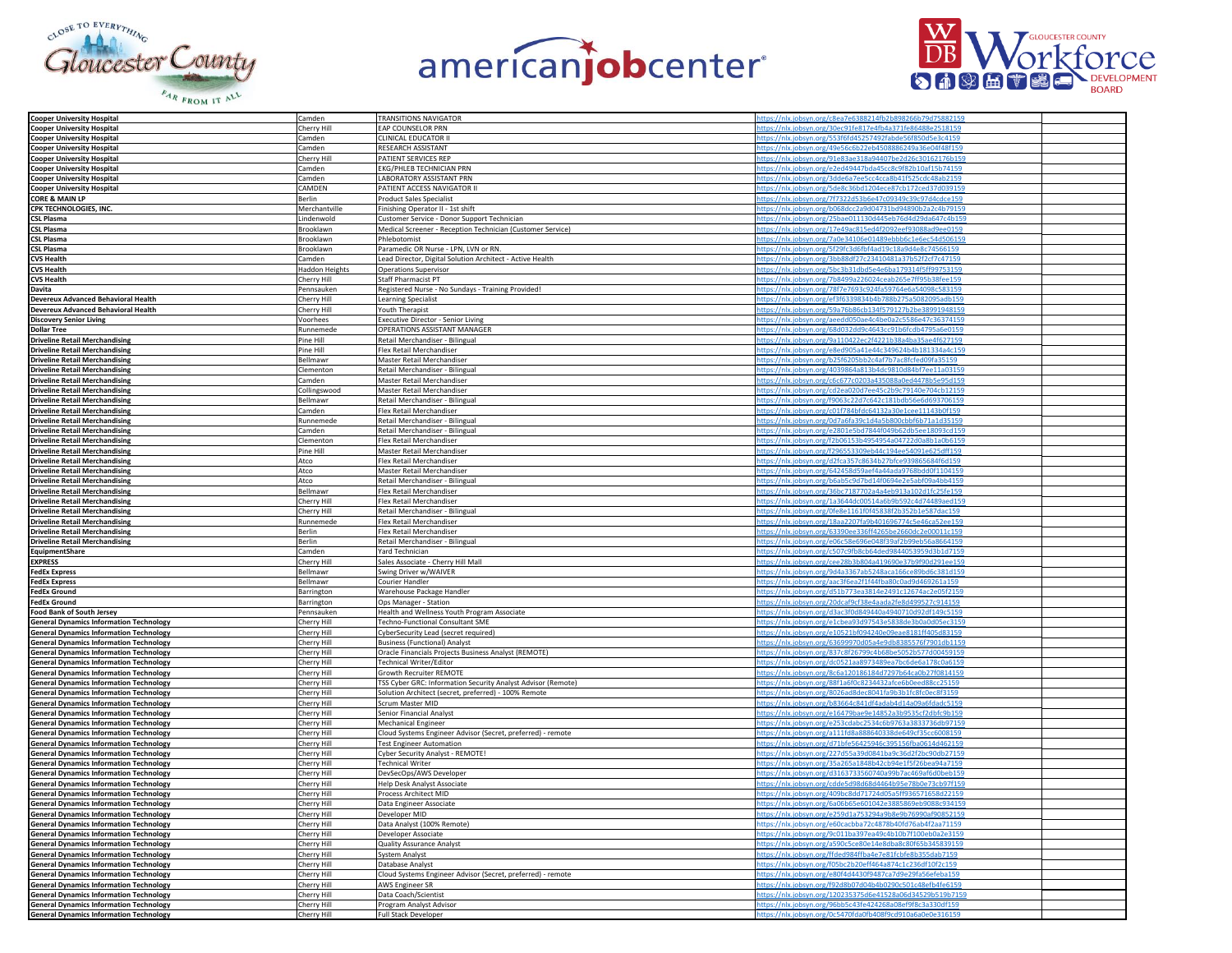| | | | | |
|---|---|---|---|---|
| **Cooper University Hospital** | Camden | TRANSITIONS NAVIGATOR | https://nlx.jobsyn.org/c8ea7e6388214fb2b898266b79d75882159 | |
| **Cooper University Hospital** | Cherry Hill | EAP COUNSELOR PRN | https://nlx.jobsyn.org/30ec91fe817e4fb4a371fe86488e2518159 | |
| **Cooper University Hospital** | Camden | CLINICAL EDUCATOR II | https://nlx.jobsyn.org/553f6fd45257492fabde56f850d5e3c4159 | |
| **Cooper University Hospital** | Camden | RESEARCH ASSISTANT | https://nlx.jobsyn.org/49e56c6b22eb4508886249a36e04f48f159 | |
| **Cooper University Hospital** | Cherry Hill | PATIENT SERVICES REP | https://nlx.jobsyn.org/91e83ae318a94407be2d26c30162176b159 | |
| **Cooper University Hospital** | Camden | EKG/PHLEB TECHNICIAN PRN | https://nlx.jobsyn.org/e2ed49447bda45cc8c9f82b10af15b74159 | |
| **Cooper University Hospital** | Camden | LABORATORY ASSISTANT PRN | https://nlx.jobsyn.org/3dde6a7ee5cc4cca8b41f525cdc48ab2159 | |
| **Cooper University Hospital** | CAMDEN | PATIENT ACCESS NAVIGATOR II | https://nlx.jobsyn.org/5de8c36bd1204ece87cb172ced37d039159 | |
| **CORE & MAIN LP** | Berlin | Product Sales Specialist | https://nlx.jobsyn.org/7f7322d53b6e47c09349c39c97d4cdce159 | |
| **CPK TECHNOLOGIES, INC.** | Merchantville | Finishing Operator II - 1st shift | https://nlx.jobsyn.org/b068dcc2a9d04731bd94890b2a2c4b79159 | |
| **CSL Plasma** | Lindenwold | Customer Service - Donor Support Technician | https://nlx.jobsyn.org/25bae011130d445eb76d4d29da647c4b159 | |
| **CSL Plasma** | Brooklawn | Medical Screener - Reception Technician (Customer Service) | https://nlx.jobsyn.org/17e49ac815ed4f2092eef93088ad9ee0159 | |
| **CSL Plasma** | Brooklawn | Phlebotomist | https://nlx.jobsyn.org/7a0e34106e01489ebbb6c1e6ec54d506159 | |
| **CSL Plasma** | Brooklawn | Paramedic OR Nurse - LPN, LVN or RN. | https://nlx.jobsyn.org/5f29fc3d6fbf4ad19c18a9d4e8c74566159 | |
| **CVS Health** | Camden | Lead Director, Digital Solution Architect - Active Health | https://nlx.jobsyn.org/3bb88df27c23410481a37b52f2cf7c47159 | |
| **CVS Health** | Haddon Heights | Operations Supervisor | https://nlx.jobsyn.org/5bc3b31dbd5e4e6ba179314f5ff99753159 | |
| **CVS Health** | Cherry Hill | Staff Pharmacist PT | https://nlx.jobsyn.org/7b8499a226024ceab265e7ff95b38fee159 | |
| **Davita** | Pennsauken | Registered Nurse - No Sundays - Training Provided! | https://nlx.jobsyn.org/78f7e7693c924fa59764e6a54098c583159 | |
| **Devereux Advanced Behavioral Health** | Cherry Hill | Learning Specialist | https://nlx.jobsyn.org/ef3f6339834b4b788b275a5082095adb159 | |
| **Devereux Advanced Behavioral Health** | Cherry Hill | Youth Therapist | https://nlx.jobsyn.org/59a76b86cb134f579127b2be38991948159 | |
| **Discovery Senior Living** | Voorhees | Executive Director - Senior Living | https://nlx.jobsyn.org/aeedd050ae4c4be0a2c5586e47c36374159 | |
| **Dollar Tree** | Runnemede | OPERATIONS ASSISTANT MANAGER | https://nlx.jobsyn.org/68d032dd9c4643cc91b6fcdb4795a6e0159 | |
| **Driveline Retail Merchandising** | Pine Hill | Retail Merchandiser - Bilingual | https://nlx.jobsyn.org/9a110422ec2f4221b38a4ba35ae4f627159 | |
| **Driveline Retail Merchandising** | Pine Hill | Flex Retail Merchandiser | https://nlx.jobsyn.org/e8ed905a41e44c349624b4b181334a4c159 | |
| **Driveline Retail Merchandising** | Bellmawr | Master Retail Merchandiser | https://nlx.jobsyn.org/b25f6205bb2c4af7b7ac8fcfed09fa35159 | |
| **Driveline Retail Merchandising** | Clementon | Retail Merchandiser - Bilingual | https://nlx.jobsyn.org/4039864a813b4dc9810d84bf7ee11a03159 | |
| **Driveline Retail Merchandising** | Camden | Master Retail Merchandiser | https://nlx.jobsyn.org/c6c677c0203a435088a0ed4478b5e95d159 | |
| **Driveline Retail Merchandising** | Collingswood | Master Retail Merchandiser | https://nlx.jobsyn.org/cd2ea020d7ee45c2b9c79140e704cb12159 | |
| **Driveline Retail Merchandising** | Bellmawr | Retail Merchandiser - Bilingual | https://nlx.jobsyn.org/f9063c22d7c642c181bdb56e6d693706159 | |
| **Driveline Retail Merchandising** | Camden | Flex Retail Merchandiser | https://nlx.jobsyn.org/c01f784bfdc64132a30e1cee11143b0f159 | |
| **Driveline Retail Merchandising** | Runnemede | Retail Merchandiser - Bilingual | https://nlx.jobsyn.org/0d7a6fa39c1d4a5b800cbbf6b71a1d35159 | |
| **Driveline Retail Merchandising** | Camden | Retail Merchandiser - Bilingual | https://nlx.jobsyn.org/e2801e5bd7844f049b62db5ee18093cd159 | |
| **Driveline Retail Merchandising** | Clementon | Flex Retail Merchandiser | https://nlx.jobsyn.org/f2b06153b4954954a04722d0a8b1a0b6159 | |
| **Driveline Retail Merchandising** | Pine Hill | Master Retail Merchandiser | https://nlx.jobsyn.org/f296553309eb44c194ee54091e625dff159 | |
| **Driveline Retail Merchandising** | Atco | Flex Retail Merchandiser | https://nlx.jobsyn.org/d2fca357c8634b27bfce939865684f6d159 | |
| **Driveline Retail Merchandising** | Atco | Master Retail Merchandiser | https://nlx.jobsyn.org/642458d59aef4a44ada9768bdd0f1104159 | |
| **Driveline Retail Merchandising** | Atco | Retail Merchandiser - Bilingual | https://nlx.jobsyn.org/b6ab5c9d7bd14f0694e2e5abf09a4bb4159 | |
| **Driveline Retail Merchandising** | Bellmawr | Flex Retail Merchandiser | https://nlx.jobsyn.org/36bc7187702a4a4eb913a102d1fc25fe159 | |
| **Driveline Retail Merchandising** | Cherry Hill | Flex Retail Merchandiser | https://nlx.jobsyn.org/1a3644dc00514a6b9b592c4d74489aed159 | |
| **Driveline Retail Merchandising** | Cherry Hill | Retail Merchandiser - Bilingual | https://nlx.jobsyn.org/0fe8e1161f0f45838f2b352b1e587dac159 | |
| **Driveline Retail Merchandising** | Runnemede | Flex Retail Merchandiser | https://nlx.jobsyn.org/18aa2207fa9b401696774c5e46ca52ee159 | |
| **Driveline Retail Merchandising** | Berlin | Flex Retail Merchandiser | https://nlx.jobsyn.org/63390ee336ff4265be2660dc2e00011c159 | |
| **Driveline Retail Merchandising** | Berlin | Retail Merchandiser - Bilingual | https://nlx.jobsyn.org/e06c58e696e048f39af2b99eb56a8664159 | |
| **EquipmentShare** | Camden | Yard Technician | https://nlx.jobsyn.org/c507c9fb8cb64ded9844053959d3b1d7159 | |
| **EXPRESS** | Cherry Hill | Sales Associate - Cherry Hill Mall | https://nlx.jobsyn.org/cee28b3b804a419690e37b9f90d291ee159 | |
| **FedEx Express** | Bellmawr | Swing Driver w/WAIVER | https://nlx.jobsyn.org/9d4a3367ab5248aca166ce89bd6c381d159 | |
| **FedEx Express** | Bellmawr | Courier Handler | https://nlx.jobsyn.org/aac3f6ea2f1f44fba80c0ad9d469261a159 | |
| **FedEx Ground** | Barrington | Warehouse Package Handler | https://nlx.jobsyn.org/d51b773ea3814e2491c12674ac2e05f2159 | |
| **FedEx Ground** | Barrington | Ops Manager - Station | https://nlx.jobsyn.org/20dcaf9cf38e4aada2fe8d499527c914159 | |
| **Food Bank of South Jersey** | Pennsauken | Health and Wellness Youth Program Associate | https://nlx.jobsyn.org/d3ac3f0d849440a4940710d92df149c5159 | |
| **General Dynamics Information Technology** | Cherry Hill | Techno-Functional Consultant SME | https://nlx.jobsyn.org/e1cbea93d97543e5838de3b0a0d05ec3159 | |
| **General Dynamics Information Technology** | Cherry Hill | CyberSecurity Lead (secret required) | https://nlx.jobsyn.org/e10521bf094240e09eae8181ff405d83159 | |
| **General Dynamics Information Technology** | Cherry Hill | Business (Functional) Analyst | https://nlx.jobsyn.org/63699970d05a4e9db8385576f7901db1159 | |
| **General Dynamics Information Technology** | Cherry Hill | Oracle Financials Projects Business Analyst (REMOTE) | https://nlx.jobsyn.org/837c8f26799c4b68be5052b577d00459159 | |
| **General Dynamics Information Technology** | Cherry Hill | Technical Writer/Editor | https://nlx.jobsyn.org/dc0521aa8973489ea7bc6de6a178c0a6159 | |
| **General Dynamics Information Technology** | Cherry Hill | Growth Recruiter REMOTE | https://nlx.jobsyn.org/8c6a120186184d7297b64ca0b27f0814159 | |
| **General Dynamics Information Technology** | Cherry Hill | TSS Cyber GRC: Information Security Analyst Advisor (Remote) | https://nlx.jobsyn.org/88f1a6f0c8234432afce6b0eed88cc25159 | |
| **General Dynamics Information Technology** | Cherry Hill | Solution Architect (secret, preferred) - 100% Remote | https://nlx.jobsyn.org/8026ad8dec8041fa9b3b1fc8fc0ec8f3159 | |
| **General Dynamics Information Technology** | Cherry Hill | Scrum Master MID | https://nlx.jobsyn.org/b83664c841df4adab4d14a09a6fdadc5159 | |
| **General Dynamics Information Technology** | Cherry Hill | Senior Financial Analyst | https://nlx.jobsyn.org/e16479bae9e14852a3b9535cf2dbfc9b159 | |
| **General Dynamics Information Technology** | Cherry Hill | Mechanical Engineer | https://nlx.jobsyn.org/e253cdabc2534c6b9763a3833736db97159 | |
| **General Dynamics Information Technology** | Cherry Hill | Cloud Systems Engineer Advisor (Secret, preferred) - remote | https://nlx.jobsyn.org/a111fd8a888640338de649cf35cc6008159 | |
| **General Dynamics Information Technology** | Cherry Hill | Test Engineer Automation | https://nlx.jobsyn.org/d71bfe56425946c395156fba0614d462159 | |
| **General Dynamics Information Technology** | Cherry Hill | Cyber Security Analyst - REMOTE! | https://nlx.jobsyn.org/227d55a39d0841ba9c36d2f2bc90db27159 | |
| **General Dynamics Information Technology** | Cherry Hill | Technical Writer | https://nlx.jobsyn.org/35a265a1848b42cb94e1f5f26bea94a7159 | |
| **General Dynamics Information Technology** | Cherry Hill | DevSecOps/AWS Developer | https://nlx.jobsyn.org/d3163733560740a99b7ac469af6d0beb159 | |
| **General Dynamics Information Technology** | Cherry Hill | Help Desk Analyst Associate | https://nlx.jobsyn.org/cdde5d98d68d4464b95e78b0e73cb97f159 | |
| **General Dynamics Information Technology** | Cherry Hill | Process Architect MID | https://nlx.jobsyn.org/409bc8dd71724d05a5ff936571658d22159 | |
| **General Dynamics Information Technology** | Cherry Hill | Data Engineer Associate | https://nlx.jobsyn.org/6a06b65e601042e3885869eb9088c934159 | |
| **General Dynamics Information Technology** | Cherry Hill | Developer MID | https://nlx.jobsyn.org/e259d1a753294a9b8e9b76990af90852159 | |
| **General Dynamics Information Technology** | Cherry Hill | Data Analyst (100% Remote) | https://nlx.jobsyn.org/e60cacbba72c4878b40fd76ab4f2aa71159 | |
| **General Dynamics Information Technology** | Cherry Hill | Developer Associate | https://nlx.jobsyn.org/9c011ba397ea49c4b10b7f100eb0a2e3159 | |
| **General Dynamics Information Technology** | Cherry Hill | Quality Assurance Analyst | https://nlx.jobsyn.org/a590c5ce80e14e8dba8c80f65b345839159 | |
| **General Dynamics Information Technology** | Cherry Hill | System Analyst | https://nlx.jobsyn.org/ffded984ffba4e7e81fcbfe8b355dab7159 | |
| **General Dynamics Information Technology** | Cherry Hill | Database Analyst | https://nlx.jobsyn.org/f05bc2b20eff464a874c1c236df10f2c159 | |
| **General Dynamics Information Technology** | Cherry Hill | Cloud Systems Engineer Advisor (Secret, preferred) - remote | https://nlx.jobsyn.org/e80f4d4430f9487ca7d9e29fa56efeba159 | |
| **General Dynamics Information Technology** | Cherry Hill | AWS Engineer SR | https://nlx.jobsyn.org/f92d8b07d04b4b0290c501c48efb4fe6159 | |
| **General Dynamics Information Technology** | Cherry Hill | Data Coach/Scientist | https://nlx.jobsyn.org/120235375d6e41528a06d34529b519b7159 | |
| **General Dynamics Information Technology** | Cherry Hill | Program Analyst Advisor | https://nlx.jobsyn.org/96bb5c43fe424268a08ef9f8c3a330df159 | |
| **General Dynamics Information Technology** | Cherry Hill | Full Stack Developer | https://nlx.jobsyn.org/0c5470fda0fb408f9cd910a6a0e0e316159 | |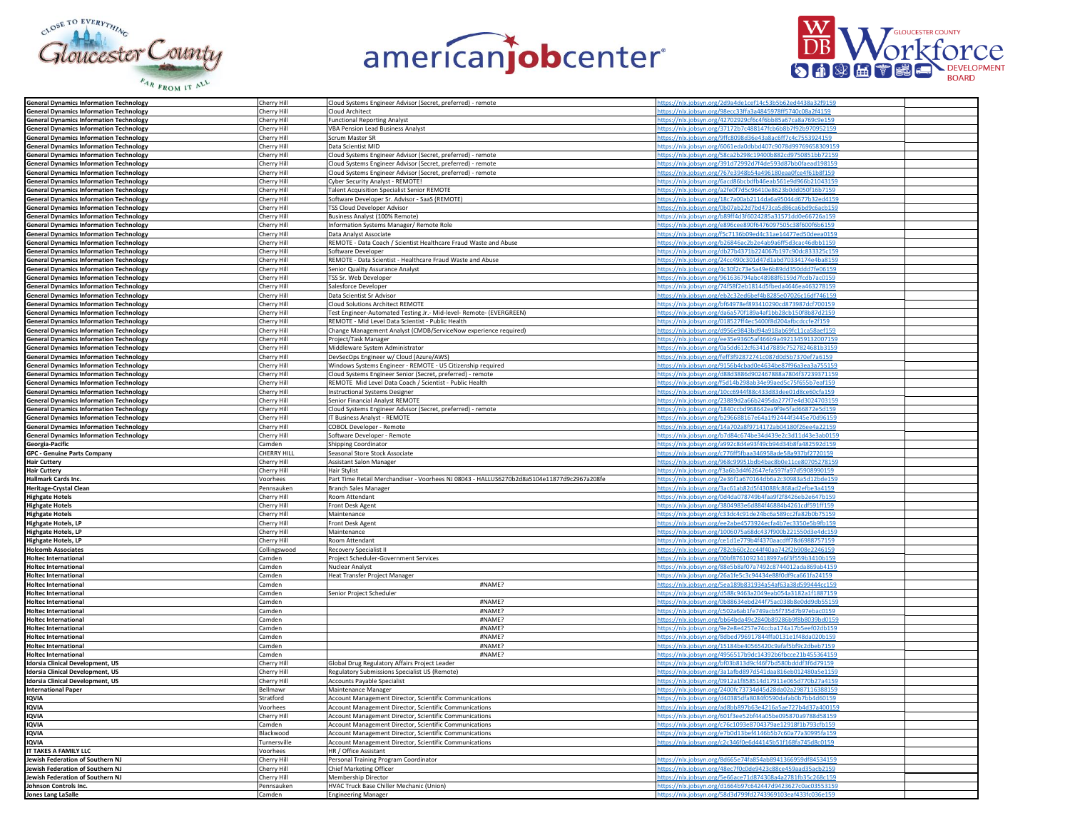| | | | | |
|---|---|---|---|---|
| **General Dynamics Information Technology** | Cherry Hill | Cloud Systems Engineer Advisor (Secret, preferred) - remote | https://nlx.jobsyn.org/2d9a4de1cef14c53b5b62ed4438a32f9159 | |
| **General Dynamics Information Technology** | Cherry Hill | Cloud Architect | https://nlx.jobsyn.org/98ecc33ffa3a4845978ff5740c08a2f4159 | |
| **General Dynamics Information Technology** | Cherry Hill | Functional Reporting Analyst | https://nlx.jobsyn.org/42702929cf6c4f6bb85a67ca8a769c9e159 | |
| **General Dynamics Information Technology** | Cherry Hill | VBA Pension Lead Business Analyst | https://nlx.jobsyn.org/37172b7c488147fcb6b8b7f92b970952159 | |
| **General Dynamics Information Technology** | Cherry Hill | Scrum Master SR | https://nlx.jobsyn.org/9ffc8098d36e43a8ac6ff7c4c7553924159 | |
| **General Dynamics Information Technology** | Cherry Hill | Data Scientist MID | https://nlx.jobsyn.org/6061eda0dbbd407c9078d99769658309159 | |
| **General Dynamics Information Technology** | Cherry Hill | Cloud Systems Engineer Advisor (Secret, preferred) - remote | https://nlx.jobsyn.org/58ca2b298c19400b882cd9750851bb72159 | |
| **General Dynamics Information Technology** | Cherry Hill | Cloud Systems Engineer Advisor (Secret, preferred) - remote | https://nlx.jobsyn.org/391d72992d7f4de593d87bb0faead198159 | |
| **General Dynamics Information Technology** | Cherry Hill | Cloud Systems Engineer Advisor (Secret, preferred) - remote | https://nlx.jobsyn.org/767e3948b54a496180eaa0fce4f61b8f159 | |
| **General Dynamics Information Technology** | Cherry Hill | Cyber Security Analyst - REMOTE! | https://nlx.jobsyn.org/6acd86cbcbdfb46eab561e9d966b21043159 | |
| **General Dynamics Information Technology** | Cherry Hill | Talent Acquisition Specialist Senior REMOTE | https://nlx.jobsyn.org/a2fe0f7d5c96410e8623b0dd050f16b7159 | |
| **General Dynamics Information Technology** | Cherry Hill | Software Developer Sr. Advisor - SaaS (REMOTE) | https://nlx.jobsyn.org/18c7a00ab2114da6a95044d677b32ed4159 | |
| **General Dynamics Information Technology** | Cherry Hill | TSS Cloud Developer Advisor | https://nlx.jobsyn.org/0b07ab22d7bd473ca5d86ca6bd9c6acb159 | |
| **General Dynamics Information Technology** | Cherry Hill | Business Analyst (100% Remote) | https://nlx.jobsyn.org/b89ff4d3f6024285a31571dd0e66726a159 | |
| **General Dynamics Information Technology** | Cherry Hill | Information Systems Manager/ Remote Role | https://nlx.jobsyn.org/e896cee890f6476097505c38f600f6b6159 | |
| **General Dynamics Information Technology** | Cherry Hill | Data Analyst Associate | https://nlx.jobsyn.org/f5c7136b09ed4c31ae14477ed50deea0159 | |
| **General Dynamics Information Technology** | Cherry Hill | REMOTE - Data Coach / Scientist Healthcare Fraud Waste and Abuse | https://nlx.jobsyn.org/b26846ac2b2e4ab9a6ff5d3cac46dbb1159 | |
| **General Dynamics Information Technology** | Cherry Hill | Software Developer | https://nlx.jobsyn.org/db27b4371b224067b197c90dc833325c159 | |
| **General Dynamics Information Technology** | Cherry Hill | REMOTE - Data Scientist - Healthcare Fraud Waste and Abuse | https://nlx.jobsyn.org/24cc490c301d47d1abd70334174e4ba8159 | |
| **General Dynamics Information Technology** | Cherry Hill | Senior Quality Assurance Analyst | https://nlx.jobsyn.org/4c30f2c73e5a49e6b89dd350ddd7fe06159 | |
| **General Dynamics Information Technology** | Cherry Hill | TSS Sr. Web Developer | https://nlx.jobsyn.org/961636794abc48988f6159d7fcdb7ac0159 | |
| **General Dynamics Information Technology** | Cherry Hill | Salesforce Developer | https://nlx.jobsyn.org/74f58f2eb1814d5fbeda4646ea463278159 | |
| **General Dynamics Information Technology** | Cherry Hill | Data Scientist Sr Advisor | https://nlx.jobsyn.org/eb2c32ed6bef4b8285e07026c16df746159 | |
| **General Dynamics Information Technology** | Cherry Hill | Cloud Solutions Architect REMOTE | https://nlx.jobsyn.org/bf64978ef893410290cd873987dcf700159 | |
| **General Dynamics Information Technology** | Cherry Hill | Test Engineer-Automated Testing Jr.- Mid-level- Remote- (EVERGREEN) | https://nlx.jobsyn.org/da6a570f189a4af1bb28cb150f8b87d2159 | |
| **General Dynamics Information Technology** | Cherry Hill | REMOTE - Mid Level Data Scientist - Public Health | https://nlx.jobsyn.org/018527ff4ec5400f8d204afbcdccfe2f159 | |
| **General Dynamics Information Technology** | Cherry Hill | Change Management Analyst (CMDB/ServiceNow experience required) | https://nlx.jobsyn.org/d956e9843bd94a918ab69fc11ca58aef159 | |
| **General Dynamics Information Technology** | Cherry Hill | Project/Task Manager | https://nlx.jobsyn.org/ee35e93605af466b9a4921345913200715​9 | |
| **General Dynamics Information Technology** | Cherry Hill | Middleware System Administrator | https://nlx.jobsyn.org/0a5dd612cf6341d7889c7527824681b3159 | |
| **General Dynamics Information Technology** | Cherry Hill | DevSecOps Engineer w/ Cloud (Azure/AWS) | https://nlx.jobsyn.org/feff3f92872741c087d0d5b7370ef7a6159 | |
| **General Dynamics Information Technology** | Cherry Hill | Windows Systems Engineer - REMOTE - US Citizenship required | https://nlx.jobsyn.org/9156b4cbad0e4634be87f96a3ea3a755159 | |
| **General Dynamics Information Technology** | Cherry Hill | Cloud Systems Engineer Senior (Secret, preferred) - remote | https://nlx.jobsyn.org/d88d3886d902467888a7804f37239371159 | |
| **General Dynamics Information Technology** | Cherry Hill | REMOTE Mid Level Data Coach / Scientist - Public Health | https://nlx.jobsyn.org/f5d14b298ab34e99aed5c75f655b7eaf159 | |
| **General Dynamics Information Technology** | Cherry Hill | Instructional Systems Designer | https://nlx.jobsyn.org/10cc6944f88c433d83dee01d8ce60cfa159 | |
| **General Dynamics Information Technology** | Cherry Hill | Senior Financial Analyst REMOTE | https://nlx.jobsyn.org/23889d2a66b2495da277f7e4d3024703159 | |
| **General Dynamics Information Technology** | Cherry Hill | Cloud Systems Engineer Advisor (Secret, preferred) - remote | https://nlx.jobsyn.org/1840ccbd968642ea9f9e5fad66872e5d159 | |
| **General Dynamics Information Technology** | Cherry Hill | IT Business Analyst - REMOTE | https://nlx.jobsyn.org/b296688167e64a1f92444f3445e70d96159 | |
| **General Dynamics Information Technology** | Cherry Hill | COBOL Developer - Remote | https://nlx.jobsyn.org/14a702a8f9714172ab04180f26ee4a22159 | |
| **General Dynamics Information Technology** | Cherry Hill | Software Developer - Remote | https://nlx.jobsyn.org/b7d84c674be34d439e2c3d11d43e3ab0159 | |
| **Georgia-Pacific** | Camden | Shipping Coordinator | https://nlx.jobsyn.org/a992c8d4e93f49cb94d34b8fa482592d159 | |
| **GPC - Genuine Parts Company** | CHERRY HILL | Seasonal Store Stock Associate | https://nlx.jobsyn.org/c776ff5fbaa346958ade58a937bf2720159 | |
| **Hair Cuttery** | Cherry Hill | Assistant Salon Manager | https://nlx.jobsyn.org/968c99951bdb4bac8b0e11ce80705278159 | |
| **Hair Cuttery** | Cherry Hill | Hair Stylist | https://nlx.jobsyn.org/f3a6b3d4f62647efa597fa97d5908990159 | |
| **Hallmark Cards Inc.** | Voorhees | Part Time Retail Merchandiser - Voorhees NJ 08043 - HALLUS6270b2d8a5104e11877d9c2967a208fe | https://nlx.jobsyn.org/2e36f1a670164db6a2c30983a5d12bde159 | |
| **Heritage-Crystal Clean** | Pennsauken | Branch Sales Manager | https://nlx.jobsyn.org/3ac61ab82d5f43088fc868ad2efbe3a4159 | |
| **Highgate Hotels** | Cherry Hill | Room Attendant | https://nlx.jobsyn.org/0d4da078749b4faa9f2f8426eb2e647b159 | |
| **Highgate Hotels** | Cherry Hill | Front Desk Agent | https://nlx.jobsyn.org/3804983e6d884f46884b4261cdf591ff159 | |
| **Highgate Hotels** | Cherry Hill | Maintenance | https://nlx.jobsyn.org/c33dc4c91de24bc6a589cc2fa82b0b75159 | |
| **Highgate Hotels, LP** | Cherry Hill | Front Desk Agent | https://nlx.jobsyn.org/ee2abe4573924ecfa4b7ec3350e5b9fb159 | |
| **Highgate Hotels, LP** | Cherry Hill | Maintenance | https://nlx.jobsyn.org/1006075a68dc437f900b221550d3e4dc159 | |
| **Highgate Hotels, LP** | Cherry Hill | Room Attendant | https://nlx.jobsyn.org/ce1d1e779b4f4370aacdff78d6988757159 | |
| **Holcomb Associates** | Collingswood | Recovery Specialist II | https://nlx.jobsyn.org/782cb60c2cc44f40aa742f2b908e2246159 | |
| **Holtec International** | Camden | Project Scheduler-Government Services | https://nlx.jobsyn.org/00bf87610923418997a6f3f559b3410b159 | |
| **Holtec International** | Camden | Nuclear Analyst | https://nlx.jobsyn.org/88e5b8af07a7492c8744012ada869ab4159 | |
| **Holtec International** | Camden | Heat Transfer Project Manager | https://nlx.jobsyn.org/26a1fe5c3c94434e88f0df9ca661fa24159 | |
| **Holtec International** | Camden | #NAME? | https://nlx.jobsyn.org/5ea189b831934a54af63a38d599444cc159 | |
| **Holtec International** | Camden | Senior Project Scheduler | https://nlx.jobsyn.org/d588c9463a2049eab054a3182a1f1887159 | |
| **Holtec International** | Camden | #NAME? | https://nlx.jobsyn.org/0b88634ebd244f75ac038b8e0dd9db55159 | |
| **Holtec International** | Camden | #NAME? | https://nlx.jobsyn.org/c502a6ab1fe749acb5f735d7b97ebac0159 | |
| **Holtec International** | Camden | #NAME? | https://nlx.jobsyn.org/bb64bda49c2840b89286b9f8b8039bd0159 | |
| **Holtec International** | Camden | #NAME? | https://nlx.jobsyn.org/9e2e8e4257e74ccba174a17b5eef02db159 | |
| **Holtec International** | Camden | #NAME? | https://nlx.jobsyn.org/8dbed796917844ffa0131e1f48da020b159 | |
| **Holtec International** | Camden | #NAME? | https://nlx.jobsyn.org/15184be40565420c9afaf5bf9c2dbeb7159 | |
| **Holtec International** | Camden | #NAME? | https://nlx.jobsyn.org/4956517b9dc14392b6fbcce21b455364159 | |
| **Idorsia Clinical Development, US** | Cherry Hill | Global Drug Regulatory Affairs Project Leader | https://nlx.jobsyn.org/bf03b813d9cf46f7bd580bdddf3f6d79159 | |
| **Idorsia Clinical Development, US** | Cherry Hill | Regulatory Submissions Specialist US (Remote) | https://nlx.jobsyn.org/3a1afbd897d541daa816eb012480a5e1159 | |
| **Idorsia Clinical Development, US** | Cherry Hill | Accounts Payable Specialist | https://nlx.jobsyn.org/0912a1f858514d17911e065d770b27a4159 | |
| **International Paper** | Bellmawr | Maintenance Manager | https://nlx.jobsyn.org/2400fc73734d45d28da02a2987116388159 | |
| **IQVIA** | Stratford | Account Management Director, Scientific Communications | https://nlx.jobsyn.org/d40385dfa8084f0590dafab0b7bb4d60159 | |
| **IQVIA** | Voorhees | Account Management Director, Scientific Communications | https://nlx.jobsyn.org/ad8bb897b63e4216a5ae727b4d37a400159 | |
| **IQVIA** | Cherry Hill | Account Management Director, Scientific Communications | https://nlx.jobsyn.org/601f3ee52bf44a05be095870a9788d58159 | |
| **IQVIA** | Camden | Account Management Director, Scientific Communications | https://nlx.jobsyn.org/c76c1093e8704379ae12918f1b793cfb159 | |
| **IQVIA** | Blackwood | Account Management Director, Scientific Communications | https://nlx.jobsyn.org/e7b0d13bef4146b5b7c60a77a30995fa159 | |
| **IQVIA** | Turnersville | Account Management Director, Scientific Communications | https://nlx.jobsyn.org/c2c346f0e6d44145b51f168fa745d8c0159 | |
| **IT TAKES A FAMILY LLC** | Voorhees | HR / Office Assistant | | |
| **Jewish Federation of Southern NJ** | Cherry Hill | Personal Training Program Coordinator | https://nlx.jobsyn.org/8d665e74fa854ab8941366959df84534159 | |
| **Jewish Federation of Southern NJ** | Cherry Hill | Chief Marketing Officer | https://nlx.jobsyn.org/48ec7f0c0de9423c88ce459aad35acb2159 | |
| **Jewish Federation of Southern NJ** | Cherry Hill | Membership Director | https://nlx.jobsyn.org/5e66ace71d874308a4a2781fb35c268c159 | |
| **Johnson Controls Inc.** | Pennsauken | HVAC Truck Base Chiller Mechanic (Union) | https://nlx.jobsyn.org/d1664b97c642447d9423627c0ac03553159 | |
| **Jones Lang LaSalle** | Camden | Engineering Manager | https://nlx.jobsyn.org/58d3d799fd2743969103eaf433fc036e159 | |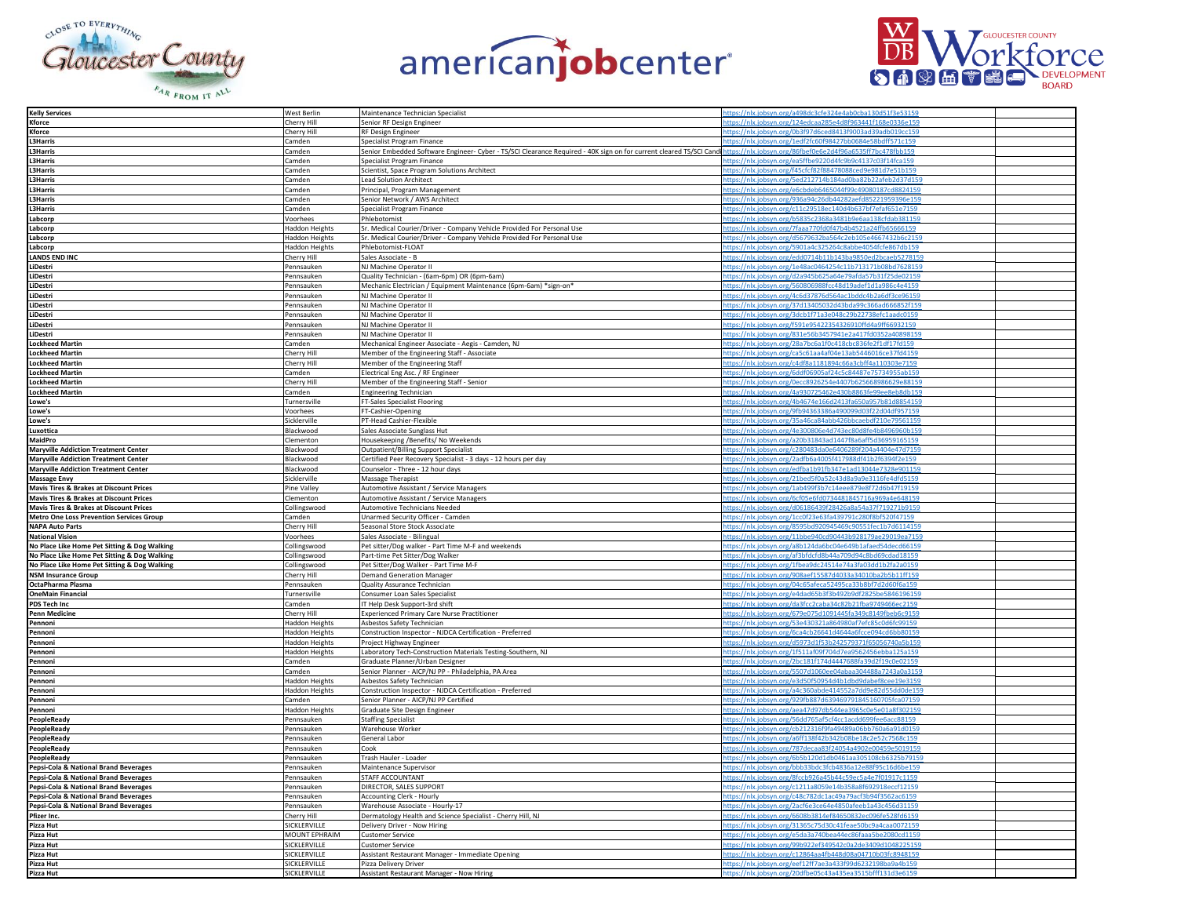| | | | | |
|---|---|---|---|---|
| **Kelly Services** | West Berlin | Maintenance Technician Specialist | https://nlx.jobsyn.org/a498dc3cfe324e4ab0cba130d51f3e53159 | |
| **Kforce** | Cherry Hill | Senior RF Design Engineer | https://nlx.jobsyn.org/124edcaa285e4d8f963441f168e0336e159 | |
| **Kforce** | Cherry Hill | RF Design Engineer | https://nlx.jobsyn.org/0b3f97d6ced8413f9003ad39adb019cc159 | |
| **L3Harris** | Camden | Specialist Program Finance | https://nlx.jobsyn.org/1edf2fc60f98427bb0684e58bdff571c159 | |
| **L3Harris** | Camden | Senior Embedded Software Engineer- Cyber - TS/SCI Clearance Required - 40K sign on for current cleared TS/SCI Candi | https://nlx.jobsyn.org/86fbef0e6e2d4f96a6535f7bc478fbb159 | |
| **L3Harris** | Camden | Specialist Program Finance | https://nlx.jobsyn.org/ea5ffbe9220d4fc9b9c4137c03f14fca159 | |
| **L3Harris** | Camden | Scientist, Space Program Solutions Architect | https://nlx.jobsyn.org/f45cfcf82f88478088ced9e981d7e51b159 | |
| **L3Harris** | Camden | Lead Solution Architect | https://nlx.jobsyn.org/5ed212714b184ad0ba82b22afeb2d37d159 | |
| **L3Harris** | Camden | Principal, Program Management | https://nlx.jobsyn.org/e6cbdeb6465044f99c49080187cd8824159 | |
| **L3Harris** | Camden | Senior Network / AWS Architect | https://nlx.jobsyn.org/936a94c26db44282aefd85221959396e159 | |
| **L3Harris** | Camden | Specialist Program Finance | https://nlx.jobsyn.org/c11c29518ec140d4b637bf7efaf651e7159 | |
| **Labcorp** | Voorhees | Phlebotomist | https://nlx.jobsyn.org/b5835c2368a3481b9e6aa138cfdab381159 | |
| **Labcorp** | Haddon Heights | Sr. Medical Courier/Driver - Company Vehicle Provided For Personal Use | https://nlx.jobsyn.org/7faaa770fd0f47b4b4521a24ffb65666159 | |
| **Labcorp** | Haddon Heights | Sr. Medical Courier/Driver - Company Vehicle Provided For Personal Use | https://nlx.jobsyn.org/d5679632ba564c2eb105e4667432b6c2159 | |
| **Labcorp** | Haddon Heights | Phlebotomist-FLOAT | https://nlx.jobsyn.org/5901a4c325264c8abbe4054fcfe867db159 | |
| **LANDS END INC** | Cherry Hill | Sales Associate - B | https://nlx.jobsyn.org/edd0714b11b143ba9850ed2bcaeb5278159 | |
| **LiDestri** | Pennsauken | NJ Machine Operator II | https://nlx.jobsyn.org/1e48ac0464254c11b713171b08bd7628159 | |
| **LiDestri** | Pennsauken | Quality Technician - (6am-6pm) OR (6pm-6am) | https://nlx.jobsyn.org/d2a945b625a64e79afda57b31f25de02159 | |
| **LiDestri** | Pennsauken | Mechanic Electrician / Equipment Maintenance (6pm-6am) *sign-on* | https://nlx.jobsyn.org/560806988fcc48d19adef1d1a986c4e4159 | |
| **LiDestri** | Pennsauken | NJ Machine Operator II | https://nlx.jobsyn.org/4c6d37876d564ac1bddc4b2a6df3ce96159 | |
| **LiDestri** | Pennsauken | NJ Machine Operator II | https://nlx.jobsyn.org/37d13405032d43bda99c366ad666852f159 | |
| **LiDestri** | Pennsauken | NJ Machine Operator II | https://nlx.jobsyn.org/3dcb1f71a3e048c29b22738efc1aadc0159 | |
| **LiDestri** | Pennsauken | NJ Machine Operator II | https://nlx.jobsyn.org/f591e95422354326910ffd4a9ff66932159 | |
| **LiDestri** | Pennsauken | NJ Machine Operator II | https://nlx.jobsyn.org/831e56b3457941e2a417fd0352a40898159 | |
| **Lockheed Martin** | Camden | Mechanical Engineer Associate - Aegis - Camden, NJ | https://nlx.jobsyn.org/28a7bc6a1f0c418cbc836fe2f1df17fd159 | |
| **Lockheed Martin** | Cherry Hill | Member of the Engineering Staff - Associate | https://nlx.jobsyn.org/ca5c61aa4af04e13ab5446016ce37fd4159 | |
| **Lockheed Martin** | Cherry Hill | Member of the Engineering Staff | https://nlx.jobsyn.org/c4df8a1181894c66a3cbff4a110303e7159 | |
| **Lockheed Martin** | Camden | Electrical Eng Asc. / RF Engineer | https://nlx.jobsyn.org/6ddf06905af24c5c84487e75734955ab159 | |
| **Lockheed Martin** | Cherry Hill | Member of the Engineering Staff - Senior | https://nlx.jobsyn.org/0ecc8926254e4407b625668986629e88159 | |
| **Lockheed Martin** | Camden | Engineering Technician | https://nlx.jobsyn.org/4a930725462e430b8863fe99ee8eb8db159 | |
| **Lowe's** | Turnersville | FT-Sales Specialist Flooring | https://nlx.jobsyn.org/4b4674e166d2413fa650a957b81d8854159 | |
| **Lowe's** | Voorhees | FT-Cashier-Opening | https://nlx.jobsyn.org/9fb94363386a490099d03f22d04df957159 | |
| **Lowe's** | Sicklerville | PT-Head Cashier-Flexible | https://nlx.jobsyn.org/35a46ca84abb426bbcaebdf210e79561159 | |
| **Luxottica** | Blackwood | Sales Associate Sunglass Hut | https://nlx.jobsyn.org/4e300806e4d743ec80d8fe4b8496960b159 | |
| **MaidPro** | Clementon | Housekeeping /Benefits/ No Weekends | https://nlx.jobsyn.org/a20b31843ad1447f8a6af5d36959165159 | |
| **Maryville Addiction Treatment Center** | Blackwood | Outpatient/Billing Support Specialist | https://nlx.jobsyn.org/c280483da0e6406289f204a4404e47d7159 | |
| **Maryville Addiction Treatment Center** | Blackwood | Certified Peer Recovery Specialist - 3 days - 12 hours per day | https://nlx.jobsyn.org/2adfb6a4005f417988df41b2f6394f2e159 | |
| **Maryville Addiction Treatment Center** | Blackwood | Counselor - Three - 12 hour days | https://nlx.jobsyn.org/edfba1b91fb347e1ad13044e7328e901159 | |
| **Massage Envy** | Sicklerville | Massage Therapist | https://nlx.jobsyn.org/21bed5f0a52c43d8a9a9e3116fe4dfd5159 | |
| **Mavis Tires & Brakes at Discount Prices** | Pine Valley | Automotive Assistant / Service Managers | https://nlx.jobsyn.org/1ab499f3b7c14eee879e8f72d6b47f19159 | |
| **Mavis Tires & Brakes at Discount Prices** | Clementon | Automotive Assistant / Service Managers | https://nlx.jobsyn.org/6cf05e6fd0734481845716a969a4e648159 | |
| **Mavis Tires & Brakes at Discount Prices** | Collingswood | Automotive Technicians Needed | https://nlx.jobsyn.org/d06186439f28426a8a54a37f719271b9159 | |
| **Metro One Loss Prevention Services Group** | Camden | Unarmed Security Officer - Camden | https://nlx.jobsyn.org/1cc0f23e63fa439791c280f8bf520f47159 | |
| **NAPA Auto Parts** | Cherry Hill | Seasonal Store Stock Associate | https://nlx.jobsyn.org/8595bd920945469c90551fec1b7d6114159 | |
| **National Vision** | Voorhees | Sales Associate - Bilingual | https://nlx.jobsyn.org/11bbe940cd90443b928179ae29019ea7159 | |
| **No Place Like Home Pet Sitting & Dog Walking** | Collingswood | Pet sitter/Dog walker - Part Time M-F and weekends | https://nlx.jobsyn.org/a8b124da6bc04e649b1afaed54decd66159 | |
| **No Place Like Home Pet Sitting & Dog Walking** | Collingswood | Part-time Pet Sitter/Dog Walker | https://nlx.jobsyn.org/af3bfdcfd8b44a709d94c8bd69cdad18159 | |
| **No Place Like Home Pet Sitting & Dog Walking** | Collingswood | Pet Sitter/Dog Walker - Part Time M-F | https://nlx.jobsyn.org/1fbea9dc24514e74a3fa03dd1b2fa2a0159 | |
| **NSM Insurance Group** | Cherry Hill | Demand Generation Manager | https://nlx.jobsyn.org/908aef15587d4033a34010ba2b5b11ff159 | |
| **OctaPharma Plasma** | Pennsauken | Quality Assurance Technician | https://nlx.jobsyn.org/04c65afeca52495ca33b8bf7d2d60f6a159 | |
| **OneMain Financial** | Turnersville | Consumer Loan Sales Specialist | https://nlx.jobsyn.org/e4dad65b3f3b492b9df2825be5846196159 | |
| **PDS Tech Inc** | Camden | IT Help Desk Support-3rd shift | https://nlx.jobsyn.org/da3fcc2caba34c82b21fba9749466ec2159 | |
| **Penn Medicine** | Cherry Hill | Experienced Primary Care Nurse Practitioner | https://nlx.jobsyn.org/679e075d1091445fa349c8149fbeb6c9159 | |
| **Pennoni** | Haddon Heights | Asbestos Safety Technician | https://nlx.jobsyn.org/53e430321a864980af7efc85c0d6fc99159 | |
| **Pennoni** | Haddon Heights | Construction Inspector - NJDCA Certification - Preferred | https://nlx.jobsyn.org/6ca4cb26641d4644a6fcce094cd6bb80159 | |
| **Pennoni** | Haddon Heights | Project Highway Engineer | https://nlx.jobsyn.org/d5973d1f53b242579371f65056740a5b159 | |
| **Pennoni** | Haddon Heights | Laboratory Tech-Construction Materials Testing-Southern, NJ | https://nlx.jobsyn.org/1f511af09f704d7ea9562456ebba125a159 | |
| **Pennoni** | Camden | Graduate Planner/Urban Designer | https://nlx.jobsyn.org/2bc181f174d4447688fa39d2f19c0e02159 | |
| **Pennoni** | Camden | Senior Planner - AICP/NJ PP - Philadelphia, PA Area | https://nlx.jobsyn.org/5507d1060ee04abaa304488a7243a0a3159 | |
| **Pennoni** | Haddon Heights | Asbestos Safety Technician | https://nlx.jobsyn.org/e3d50f50954d4b1dbd9dabef8cee19e3159 | |
| **Pennoni** | Haddon Heights | Construction Inspector - NJDCA Certification - Preferred | https://nlx.jobsyn.org/a4c360abde414552a7dd9e82d55dd0de159 | |
| **Pennoni** | Camden | Senior Planner - AICP/NJ PP Certified | https://nlx.jobsyn.org/929fb887d63946971845160705fca07159 | |
| **Pennoni** | Haddon Heights | Graduate Site Design Engineer | https://nlx.jobsyn.org/aea47d97db544ea3965c0e5e01a8f302159 | |
| **PeopleReady** | Pennsauken | Staffing Specialist | https://nlx.jobsyn.org/56dd765af5cf4cc1acdd699fee6acc88159 | |
| **PeopleReady** | Pennsauken | Warehouse Worker | https://nlx.jobsyn.org/cb212316f9fa49489a06bb760a6a91d0159 | |
| **PeopleReady** | Pennsauken | General Labor | https://nlx.jobsyn.org/a6ff138f42b342b08be18c2e52c7568c159 | |
| **PeopleReady** | Pennsauken | Cook | https://nlx.jobsyn.org/787decaa83f24054a4902e00459e5019159 | |
| **PeopleReady** | Pennsauken | Trash Hauler - Loader | https://nlx.jobsyn.org/6b5b120d1db0461aa305108cb6325b79159 | |
| **Pepsi-Cola & National Brand Beverages** | Pennsauken | Maintenance Supervisor | https://nlx.jobsyn.org/bbb33bdc3fcb4836a12e88f95c16d6be159 | |
| **Pepsi-Cola & National Brand Beverages** | Pennsauken | STAFF ACCOUNTANT | https://nlx.jobsyn.org/8fccb926a45b44c59ec5a4e7f01917c1159 | |
| **Pepsi-Cola & National Brand Beverages** | Pennsauken | DIRECTOR, SALES SUPPORT | https://nlx.jobsyn.org/c1211a8059e14b358a8f692918eccf12159 | |
| **Pepsi-Cola & National Brand Beverages** | Pennsauken | Accounting Clerk - Hourly | https://nlx.jobsyn.org/c48c782dc1ac49a79acf3b94f3562ac6159 | |
| **Pepsi-Cola & National Brand Beverages** | Pennsauken | Warehouse Associate - Hourly-17 | https://nlx.jobsyn.org/2acf6e3ce64e4850afeeb1a43c456d31159 | |
| **Pfizer Inc.** | Cherry Hill | Dermatology Health and Science Specialist - Cherry Hill, NJ | https://nlx.jobsyn.org/6608b3814ef84650832ec096fe528fd6159 | |
| **Pizza Hut** | SICKLERVILLE | Delivery Driver - Now Hiring | https://nlx.jobsyn.org/31365c75d30c41feae50bc9a4caa0072159 | |
| **Pizza Hut** | MOUNT EPHRAIM | Customer Service | https://nlx.jobsyn.org/e5da3a740bea44ec86faaa5be2080cd1159 | |
| **Pizza Hut** | SICKLERVILLE | Customer Service | https://nlx.jobsyn.org/99b922ef349542c0a2de3409d1048225159 | |
| **Pizza Hut** | SICKLERVILLE | Assistant Restaurant Manager - Immediate Opening | https://nlx.jobsyn.org/c12864aa4fb448d08a04710b03fc8948159 | |
| **Pizza Hut** | SICKLERVILLE | Pizza Delivery Driver | https://nlx.jobsyn.org/eef12ff7ae3a433f99d6232198ba9a4b159 | |
| **Pizza Hut** | SICKLERVILLE | Assistant Restaurant Manager - Now Hiring | https://nlx.jobsyn.org/20dfbe05c43a435ea3515bfff131d3e6159 | |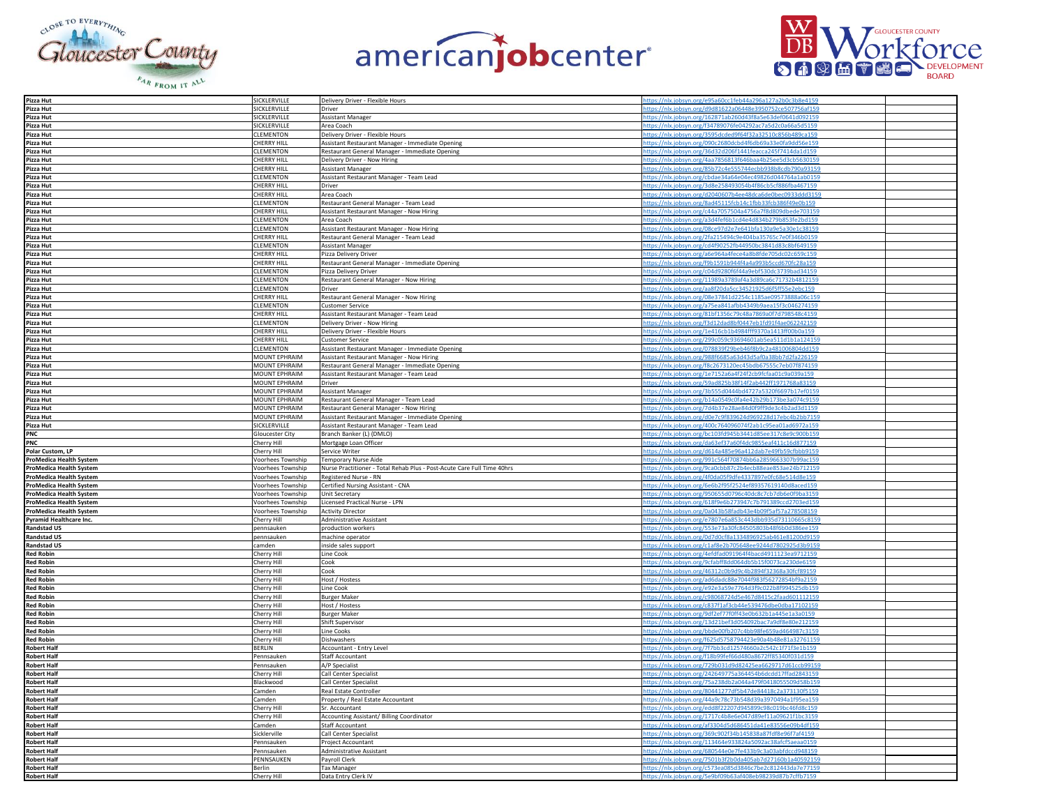| | | | | |
|---|---|---|---|---|
| **Pizza Hut** | SICKLERVILLE | Delivery Driver - Flexible Hours | https://nlx.jobsyn.org/e95a60cc1feb44a296a127a2b0c3b8e4159 | |
| **Pizza Hut** | SICKLERVILLE | Driver | https://nlx.jobsyn.org/d9d81622a06448e3950752ce507756af159 | |
| **Pizza Hut** | SICKLERVILLE | Assistant Manager | https://nlx.jobsyn.org/162871ab260d43f8a5e63def0641d092159 | |
| **Pizza Hut** | SICKLERVILLE | Area Coach | https://nlx.jobsyn.org/f34789076fe04292ac7a5d2c0a66a5d5159 | |
| **Pizza Hut** | CLEMENTON | Delivery Driver - Flexible Hours | https://nlx.jobsyn.org/3595dcded9f64f32a32510c856b489ca159 | |
| **Pizza Hut** | CHERRY HILL | Assistant Restaurant Manager - Immediate Opening | https://nlx.jobsyn.org/090c2680dcbd4f6db69a33e0fa9dd56e159 | |
| **Pizza Hut** | CLEMENTON | Restaurant General Manager - Immediate Opening | https://nlx.jobsyn.org/36d32d206f1441feacca245f7414da1d159 | |
| **Pizza Hut** | CHERRY HILL | Delivery Driver - Now Hiring | https://nlx.jobsyn.org/4aa7856813f646baa4b25ee5d3cb5630159 | |
| **Pizza Hut** | CHERRY HILL | Assistant Manager | https://nlx.jobsyn.org/85b72c4e555744ecbb938b8cdb790a93159 | |
| **Pizza Hut** | CLEMENTON | Assistant Restaurant Manager - Team Lead | https://nlx.jobsyn.org/cbdae34a64e04ec49826d044764a1ab0159 | |
| **Pizza Hut** | CHERRY HILL | Driver | https://nlx.jobsyn.org/3d8e258493054b4f86cb5cf886fba467159 | |
| **Pizza Hut** | CHERRY HILL | Area Coach | https://nlx.jobsyn.org/d2040607b4ee48dca6de0bec0933ddd3159 | |
| **Pizza Hut** | CLEMENTON | Restaurant General Manager - Team Lead | https://nlx.jobsyn.org/8ad45115fcb14c1fbb33fcb386f49e0b159 | |
| **Pizza Hut** | CHERRY HILL | Assistant Restaurant Manager - Now Hiring | https://nlx.jobsyn.org/c44a7057504a4756a7f8d809dbede703159 | |
| **Pizza Hut** | CLEMENTON | Area Coach | https://nlx.jobsyn.org/a3d4fef6b1cd4e4d834b279b853fe2bd159 | |
| **Pizza Hut** | CLEMENTON | Assistant Restaurant Manager - Now Hiring | https://nlx.jobsyn.org/08ce97d2e7e641bfa130a9e5a30e1c38159 | |
| **Pizza Hut** | CHERRY HILL | Restaurant General Manager - Team Lead | https://nlx.jobsyn.org/2fa215494c9e404ba35765c7e0f346b0159 | |
| **Pizza Hut** | CLEMENTON | Assistant Manager | https://nlx.jobsyn.org/cd4f90252fb44950bc3841d83c8bf649159 | |
| **Pizza Hut** | CHERRY HILL | Pizza Delivery Driver | https://nlx.jobsyn.org/a6e964a4fece4a8b8fde705dc02c659c159 | |
| **Pizza Hut** | CHERRY HILL | Restaurant General Manager - Immediate Opening | https://nlx.jobsyn.org/f9b1591b944f4a4a993b5ccd670fc28a159 | |
| **Pizza Hut** | CLEMENTON | Pizza Delivery Driver | https://nlx.jobsyn.org/c04d9280f6f44a9ebf530dc3739bad34159 | |
| **Pizza Hut** | CLEMENTON | Restaurant General Manager - Now Hiring | https://nlx.jobsyn.org/11989a3789af4a3d89ca6c71732b4812159 | |
| **Pizza Hut** | CLEMENTON | Driver | https://nlx.jobsyn.org/aa8f20da5cc34521925d6f5ff55e2ebc159 | |
| **Pizza Hut** | CHERRY HILL | Restaurant General Manager - Now Hiring | https://nlx.jobsyn.org/08e37841d2254c1185ae09573888a06c159 | |
| **Pizza Hut** | CLEMENTON | Customer Service | https://nlx.jobsyn.org/a75ea841afbb4349b9aea15f3c046274159 | |
| **Pizza Hut** | CHERRY HILL | Assistant Restaurant Manager - Team Lead | https://nlx.jobsyn.org/81bf1356c79c48a7869a0f7d798548c4159 | |
| **Pizza Hut** | CLEMENTON | Delivery Driver - Now Hiring | https://nlx.jobsyn.org/f3d12dad8bf0447eb1fd91f4ae062242159 | |
| **Pizza Hut** | CHERRY HILL | Delivery Driver - Flexible Hours | https://nlx.jobsyn.org/1e416cb1b4984ff9370a1413ff00b0a159 | |
| **Pizza Hut** | CHERRY HILL | Customer Service | https://nlx.jobsyn.org/299c059c93694601ab5ea511d1b1a124159 | |
| **Pizza Hut** | CLEMENTON | Assistant Restaurant Manager - Immediate Opening | https://nlx.jobsyn.org/078839f29beb46f8b9c2a481006804dd159 | |
| **Pizza Hut** | MOUNT EPHRAIM | Assistant Restaurant Manager - Now Hiring | https://nlx.jobsyn.org/988f6685a63d43d5af0a38bb7d2fa226159 | |
| **Pizza Hut** | MOUNT EPHRAIM | Restaurant General Manager - Immediate Opening | https://nlx.jobsyn.org/f8c2673120ec45bdb67555c7eb07f874159 | |
| **Pizza Hut** | MOUNT EPHRAIM | Assistant Restaurant Manager - Team Lead | https://nlx.jobsyn.org/1e7152a6a4f24f2cb9fcfaa01c9a039a159 | |
| **Pizza Hut** | MOUNT EPHRAIM | Driver | https://nlx.jobsyn.org/59ad825b38f14f2ab442ff1971768a83159 | |
| **Pizza Hut** | MOUNT EPHRAIM | Assistant Manager | https://nlx.jobsyn.org/3b555d0444bd4727a5320f6697b17ef0159 | |
| **Pizza Hut** | MOUNT EPHRAIM | Restaurant General Manager - Team Lead | https://nlx.jobsyn.org/b14a0549c0fa4e42b29b173be3a074c9159 | |
| **Pizza Hut** | MOUNT EPHRAIM | Restaurant General Manager - Now Hiring | https://nlx.jobsyn.org/7d4b37e28ae84d0f9ff9de3c4b2ad3d1159 | |
| **Pizza Hut** | MOUNT EPHRAIM | Assistant Restaurant Manager - Immediate Opening | https://nlx.jobsyn.org/d0e7c9f839624d969228d17ebc4b2bb7159 | |
| **Pizza Hut** | SICKLERVILLE | Assistant Restaurant Manager - Team Lead | https://nlx.jobsyn.org/400c764096074f2ab1c95ea01ad6972a159 | |
| **PNC** | Gloucester City | Branch Banker (L) (DMLO) | https://nlx.jobsyn.org/bc103fd945b3441d85ee317c8e9c900b159 | |
| **PNC** | Cherry Hill | Mortgage Loan Officer | https://nlx.jobsyn.org/da63ef37a60f4dc9855eaf411c16d877159 | |
| **Polar Custom, LP** | Cherry Hill | Service Writer | https://nlx.jobsyn.org/d614a485e96a412dab7e49fb59cfbbb9159 | |
| **ProMedica Health System** | Voorhees Township | Temporary Nurse Aide | https://nlx.jobsyn.org/991c564f70874bb6a2859663307b99ac159 | |
| **ProMedica Health System** | Voorhees Township | Nurse Practitioner - Total Rehab Plus - Post-Acute Care Full Time 40hrs | https://nlx.jobsyn.org/9ca0cbb87c2b4ecb88eae853ae24b712159 | |
| **ProMedica Health System** | Voorhees Township | Registered Nurse - RN | https://nlx.jobsyn.org/4f0da05f9dfe4337897e0fc68e514d8e159 | |
| **ProMedica Health System** | Voorhees Township | Certified Nursing Assistant - CNA | https://nlx.jobsyn.org/6e6b2f95f2524ef89357619140d8aced159 | |
| **ProMedica Health System** | Voorhees Township | Unit Secretary | https://nlx.jobsyn.org/950655d0796c40dc8c7cb7db6e0f9ba3159 | |
| **ProMedica Health System** | Voorhees Township | Licensed Practical Nurse - LPN | https://nlx.jobsyn.org/618f9e6b273947c7b791389ccd2703ed159 | |
| **ProMedica Health System** | Voorhees Township | Activity Director | https://nlx.jobsyn.org/0a043b58fadb43e4b09f5af57a278508159 | |
| **Pyramid Healthcare Inc.** | Cherry Hill | Administrative Assistant | https://nlx.jobsyn.org/e7807e6a853c443dbb935d73110665c8159 | |
| **Randstad US** | pennsauken | production workers | https://nlx.jobsyn.org/553e73a30fc84505803b48f6b0d386ee159 | |
| **Randstad US** | pennsauken | machine operator | https://nlx.jobsyn.org/0d7d0cf8a1334896925ab461e81200d9159 | |
| **Randstad US** | camden | inside sales support | https://nlx.jobsyn.org/c1af8e2b705648ee9244d7802925d3b9159 | |
| **Red Robin** | Cherry Hill | Line Cook | https://nlx.jobsyn.org/4efdfad091964f4baad4911123ea9712159 | |
| **Red Robin** | Cherry Hill | Cook | https://nlx.jobsyn.org/9cfabff8dd064db5b15f0073ca230de6159 | |
| **Red Robin** | Cherry Hill | Cook | https://nlx.jobsyn.org/46312c0b9d9c4b2894f32368a30fcf89159 | |
| **Red Robin** | Cherry Hill | Host / Hostess | https://nlx.jobsyn.org/ad6dadc88e7044f983f56272854bf9a2159 | |
| **Red Robin** | Cherry Hill | Line Cook | https://nlx.jobsyn.org/e92e3a59e7764d3f9c022b8f994525db159 | |
| **Red Robin** | Cherry Hill | Burger Maker | https://nlx.jobsyn.org/c98068724d5e467d8415c2faad601112159 | |
| **Red Robin** | Cherry Hill | Host / Hostess | https://nlx.jobsyn.org/c837f1af3cb44e539476dbe0dba17102159 | |
| **Red Robin** | Cherry Hill | Burger Maker | https://nlx.jobsyn.org/9df2ef77f0ff43e0b632b1a445e1a3a0159 | |
| **Red Robin** | Cherry Hill | Shift Supervisor | https://nlx.jobsyn.org/13d21bef3d054092bac7a9df8e80e212159 | |
| **Red Robin** | Cherry Hill | Line Cooks | https://nlx.jobsyn.org/bbde00fb207c4bb98fe659ad464987c3159 | |
| **Red Robin** | Cherry Hill | Dishwashers | https://nlx.jobsyn.org/f625d5758794423e90a4b48e81a32761159 | |
| **Robert Half** | BERLIN | Accountant - Entry Level | https://nlx.jobsyn.org/7f7bb3cd12574660a2c542c1f71f3e1b159 | |
| **Robert Half** | Pennsauken | Staff Accountant | https://nlx.jobsyn.org/f18b99fef66d480a8672ff85340f031d159 | |
| **Robert Half** | Pennsauken | A/P Specialist | https://nlx.jobsyn.org/729b031d9d82425ea6629717d61ccb99159 | |
| **Robert Half** | Cherry Hill | Call Center Specialist | https://nlx.jobsyn.org/242649775a36445 4b6dcdd17ffad2843159 | |
| **Robert Half** | Blackwood | Call Center Specialist | https://nlx.jobsyn.org/75a238db2a044a479f0418055509d58b159 | |
| **Robert Half** | Camden | Real Estate Controller | https://nlx.jobsyn.org/80441277df5b47de84418c2a373130f5159 | |
| **Robert Half** | Camden | Property / Real Estate Accountant | https://nlx.jobsyn.org/44a9c78c73b548d39a3970494a1f95ea159 | |
| **Robert Half** | Cherry Hill | Sr. Accountant | https://nlx.jobsyn.org/edd8f22207d945899c98c019bc46fd8c159 | |
| **Robert Half** | Cherry Hill | Accounting Assistant/ Billing Coordinator | https://nlx.jobsyn.org/1717c4b8e6e047d89ef11a09621f1bc3159 | |
| **Robert Half** | Camden | Staff Accountant | https://nlx.jobsyn.org/af3304d5d686451da41e83556e09b4df159 | |
| **Robert Half** | Sicklerville | Call Center Specialist | https://nlx.jobsyn.org/369c902f34b145838a87fdf8e96f7af4159 | |
| **Robert Half** | Pennsauken | Project Accountant | https://nlx.jobsyn.org/113464e933824a5092ac38afcf5aeaa0159 | |
| **Robert Half** | Pennsauken | Administrative Assistant | https://nlx.jobsyn.org/680544e0e7fe433b9c3a03abfdccd948159 | |
| **Robert Half** | PENNSAUKEN | Payroll Clerk | https://nlx.jobsyn.org/7501b3f2b0da405ab7d27160b1a40592159 | |
| **Robert Half** | Berlin | Tax Manager | https://nlx.jobsyn.org/c573ea085d3846c7be2c812443da7e77159 | |
| **Robert Half** | Cherry Hill | Data Entry Clerk IV | https://nlx.jobsyn.org/5e9bf09b63af408eb98239d87b7cffb7159 | |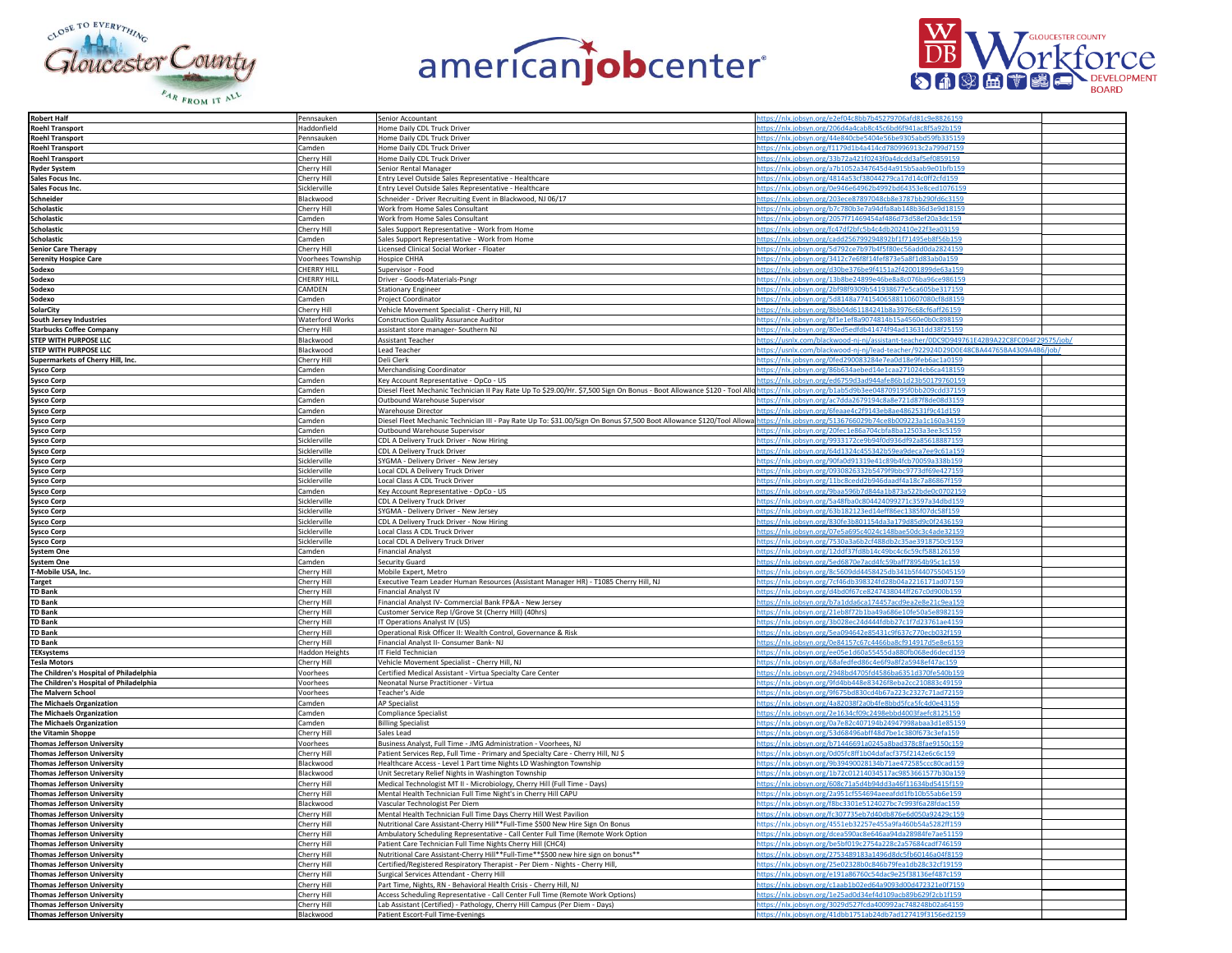| | | | | |
|---|---|---|---|---|
| **Robert Half** | Pennsauken | Senior Accountant | https://nlx.jobsyn.org/e2ef04c8bb7b45279706afd81c9e8826159 | |
| **Roehl Transport** | Haddonfield | Home Daily CDL Truck Driver | https://nlx.jobsyn.org/206d4a4cab8c45c6bd6f941ac8f5a92b159 | |
| **Roehl Transport** | Pennsauken | Home Daily CDL Truck Driver | https://nlx.jobsyn.org/44e840cbe5404e56be9305abd59fb335159 | |
| **Roehl Transport** | Camden | Home Daily CDL Truck Driver | https://nlx.jobsyn.org/f1179d1b4a414cd780996913c2a799d7159 | |
| **Roehl Transport** | Cherry Hill | Home Daily CDL Truck Driver | https://nlx.jobsyn.org/33b72a421f0243f0a4dcdd3af5ef0859159 | |
| **Ryder System** | Cherry Hill | Senior Rental Manager | https://nlx.jobsyn.org/a7b1052a347645d4a915b5aab9e01bfb159 | |
| **Sales Focus Inc.** | Cherry Hill | Entry Level Outside Sales Representative - Healthcare | https://nlx.jobsyn.org/4814a53cf38044279ca17d14c0ff2cfd159 | |
| **Sales Focus Inc.** | Sicklerville | Entry Level Outside Sales Representative - Healthcare | https://nlx.jobsyn.org/0e946e64962b4992bd64353e8ced1076159 | |
| **Schneider** | Blackwood | Schneider - Driver Recruiting Event in Blackwood, NJ 06/17 | https://nlx.jobsyn.org/203ece87897048cb8e3787bb290fd6c3159 | |
| **Scholastic** | Cherry Hill | Work from Home Sales Consultant | https://nlx.jobsyn.org/b7c780b3e7a94dfa8ab148b36d3e9d18159 | |
| **Scholastic** | Camden | Work from Home Sales Consultant | https://nlx.jobsyn.org/2057f71469454af486d73d58ef20a3dc159 | |
| **Scholastic** | Cherry Hill | Sales Support Representative - Work from Home | https://nlx.jobsyn.org/fc47d2bfc5b4c4db202410e22f3ea03159 | |
| **Scholastic** | Camden | Sales Support Representative - Work from Home | https://nlx.jobsyn.org/cadd256799294892bf1f71495eb8f56b159 | |
| **Senior Care Therapy** | Cherry Hill | Licensed Clinical Social Worker - Floater | https://nlx.jobsyn.org/5d792ce7b97b4f5f80ec56add0da2824159 | |
| **Serenity Hospice Care** | Voorhees Township | Hospice CHHA | https://nlx.jobsyn.org/3412c7e6f8f14fef873e5a8f1d83ab0a159 | |
| **Sodexo** | CHERRY HILL | Supervisor - Food | https://nlx.jobsyn.org/d30be376be9f4151a2f42001899de63a159 | |
| **Sodexo** | CHERRY HILL | Driver - Goods-Materials-Psngr | https://nlx.jobsyn.org/13b8be24899e46be8a8c076ba96ce986159 | |
| **Sodexo** | CAMDEN | Stationary Engineer | https://nlx.jobsyn.org/2bf98f9309b541938677e5ca605be317159 | |
| **Sodexo** | Camden | Project Coordinator | https://nlx.jobsyn.org/5d8148a774154065881106070800cf8d8159 | |
| **SolarCity** | Cherry Hill | Vehicle Movement Specialist - Cherry Hill, NJ | https://nlx.jobsyn.org/8bb04d61184241b8a3976c68cf6aff26159 | |
| **South Jersey Industries** | Waterford Works | Construction Quality Assurance Auditor | https://nlx.jobsyn.org/bf1e1ef8a9074814b15a4560e0b0c898159 | |
| **Starbucks Coffee Company** | Cherry Hill | assistant store manager- Southern NJ | https://nlx.jobsyn.org/80ed5edfdb41474f94ad13631dd38f25159 | |
| **STEP WITH PURPOSE LLC** | Blackwood | Assistant Teacher | https://usnlx.com/blackwood-nj-nj/assistant-teacher/0DC9D949761E42B9A22C8FC094F29575/job/ | |
| **STEP WITH PURPOSE LLC** | Blackwood | Lead Teacher | https://usnlx.com/blackwood-nj-nj/lead-teacher/922924D29D0E48CBA44765BA4309A4B6/job/ | |
| **Supermarkets of Cherry Hill, Inc.** | Cherry Hill | Deli Clerk | https://nlx.jobsyn.org/0fed290083284e7ea0d18e9feb6ac1a0159 | |
| **Sysco Corp** | Camden | Merchandising Coordinator | https://nlx.jobsyn.org/86b634aebed14e1caa271024cb6ca418159 | |
| **Sysco Corp** | Camden | Key Account Representative - OpCo - US | https://nlx.jobsyn.org/ed6759d3ad944afe86b1d23b50179760159 | |
| **Sysco Corp** | Camden | Diesel Fleet Mechanic Technician II Pay Rate Up To $29.00/Hr. $7,500 Sign On Bonus - Boot Allowance $120 - Tool Allo | https://nlx.jobsyn.org/b1ab5d9b3ee048709195f0bb209cdd37159 | |
| **Sysco Corp** | Camden | Outbound Warehouse Supervisor | https://nlx.jobsyn.org/ac7dda2679194c8a8e721d87f8de08d3159 | |
| **Sysco Corp** | Camden | Warehouse Director | https://nlx.jobsyn.org/6feaae4c2f9143eb8ae4862531f9c41d159 | |
| **Sysco Corp** | Camden | Diesel Fleet Mechanic Technician III - Pay Rate Up To: $31.00/Sign On Bonus $7,500 Boot Allowance $120/Tool Allowa | https://nlx.jobsyn.org/5136766029b74ce8b009223a1c160a34159 | |
| **Sysco Corp** | Camden | Outbound Warehouse Supervisor | https://nlx.jobsyn.org/20fec1e86a704cbfa8ba12503a3ee3c5159 | |
| **Sysco Corp** | Sicklerville | CDL A Delivery Truck Driver - Now Hiring | https://nlx.jobsyn.org/9933172ce9b94f0d936df92a85618887159 | |
| **Sysco Corp** | Sicklerville | CDL A Delivery Truck Driver | https://nlx.jobsyn.org/64d1324c455342b59ea9deca7ee9c61a159 | |
| **Sysco Corp** | Sicklerville | SYGMA - Delivery Driver - New Jersey | https://nlx.jobsyn.org/90fa0d91319e41c89b4fcb70059a338b159 | |
| **Sysco Corp** | Sicklerville | Local CDL A Delivery Truck Driver | https://nlx.jobsyn.org/0930826332b5479f9bbc9773df69e427159 | |
| **Sysco Corp** | Sicklerville | Local Class A CDL Truck Driver | https://nlx.jobsyn.org/11bc8cedd2b946daadf4a18c7a86867f159 | |
| **Sysco Corp** | Camden | Key Account Representative - OpCo - US | https://nlx.jobsyn.org/9baa596b7d844a1b873a522bde0c0702159 | |
| **Sysco Corp** | Sicklerville | CDL A Delivery Truck Driver | https://nlx.jobsyn.org/5a48fba0c804424099271c3597a34dbd159 | |
| **Sysco Corp** | Sicklerville | SYGMA - Delivery Driver - New Jersey | https://nlx.jobsyn.org/63b182123ed14eff86ec1385f07dc58f159 | |
| **Sysco Corp** | Sicklerville | CDL A Delivery Truck Driver - Now Hiring | https://nlx.jobsyn.org/830fe3b801154da3a179d85d9c0f2436159 | |
| **Sysco Corp** | Sicklerville | Local Class A CDL Truck Driver | https://nlx.jobsyn.org/07e5a695c4024c148bae50dc3c4ade32159 | |
| **Sysco Corp** | Sicklerville | Local CDL A Delivery Truck Driver | https://nlx.jobsyn.org/7530a3a6b2cf488db2c35ae3918750c9159 | |
| **System One** | Camden | Financial Analyst | https://nlx.jobsyn.org/12ddf37fd8b14c49bc4c6c59cf588126159 | |
| **System One** | Camden | Security Guard | https://nlx.jobsyn.org/5ed6870e7acd4fc59baff78954b95c1c159 | |
| **T-Mobile USA, Inc.** | Cherry Hill | Mobile Expert, Metro | https://nlx.jobsyn.org/8c5609dd4458425db341b5f440755045159 | |
| **Target** | Cherry Hill | Executive Team Leader Human Resources (Assistant Manager HR) - T1085 Cherry Hill, NJ | https://nlx.jobsyn.org/7cf46db398324fd28b04a2216171ad07159 | |
| **TD Bank** | Cherry Hill | Financial Analyst IV | https://nlx.jobsyn.org/d4bd0f67ce8247438044ff267c0d900b159 | |
| **TD Bank** | Cherry Hill | Financial Analyst IV- Commercial Bank FP&A - New Jersey | https://nlx.jobsyn.org/b7a1dda6ca174457acd9ea2e8e21c9ea159 | |
| **TD Bank** | Cherry Hill | Customer Service Rep I/Grove St (Cherry Hill) (40hrs) | https://nlx.jobsyn.org/21eb8f72b1ba49a686e10fe50a5e8982159 | |
| **TD Bank** | Cherry Hill | IT Operations Analyst IV (US) | https://nlx.jobsyn.org/3b028ec24d444fdbb27c1f7d23761ae4159 | |
| **TD Bank** | Cherry Hill | Operational Risk Officer II: Wealth Control, Governance & Risk | https://nlx.jobsyn.org/5ea094642e85431c9f637c770ecb032f159 | |
| **TD Bank** | Cherry Hill | Financial Analyst II- Consumer Bank- NJ | https://nlx.jobsyn.org/0e84157c67c4466ba8cf914917d5e8e6159 | |
| **TEKsystems** | Haddon Heights | IT Field Technician | https://nlx.jobsyn.org/ee05e1d60a55455da880fb068ed6decd159 | |
| **Tesla Motors** | Cherry Hill | Vehicle Movement Specialist - Cherry Hill, NJ | https://nlx.jobsyn.org/68afedfed86c4e6f9a8f2a5948ef47ac159 | |
| **The Children's Hospital of Philadelphia** | Voorhees | Certified Medical Assistant - Virtua Specialty Care Center | https://nlx.jobsyn.org/2948bd4705fd4586ba6351d370fe540b159 | |
| **The Children's Hospital of Philadelphia** | Voorhees | Neonatal Nurse Practitioner - Virtua | https://nlx.jobsyn.org/9fd4bb448e83426f8eba2cc210883c49159 | |
| **The Malvern School** | Voorhees | Teacher's Aide | https://nlx.jobsyn.org/9f675bd830cd4b67a223c2327c71ad72159 | |
| **The Michaels Organization** | Camden | AP Specialist | https://nlx.jobsyn.org/4a82038f2a0b4fe8bbd5fca5fc4d0e43159 | |
| **The Michaels Organization** | Camden | Compliance Specialist | https://nlx.jobsyn.org/2e1634cf09c2498ebbd4003faefc8125159 | |
| **The Michaels Organization** | Camden | Billing Specialist | https://nlx.jobsyn.org/0a7e82c407194b24947998abaa3d1e85159 | |
| **the Vitamin Shoppe** | Cherry Hill | Sales Lead | https://nlx.jobsyn.org/53d68496abff48d7be1c380f673c3efa159 | |
| **Thomas Jefferson University** | Voorhees | Business Analyst, Full Time - JMG Administration - Voorhees, NJ | https://nlx.jobsyn.org/b71446691a0245a8bad378c8fae9150c159 | |
| **Thomas Jefferson University** | Cherry Hill | Patient Services Rep, Full Time - Primary and Specialty Care - Cherry Hill, NJ $ | https://nlx.jobsyn.org/0d05fc8ff1b04dafacf375f2142e6c6c159 | |
| **Thomas Jefferson University** | Blackwood | Healthcare Access - Level 1 Part time Nights LD Washington Township | https://nlx.jobsyn.org/9b39490028134b71ae472585ccc80cad159 | |
| **Thomas Jefferson University** | Blackwood | Unit Secretary Relief Nights in Washington Township | https://nlx.jobsyn.org/1b72c01214034517ac9853661577b30a159 | |
| **Thomas Jefferson University** | Cherry Hill | Medical Technologist MT II - Microbiology, Cherry Hill (Full Time - Days) | https://nlx.jobsyn.org/608c71a5d4b94dd3a46f11634bd5415f159 | |
| **Thomas Jefferson University** | Cherry Hill | Mental Health Technician Full Time Night's in Cherry Hill CAPU | https://nlx.jobsyn.org/2a951cf554694aeeafdd1fb10b55ab6e159 | |
| **Thomas Jefferson University** | Blackwood | Vascular Technologist Per Diem | https://nlx.jobsyn.org/f8bc3301e5124027bc7c993f6a28fdac159 | |
| **Thomas Jefferson University** | Cherry Hill | Mental Health Technician Full Time Days Cherry Hill West Pavilion | https://nlx.jobsyn.org/fc307735eb7d40db876e6d050a92429c159 | |
| **Thomas Jefferson University** | Cherry Hill | Nutritional Care Assistant-Cherry Hill**Full-Time $500 New Hire Sign On Bonus | https://nlx.jobsyn.org/4551eb32257e455a9fa460b54a5282ff159 | |
| **Thomas Jefferson University** | Cherry Hill | Ambulatory Scheduling Representative - Call Center Full Time (Remote Work Option | https://nlx.jobsyn.org/dcea590ac8e646aa94da28984fe7ae51159 | |
| **Thomas Jefferson University** | Cherry Hill | Patient Care Technician Full Time Nights Cherry Hill (CHC4) | https://nlx.jobsyn.org/be5bf019c2754a228c2a57684cadf746159 | |
| **Thomas Jefferson University** | Cherry Hill | Nutritional Care Assistant-Cherry Hill**Full-Time**$500 new hire sign on bonus** | https://nlx.jobsyn.org/2753489183a1496d8dc5fb60146a04f8159 | |
| **Thomas Jefferson University** | Cherry Hill | Certified/Registered Respiratory Therapist - Per Diem - Nights - Cherry Hill, | https://nlx.jobsyn.org/25e02328b0c846b79fea1db28c32cf19159 | |
| **Thomas Jefferson University** | Cherry Hill | Surgical Services Attendant - Cherry Hill | https://nlx.jobsyn.org/e191a86760c54dac9e25f38136ef487c159 | |
| **Thomas Jefferson University** | Cherry Hill | Part Time, Nights, RN - Behavioral Health Crisis - Cherry Hill, NJ | https://nlx.jobsyn.org/c1aab1b02ed64a9093d00d472321e0f7159 | |
| **Thomas Jefferson University** | Cherry Hill | Access Scheduling Representative - Call Center Full Time (Remote Work Options) | https://nlx.jobsyn.org/1e25ad0d34ef4d109acb89b629f2cb1f159 | |
| **Thomas Jefferson University** | Cherry Hill | Lab Assistant (Certified) - Pathology, Cherry Hill Campus (Per Diem - Days) | https://nlx.jobsyn.org/3029d527fcda400992ac748248b02a64159 | |
| **Thomas Jefferson University** | Blackwood | Patient Escort-Full Time-Evenings | https://nlx.jobsyn.org/41dbb1751ab24db7ad127419f3156ed2159 | |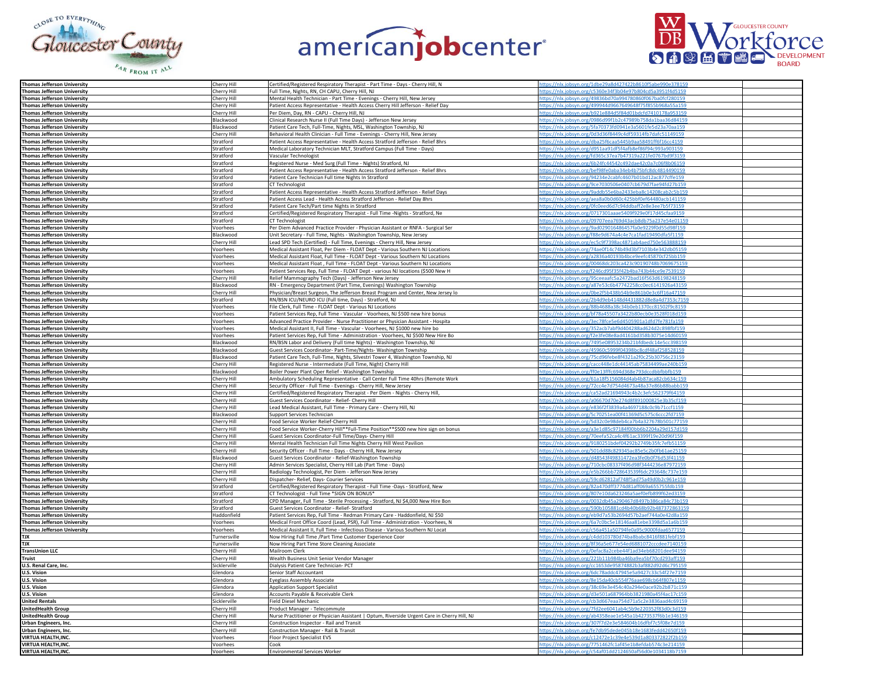| | | | | |
|---|---|---|---|---|
| **Thomas Jefferson University** | Cherry Hill | Certified/Registered Respiratory Therapist - Part Time - Days - Cherry Hill, N | https://nlx.jobsyn.org/1dbe29a8d427422b8610f5abe990e378159 | |
| **Thomas Jefferson University** | Cherry Hill | Full Time, Nights, RN, CH CAPU, Cherry Hill, NJ | https://nlx.jobsyn.org/c5360e34f3b04e97b804cd5a3953f4d5159 | |
| **Thomas Jefferson University** | Cherry Hill | Mental Health Technician - Part Time - Evenings - Cherry Hill, New Jersey | https://nlx.jobsyn.org/49836bd70a994780860f067ba0fcf280159 | |
| **Thomas Jefferson University** | Cherry Hill | Patient Access Representative - Health Access Cherry Hill Jefferson - Relief Day | https://nlx.jobsyn.org/499944d9667649648f75f855b968a55a159 | |
| **Thomas Jefferson University** | Cherry Hill | Per Diem, Day, RN - CAPU - Cherry Hill, NJ | https://nlx.jobsyn.org/b921e884d5f84d01bdcfd7410178a953159 | |
| **Thomas Jefferson University** | Blackwood | Clinical Research Nurse II (Full Time Days) - Jefferson New Jersey | https://nlx.jobsyn.org/0986d99f1b2c47989b758da1baa36d84159 | |
| **Thomas Jefferson University** | Blackwood | Patient Care Tech, Full-Time, Nights, MSL, Washington Township, NJ | https://nlx.jobsyn.org/5fa70373fd0941e3a5601fe5d23a70aa159 | |
| **Thomas Jefferson University** | Cherry Hill | Behavioral Health Clinician - Full Time - Evenings - Cherry Hill, New Jersey | https://nlx.jobsyn.org/0d3d36f8449c4df59314fb7dafc51149159 | |
| **Thomas Jefferson University** | Stratford | Patient Access Representative - Health Access Stratford Jefferson - Relief 8hrs | https://nlx.jobsyn.org/dba25f6caa5445b9aa58491ff6f16cc4159 | |
| **Thomas Jefferson University** | Stratford | Medical Laboratory Technician MLT, Stratford Campus (Full Time - Days) | https://nlx.jobsyn.org/d951aa91df5f4afb8ef86f94c993a903159 | |
| **Thomas Jefferson University** | Stratford | Vascular Technologist | https://nlx.jobsyn.org/fd365c37ea7b47319a221fe0767bd9f3159 | |
| **Thomas Jefferson University** | Stratford | Registered Nurse - Med Surg (Full Time - Nights) Stratford, NJ | https://nlx.jobsyn.org/6b24fc44542c492dae42c0a7c06f8b06159 | |
| **Thomas Jefferson University** | Stratford | Patient Access Representative - Health Access Stratford Jefferson - Relief 8hrs | https://nlx.jobsyn.org/bef98fe0aba34eb4b75bfc8dc4814490159 | |
| **Thomas Jefferson University** | Stratford | Patient Care Technician Full time Nights In Stratford | https://nlx.jobsyn.org/94234e2cabfc4607b01bd12ac877cffe159 | |
| **Thomas Jefferson University** | Stratford | CT Technologist | https://nlx.jobsyn.org/9ce7030506e0407cb679d7fae94fd27b159 | |
| **Thomas Jefferson University** | Stratford | Patient Access Representative - Health Access Stratford Jefferson - Relief Days | https://nlx.jobsyn.org/9addb55e6ba2433eba8c14208cab2c5b159 | |
| **Thomas Jefferson University** | Stratford | Patient Access Lead - Health Access Stratford Jefferson - Relief Day 8hrs | https://nlx.jobsyn.org/aea8a0b0d60c425bbf0ef64480acb141159 | |
| **Thomas Jefferson University** | Stratford | Patient Care Tech/Part time Nights in Stratford | https://nlx.jobsyn.org/0fc0eed6d7c94ddbaff2e8e3ee7b5f73159 | |
| **Thomas Jefferson University** | Stratford | Certified/Registered Respiratory Therapist - Full Time -Nights - Stratford, Ne | https://nlx.jobsyn.org/0717301aaae5409f929e0f17d45cfaa9159 | |
| **Thomas Jefferson University** | Stratford | CT Technologist | https://nlx.jobsyn.org/09707eea769d43acb8db75a237e54e01159 | |
| **Thomas Jefferson University** | Voorhees | Per Diem Advanced Practice Provider - Physician Assistant or RNFA - Surgical Ser | https://nlx.jobsyn.org/9ad029016486457fa0e9229f0d55d98f159 | |
| **Thomas Jefferson University** | Blackwood | Unit Secretary - Full Time, Nights - Washington Township, New Jersey | https://nlx.jobsyn.org/f88e9d674a4c4e7ca1fad19490dfa5f1159 | |
| **Thomas Jefferson University** | Cherry Hill | Lead SPD Tech (Certified) - Full Time, Evenings - Cherry Hill, New Jersey | https://nlx.jobsyn.org/ec5c9f7398ac4871ab4aed750e563888159 | |
| **Thomas Jefferson University** | Voorhees | Medical Assistant Float, Per Diem - FLOAT Dept - Various Southern NJ Locations | https://nlx.jobsyn.org/74ae0f14c74b49d3bf7103b4e342db05159 | |
| **Thomas Jefferson University** | Voorhees | Medical Assistant Float, Full Time - FLOAT Dept - Various Southern NJ Locations | https://nlx.jobsyn.org/a2836a40193b4bce9eefc45870cf25bb159 | |
| **Thomas Jefferson University** | Voorhees | Medical Assistant Float , Full Time - FLOAT Dept - Various Southern NJ Locations | https://nlx.jobsyn.org/00468dc203ca423c90190748b7069675159 | |
| **Thomas Jefferson University** | Voorhees | Patient Services Rep, Full Time - FLOAT Dept - various NJ locations ($500 New H | https://nlx.jobsyn.org/f246cd95f35f42b4ba743b44ce9e7539159 | |
| **Thomas Jefferson University** | Cherry Hill | Relief Mammography Tech (Days) - Jefferson New Jersey | https://nlx.jobsyn.org/95ceeaafc5a2472bad16f563d6198248159 | |
| **Thomas Jefferson University** | Blackwood | RN - Emergency Department (Part Time, Evenings) Washington Township | https://nlx.jobsyn.org/a87e53c6b47742258cc0ec6141926a43159 | |
| **Thomas Jefferson University** | Cherry Hill | Physician/Breast Surgeon, The Jefferson Breast Program and Center, New Jersey lo | https://nlx.jobsyn.org/0be2f5b438b54b9e861b0e3c6ff16a47159 | |
| **Thomas Jefferson University** | Stratford | RN/BSN ICU/NEURO ICU (Full time, Days) - Stratford, NJ | https://nlx.jobsyn.org/2b4d9eb4148d4431882d8e8a4d7353c7159 | |
| **Thomas Jefferson University** | Voorhees | File Clerk, Full Time - FLOAT Dept - Various NJ Locations | https://nlx.jobsyn.org/88b4688a38c34b0eb1370cc81502f9c8159 | |
| **Thomas Jefferson University** | Voorhees | Patient Services Rep, Full Time - Vascular - Voorhees, NJ $500 new hire bonus | https://nlx.jobsyn.org/bf78a45507a3422b80ecb0e3528f018d159 | |
| **Thomas Jefferson University** | Voorhees | Advanced Practice Provider - Nurse Practitioner or Physician Assistant - Hospita | https://nlx.jobsyn.org/3ec78fce5e6d4505901a1dfd7fe781fa159 | |
| **Thomas Jefferson University** | Voorhees | Medical Assistant II, Full Time - Vascular - Voorhees, NJ $1000 new hire bo | https://nlx.jobsyn.org/352acb7abf9d404288ad624d2c898fbf159 | |
| **Thomas Jefferson University** | Voorhees | Patient Services Rep, Full Time - Administration - Voorhees, NJ $500 New Hire Bo | https://nlx.jobsyn.org/f2e3fe08e8ad4161bd358b3075e14d60159 | |
| **Thomas Jefferson University** | Blackwood | RN/BSN Labor and Delivery (Full time Nights) - Washington Township, NJ | https://nlx.jobsyn.org/7495e08953234b21bfdbedc14e5cc398159 | |
| **Thomas Jefferson University** | Blackwood | Guest Services Coordinator- Part-Time/Nights- Washington Township | https://nlx.jobsyn.org/45960c5999f04398bc8cdf48af258528159 | |
| **Thomas Jefferson University** | Blackwood | Patient Care Tech, Full-Time, Nights, Silvestri Tower 4, Washington Township, NJ | https://nlx.jobsyn.org/75cd96febe8f4321a2f0c25b30756c23159 | |
| **Thomas Jefferson University** | Cherry Hill | Registered Nurse - Intermediate (Full Time, Night) Cherry Hill | https://nlx.jobsyn.org/cacc448e1dc44145ab75834499ae240b159 | |
| **Thomas Jefferson University** | Blackwood | Boiler Power Plant Oper Relief - Washington Township | https://nlx.jobsyn.org/ff0e13fffc694d368e793dccdbbfbbfb159 | |
| **Thomas Jefferson University** | Cherry Hill | Ambulatory Scheduling Representative - Call Center Full Time 40hrs (Remote Work | https://nlx.jobsyn.org/61a18f5156084d4ab4b87aca82cb634c159 | |
| **Thomas Jefferson University** | Cherry Hill | Security Officer - Full Time - Evenings - Cherry Hill, New Jersey | https://nlx.jobsyn.org/72cc4e7d754d4673a48a37e86b88babb159 | |
| **Thomas Jefferson University** | Cherry Hill | Certified/Registered Respiratory Therapist - Per Diem - Nights - Cherry Hill, | https://nlx.jobsyn.org/ca52ad21694943c4b2c3efc562379f64159 | |
| **Thomas Jefferson University** | Cherry Hill | Guest Services Coordinator - Relief- Cherry Hill | https://nlx.jobsyn.org/a06670d70e274d8f891000825e3b35cf159 | |
| **Thomas Jefferson University** | Cherry Hill | Lead Medical Assistant, Full Time - Primary Care - Cherry Hill, NJ | https://nlx.jobsyn.org/e836f2f3839a4a4697188c0c9b71ccf1159 | |
| **Thomas Jefferson University** | Blackwood | Support Services Technician | https://nlx.jobsyn.org/5c70251ea00f41369d5c575c6ccc2fd7159 | |
| **Thomas Jefferson University** | Cherry Hill | Food Service Worker Relief-Cherry Hill | https://nlx.jobsyn.org/5d32c0e98deb4ca7b4a327678b501c77159 | |
| **Thomas Jefferson University** | Cherry Hill | Food Service Worker-Cherry Hill**Full-Time Position**$500 new hire sign on bonus | https://nlx.jobsyn.org/a3e1d85c97184f00bb6b2204a29d157d159 | |
| **Thomas Jefferson University** | Cherry Hill | Guest Services Coordinator-Full Time/Days- Cherry Hill | https://nlx.jobsyn.org/70eefa52ca4c4f61ac3399f19e20d96f159 | |
| **Thomas Jefferson University** | Cherry Hill | Mental Health Technician Full Time Nights Cherry Hill West Pavilion | https://nlx.jobsyn.org/9180251bdef04292b2749b35fc7efb51159 | |
| **Thomas Jefferson University** | Cherry Hill | Security Officer - Full Time - Days - Cherry Hill, New Jersey | https://nlx.jobsyn.org/501dd88c829345ac85e5c2b0fb61ae25159 | |
| **Thomas Jefferson University** | Blackwood | Guest Services Coordinator - Relief-Washington Township | https://nlx.jobsyn.org/d48543f49831472ea3fe0b0f76d53f41159 | |
| **Thomas Jefferson University** | Cherry Hill | Admin Services Specialist, Cherry Hill Lab (Part Time - Days) | https://nlx.jobsyn.org/710cbc08337f496d98f3444236e87972159 | |
| **Thomas Jefferson University** | Cherry Hill | Radiology Technologist, Per Diem - Jefferson New Jersey | https://nlx.jobsyn.org/e5b266bb728643539f6dc293648c737e159 | |
| **Thomas Jefferson University** | Cherry Hill | Dispatcher- Relief, Days- Courier Services | https://nlx.jobsyn.org/59cd62812af748f5ad75a49d0b2c961e159 | |
| **Thomas Jefferson University** | Stratford | Certified/Registered Respiratory Therapist - Full Time -Days - Stratford, New | https://nlx.jobsyn.org/82a470dff3774d81aff069a655755fdb159 | |
| **Thomas Jefferson University** | Stratford | CT Technologist - Full Time *SIGN ON BONUS* | https://nlx.jobsyn.org/807e10da623246a5aef0efb899f62ed3159 | |
| **Thomas Jefferson University** | Stratford | CPD Manager, Full Time - Sterile Processing - Stratford, NJ $4,000 New Hire Bon | https://nlx.jobsyn.org/0032db45a290467d8497b386ca84c73b159 | |
| **Thomas Jefferson University** | Stratford | Guest Services Coordinator - Relief- Stratford | https://nlx.jobsyn.org/590b105881cd4b40b68b92b487372863159 | |
| **Thomas Jefferson University** | Haddonfield | Patient Services Rep, Full Time - Redman Primary Care - Haddonfield, NJ $50 | https://nlx.jobsyn.org/eb9d7a53b2694d57b2aef744a0e42d8a159 | |
| **Thomas Jefferson University** | Voorhees | Medical Front Office Coord (Lead, PSR), Full Time - Administration - Voorhees, N | https://nlx.jobsyn.org/6a7c0bc5e18146aa81ebe3398d5a1a6b159 | |
| **Thomas Jefferson University** | Voorhees | Medical Assistant II, Full Time - Infectious Disease - Various Southern NJ Locat | https://nlx.jobsyn.org/c56a451a50794fe0a95c9000fdaa6577159 | |
| **TJX** | Turnersville | Now Hiring Full Time /Part Time Customer Experience Coor | https://nlx.jobsyn.org/c4dd103780d74ba8babc8416f881febf159 | |
| **TJX** | Turnersville | Now Hiring Part Time Store Cleaning Associate | https://nlx.jobsyn.org/8f36a5e677e54ed6881072cccdee7140159 | |
| **TransUnion LLC** | Cherry Hill | Mailroom Clerk | https://nlx.jobsyn.org/0efac8a2cebe44f1ad34eb68201dee94159 | |
| **Truist** | Cherry Hill | Wealth Business Unit Senior Vendor Manager | https://nlx.jobsyn.org/221b11b984ba46ba9ea5bf70cd293aff159 | |
| **U.S. Renal Care, Inc.** | Sicklerville | Dialysis Patient Care Technician- PCT | https://nlx.jobsyn.org/cc1653de95874882b3af882d92d6c795159 | |
| **U.S. Vision** | Glendora | Senior Staff Accountant | https://nlx.jobsyn.org/6dc78addc47945e5a9427c33c54f27e7159 | |
| **U.S. Vision** | Glendora | Eyeglass Assembly Associate | https://nlx.jobsyn.org/8e15da40cb554f76aae698cb64f807e1159 | |
| **U.S. Vision** | Glendora | Application Support Specialist | https://nlx.jobsyn.org/38c69e3e454c40a294e0ace92b2b871c159 | |
| **U.S. Vision** | Glendora | Accounts Payable & Receivable Clerk | https://nlx.jobsyn.org/d3e501a687964bb3821980a45f4ac17c159 | |
| **United Rentals** | Sicklerville | Field Diesel Mechanic | https://nlx.jobsyn.org/cb3d667eaa754d71a5c2e3836aad4c69159 | |
| **UnitedHealth Group** | Cherry Hill | Product Manager - Telecommute | https://nlx.jobsyn.org/7fd2ee6041ab4c5b9e220352f83d0c3d159 | |
| **UnitedHealth Group** | Cherry Hill | Nurse Practitioner or Physician Assistant \| Optum, Riverside Urgent Care in Cherry Hill, NJ | https://nlx.jobsyn.org/ab4358eae1e545a1b4273537f6b1e346159 | |
| **Urban Engineers, Inc.** | Cherry Hill | Construction Inspector - Rail and Transit | https://nlx.jobsyn.org/307f7d2e3e584604b16dfbf7c5f08e7d159 | |
| **Urban Engineers, Inc.** | Cherry Hill | Construction Manager - Rail & Transit | https://nlx.jobsyn.org/fe7db95dede045b18e1683fedd42650f159 | |
| **VIRTUA HEALTH,INC.** | Voorhees | Floor Project Specialist EVS | https://nlx.jobsyn.org/c12472e1c39e4e539d1a803372822f2b159 | |
| **VIRTUA HEALTH,INC.** | Voorhees | Cook | https://nlx.jobsyn.org/7751462fc1af45e1b8efdab574c3e214159 | |
| **VIRTUA HEALTH,INC.** | Voorhees | Environmental Services Worker | https://nlx.jobsyn.org/c54af01dd2124650af56d0e1034118b7159 | |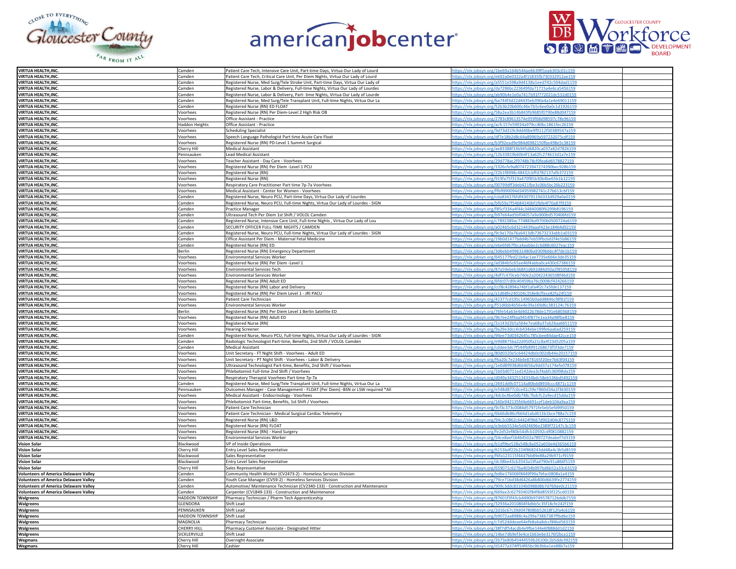| | | | | |
|---|---|---|---|---|
| **VIRTUA HEALTH,INC.** | Camden | Patient Care Tech, Intensive Care Unit, Part-time Days, Virtua Our Lady of Lourd | https://nlx.jobsyn.org/1be69a164b544ae6b39ff1eab303c01c159 | |
| **VIRTUA HEALTH,INC.** | Camden | Patient Care Tech, Critical Care Unit, Per Diem Nights, Virtua Our Lady of Lourd | https://nlx.jobsyn.org/e692a0e0322a4f15835fb730332912ae159 | |
| **VIRTUA HEALTH,INC.** | Camden | Registered Nurse, Med Surg/Tele Stroke Unit, Part-time Days, Virtua Our Lady of | https://nlx.jobsyn.org/a5551e598a9d4138a1eed742c504dad159 | |
| **VIRTUA HEALTH,INC.** | Camden | Registered Nurse, Labor & Delivery, Full-time Nights, Virtua Our Lady of Lourdes | https://nlx.jobsyn.org/da7286bc223649fda71715a4e6ca5456159 | |
| **VIRTUA HEALTH,INC.** | Camden | Registered Nurse, Labor & Delivery, Part- time Nights, Virtua Our Lady of Lourde | https://nlx.jobsyn.org/ab90b4e1e0a7417b91f772021dc532d0159 | |
| **VIRTUA HEALTH,INC.** | Camden | Registered Nurse, Med Surg/Tele Transplant Unit, Full-time Nights, Virtua Our La | https://nlx.jobsyn.org/ba744f3d22d4435eb390a4a1e4e69011159 | |
| **VIRTUA HEALTH,INC.** | Camden | Registered Nurse (RN) ED FLOAT | https://nlx.jobsyn.org/52b3b20b600c46e7b5c6ee0a0c1d1926159 | |
| **VIRTUA HEALTH,INC.** | Voorhees | Registered Nurse (RN) Per Diem-Level 2 High Risk OB | https://nlx.jobsyn.org/58a2ea3b14b843fb9685f0790e88d047159 | |
| **VIRTUA HEALTH,INC.** | Voorhees | Office Assistant - Practice | https://nlx.jobsyn.org/2783c89613574e959f68d98597c78e96159 | |
| **VIRTUA HEALTH,INC.** | Haddon Heights | Office Assistant - Practice | https://nlx.jobsyn.org/acfc157e59034a979cc80bc1861fec26159 | |
| **VIRTUA HEALTH,INC.** | Voorhees | Scheduling Specialist | https://nlx.jobsyn.org/9d73d319c9dd40be9f9112f30389547a159 | |
| **VIRTUA HEALTH,INC.** | Voorhees | Speech Language Pathologist Part time Acute Care Float | https://nlx.jobsyn.org/df7e18b2d8c64a89969a597232075cdf159 | |
| **VIRTUA HEALTH,INC.** | Voorhees | Registered Nurse (RN) PD-Level 1 Summit Surgical | https://nlx.jobsyn.org/b3f92ead9e984d6982150fbe498e5c38159 | |
| **VIRTUA HEALTH,INC.** | Cherry Hill | Medical Assistant | https://nlx.jobsyn.org/ae83388f33b945d6820ca037a82d7826159 | |
| **VIRTUA HEALTH,INC.** | Pennsauken | Lead Medical Assistant | https://nlx.jobsyn.org/12b33819b60b4f13a62fc274613d1a7e159 | |
| **VIRTUA HEALTH,INC.** | Voorhees | Teacher Assistant - Day Care - Voorhees | https://nlx.jobsyn.org/29d778ac2f9748b78cf0fea6d6578827159 | |
| **VIRTUA HEALTH,INC.** | Voorhees | Registered Nurse (RN) Per Diem -Level 1 PCU | https://nlx.jobsyn.org/1326cfe9a8074723947274390bec928b159 | |
| **VIRTUA HEALTH,INC.** | Voorhees | Registered Nurse (RN) | https://nlx.jobsyn.org/22b1f8998c48432cbffd782137afb372159 | |
| **VIRTUA HEALTH,INC.** | Voorhees | Registered Nurse (RN) | https://nlx.jobsyn.org/919fa75f319a470f85b30b4be65b1b12159 | |
| **VIRTUA HEALTH,INC.** | Voorhees | Respiratory Care Practitioner Part time 7p-7a Voorhees | https://nlx.jobsyn.org/00799dff3deb421fbe3c06b5bc26b223159 | |
| **VIRTUA HEALTH,INC.** | Voorhees | Medical Assistant - Center for Women - Voorhees | https://nlx.jobsyn.org/ffb9990094d34959982741c27b613cbf159 | |
| **VIRTUA HEALTH,INC.** | Camden | Registered Nurse, Neuro PCU, Part-time Days, Virtua Our Lady of Lourdes | https://nlx.jobsyn.org/cda834376fdf43079119d333d929a0a0159 | |
| **VIRTUA HEALTH,INC.** | Camden | Registered Nurse, Neuro PCU, Full-time Nights, Virtua Our Lady of Lourdes - SIGN | https://nlx.jobsyn.org/bfb59a7f54684240bf1fbfe4f70a87f9159 | |
| **VIRTUA HEALTH,INC.** | Camden | Practice Manager | https://nlx.jobsyn.org/f85cf334a4f44c34840080f6299b8196159 | |
| **VIRTUA HEALTH,INC.** | Camden | Ultrasound Tech Per Diem 1st Shift / VOLOL Camden | https://nlx.jobsyn.org/b97e64ad5bf04057a9a900bd570406fd159 | |
| **VIRTUA HEALTH,INC.** | Camden | Registered Nurse, Intensive Care Unit, Full-time Nights , Virtua Our Lady of Lou | https://nlx.jobsyn.org/c7892389ac774883bd9700b0500724a6159 | |
| **VIRTUA HEALTH,INC.** | Camden | SECURITY OFFICER FULL-TIME NIGHTS / CAMDEN | https://nlx.jobsyn.org/a024b5c6d3214439aaaf423e18464d92159 | |
| **VIRTUA HEALTH,INC.** | Camden | Registered Nurse, Neuro PCU, Full-time Nights, Virtua Our Lady of Lourdes - SIGN | https://nlx.jobsyn.org/9c9a170a76a6413db73673233abb1a03159 | |
| **VIRTUA HEALTH,INC.** | Camden | Office Assistant Per Diem - Maternal Fetal Medicine | https://nlx.jobsyn.org/19b0d1477bdd4b7eb59fbcbd2f4e5b86159 | |
| **VIRTUA HEALTH,INC.** | Camden | Registered Nurse (RN) ED | https://nlx.jobsyn.org/e6e6fd67fbca4aabbe2c6d88c6027eac159 | |
| **VIRTUA HEALTH,INC.** | Berlin | Registered Nurse (RN) Emergency Department | https://nlx.jobsyn.org/3d6ebb499631480ba9309b6bc4f7de1b159 | |
| **VIRTUA HEALTH,INC.** | Voorhees | Environmental Services Worker | https://nlx.jobsyn.org/645177fed21b4ac1ae7735e666e3de35159 | |
| **VIRTUA HEALTH,INC.** | Voorhees | Registered Nurse (RN) Per Diem -Level 1 | https://nlx.jobsyn.org/ad384b5c65ae46f4abba0ca430c67386159 | |
| **VIRTUA HEALTH,INC.** | Voorhees | Environmental Services Tech | https://nlx.jobsyn.org/87a59ebeb36841d692d84d50a2f85958159 | |
| **VIRTUA HEALTH,INC.** | Voorhees | Environmental Services Worker | https://nlx.jobsyn.org/4df7c470ceb740e2a20422436508f46d159 | |
| **VIRTUA HEALTH,INC.** | Voorhees | Registered Nurse (RN) Adult ED | https://nlx.jobsyn.org/6fdc07c89c40459ba76c0008cf424266159 | |
| **VIRTUA HEALTH,INC.** | Voorhees | Registered Nurse (RN) Labor and Delivery | https://nlx.jobsyn.org/ccf8c42894a74bf1afa4f2c7a5fde137159 | |
| **VIRTUA HEALTH,INC.** | Voorhees | Registered Nurse (RN) Per Diem Level 1 - JRI PACU | https://nlx.jobsyn.org/a1d68fe240104c358e8cffece82fa24f159 | |
| **VIRTUA HEALTH,INC.** | Voorhees | Patient Care Technician | https://nlx.jobsyn.org/42377cd195c14965b0add8846cf8f81f159 | |
| **VIRTUA HEALTH,INC.** | Voorhees | Environmental Services Worker | https://nlx.jobsyn.org/f51d6bb4b56e4e39a169d6c383124c76159 | |
| **VIRTUA HEALTH,INC.** | Berlin | Registered Nurse (RN) Per Diem Level 1 Berlin Satellite ED | https://nlx.jobsyn.org/76fe54a63e4d4022b78de1791e680368159 | |
| **VIRTUA HEALTH,INC.** | Voorhees | Registered Nurse (RN) Adult ED | https://nlx.jobsyn.org/9b7ee24f9aa9454f877e1ea34a98fbe8159 | |
| **VIRTUA HEALTH,INC.** | Voorhees | Registered Nurse (RN) | https://nlx.jobsyn.org/2a143d2b5a564e7ea68a37ab26aa6651159 | |
| **VIRTUA HEALTH,INC.** | Voorhees | Hearing Screener | https://nlx.jobsyn.org/9a29e3dcc4cb434ebe199fe6aa6ad259159 | |
| **VIRTUA HEALTH,INC.** | Camden | Registered Nurse, Neuro PCU, Full-time Nights, Virtua Our Lady of Lourdes - SIGN | https://nlx.jobsyn.org/94ee73d0342645c785cbee84dae42cce159 | |
| **VIRTUA HEALTH,INC.** | Camden | Radiologic Technologist Part-time, Benefits, 2nd Shift / VOLOL Camden | https://nlx.jobsyn.org/e9d8875ba22d450fa21c8a4f23d5205a159 | |
| **VIRTUA HEALTH,INC.** | Camden | Medical Assistant | https://nlx.jobsyn.org/cddee3dc7f544fb8991268673f5f3de7159 | |
| **VIRTUA HEALTH,INC.** | Voorhees | Unit Secretary - FT Night Shift - Voorhees - Adult ED | https://nlx.jobsyn.org/80d0320e5c64424db0c002db44e20157159 | |
| **VIRTUA HEALTH,INC.** | Voorhees | Unit Secretary - PT Night Shift - Voorhees - Labor & Delivery | https://nlx.jobsyn.org/f6a20c7e234b4e878165f20ee7b63f04159 | |
| **VIRTUA HEALTH,INC.** | Voorhees | Ultrasound Technologist Part-time, Benefits, 2nd Shift / Voorhees | https://nlx.jobsyn.org/1e0d89938d664656a9dd37a174efe078159 | |
| **VIRTUA HEALTH,INC.** | Voorhees | Phlebotomist Full-time 2nd Shift / Voorhees | https://nlx.jobsyn.org/1b03d0711ed142dea3cf4abfc36998da159 | |
| **VIRTUA HEALTH,INC.** | Voorhees | Respiratory Therapist Voorhees Part time 7p-7a | https://nlx.jobsyn.org/d049a34325134334bdc58eb536bd5492159 | |
| **VIRTUA HEALTH,INC.** | Camden | Registered Nurse, Med Surg/Tele Transplant Unit, Full-time Nights, Virtua Our La | https://nlx.jobsyn.org/2691dd9c07114a80bdd8934ccc4871c1159 | |
| **VIRTUA HEALTH,INC.** | Pennsauken | Outcomes Manager - Case Management - FLOAT (Per Diem) -BSN or LSW required *All | https://nlx.jobsyn.org/e548d877c0ce41c59e7860d34a1f3630159 | |
| **VIRTUA HEALTH,INC.** | Voorhees | Medical Assistant - Endocrinology - Voorhees | https://nlx.jobsyn.org/4dcbc4be0db748c7bdcfc2a9ecd15dda159 | |
| **VIRTUA HEALTH,INC.** | Voorhees | Phlebotomist Part-time, Benefits, 1st Shift / Voorhees | https://nlx.jobsyn.org/160e942135fd4e6691cef1deb104a9aa159 | |
| **VIRTUA HEALTH,INC.** | Voorhees | Patient Care Technician | https://nlx.jobsyn.org/9cf3c373c0084d57971fe5eb5efd9950159 | |
| **VIRTUA HEALTH,INC.** | Voorhees | Patient Care Technician - Medical Surgical Cardiac Telemetry | https://nlx.jobsyn.org/6b66db86cf664d1abd613b1bce788a7c159 | |
| **VIRTUA HEALTH,INC.** | Voorhees | Registered Nurse (RN) L&D | https://nlx.jobsyn.org/94c2c0862c64424f9667d902d04c8775159 | |
| **VIRTUA HEALTH,INC.** | Voorhees | Registered Nurse (RN) FLOAT | https://nlx.jobsyn.org/e3ebb5534e5d424696e2389f72147c3c159 | |
| **VIRTUA HEALTH,INC.** | Voorhees | Registered Nurse (RN) - Hand Surgery | https://nlx.jobsyn.org/fe2d52ef80b54dfcb10592cdf0810882159 | |
| **VIRTUA HEALTH,INC.** | Voorhees | Environmental Services Worker | https://nlx.jobsyn.org/54ce8aef16464502a789727deabef7d3159 | |
| **Vision Solar** | Blackwood | VP of Inside Operations | https://nlx.jobsyn.org/b1df9be528a548c8a052a650e4d365b6159 | |
| **Vision Solar** | Cherry Hill | Entry Level Sales Representative | https://nlx.jobsyn.org/6153bdf22b224f868243dd48a4c3b5d8159 | |
| **Vision Solar** | Blackwood | Sales Representative | https://nlx.jobsyn.org/f6fa123115f44d7bb89e88a29b971cf9159 | |
| **Vision Solar** | Blackwood | Entry Level Sales Representative | https://nlx.jobsyn.org/dc38be43cb3543a19fad790e91a866f5159 | |
| **Vision Solar** | Cherry Hill | Sales Representative | https://nlx.jobsyn.org/659071c6276a4034b997bd6b52a33c63159 | |
| **Volunteers of America Delaware Valley** | Camden | Community Health Worker (CV2473-2) - Homeless Services Division | https://nlx.jobsyn.org/bd6e176006f8449f99a7bfac0808a1a4159 | |
| **Volunteers of America Delaware Valley** | Camden | Youth Case Manager (CV59-2) - Homeless Services Division | https://nlx.jobsyn.org/79ce71bd38d6426a8b800d6639fe2774159 | |
| **Volunteers of America Delaware Valley** | Camden | Automotive/ Maintenance Technician (CV2340-133) - Construction and Maintenance | https://nlx.jobsyn.org/909c3ddc83104b0988d8b7d769ae0c21159 | |
| **Volunteers of America Delaware Valley** | Camden | Carpenter (CV1849-133) - Construction and Maintenance | https://nlx.jobsyn.org/669ae2c62793402f84f8d8593f225cd0159 | |
| **Walgreens** | HADDON TOWNSHIP | Pharmacy Technician / Pharm Tech Apprenticeship | https://nlx.jobsyn.org/87601f3f43cb4490b9749578712bddb7159 | |
| **Walgreens** | GLENDORA | Shift Lead | https://nlx.jobsyn.org/32936a2010804f4dbb5c35f18cfe242f159 | |
| **Walgreens** | PENNSAUKEN | Shift Lead | https://nlx.jobsyn.org/2d16c67c39d047808bb52618f12fa4c6159 | |
| **Walgreens** | HADDON TOWNSHIP | Shift Lead | https://nlx.jobsyn.org/b9072aa8988c4a299a73867387ffbd6e159 | |
| **Walgreens** | MAGNOLIA | Pharmacy Technician | https://nlx.jobsyn.org/c7d52dddeae64efb8a6a8dccf84bd563159 | |
| **Walgreens** | CHERRY HILL | Pharmacy Customer Associate - Designated Hitter | https://nlx.jobsyn.org/38f7df54acdb4e9fbe144e6f888dd1d2159 | |
| **Walgreens** | SICKLERVILLE | Shift Lead | https://nlx.jobsyn.org/14be7db9ef3e4ce1b63e6e3176f2bca1159 | |
| **Wegmans** | Cherry Hill | Overnight Associate | https://nlx.jobsyn.org/2b73e80645444559b26100c1b5dde392159 | |
| **Wegmans** | Cherry Hill | Cashier | https://nlx.jobsyn.org/d1477a374ff54f65bc9b3bba1ee88b7a159 | |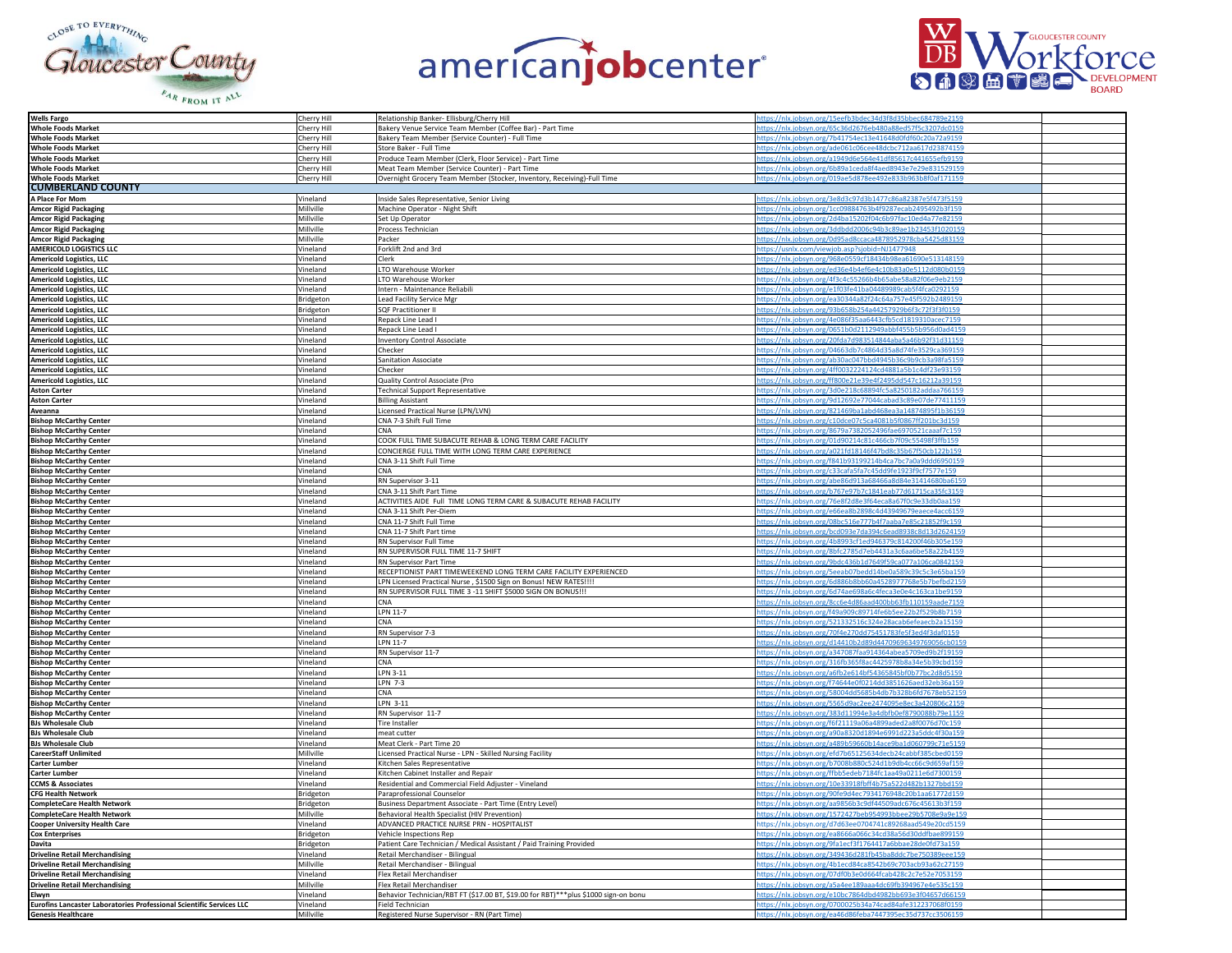| | | | | |
|---|---|---|---|---|
| **Wells Fargo** | Cherry Hill | Relationship Banker- Ellisburg/Cherry Hill | https://nlx.jobsyn.org/15eefb3bdec34d3f8d35bbec684789e2159 | |
| **Whole Foods Market** | Cherry Hill | Bakery Venue Service Team Member (Coffee Bar) - Part Time | https://nlx.jobsyn.org/65c36d2676eb480a88ed57f5c3207dc0159 | |
| **Whole Foods Market** | Cherry Hill | Bakery Team Member (Service Counter) - Full Time | https://nlx.jobsyn.org/7b41754ec13e41648d0fdf60c20a72a9159 | |
| **Whole Foods Market** | Cherry Hill | Store Baker - Full Time | https://nlx.jobsyn.org/ade061c06cee48dcbc712aa617d23874159 | |
| **Whole Foods Market** | Cherry Hill | Produce Team Member (Clerk, Floor Service) - Part Time | https://nlx.jobsyn.org/a1949d6e564e41df85617c441655efb9159 | |
| **Whole Foods Market** | Cherry Hill | Meat Team Member (Service Counter) - Part Time | https://nlx.jobsyn.org/6b89a1ceda8f4aed8943e7e29e831529159 | |
| **Whole Foods Market** | Cherry Hill | Overnight Grocery Team Member (Stocker, Inventory, Receiving)-Full Time | https://nlx.jobsyn.org/019ae5d878ee492e833b963b8f0af171159 | |
| **CUMBERLAND COUNTY** | | | | |
| **A Place For Mom** | Vineland | Inside Sales Representative, Senior Living | https://nlx.jobsyn.org/3e8d3c97d3b1477c86a82387e5f473f5159 | |
| **Amcor Rigid Packaging** | Millville | Machine Operator - Night Shift | https://nlx.jobsyn.org/1cc09884763b4f9287ecab2495492b3f159 | |
| **Amcor Rigid Packaging** | Millville | Set Up Operator | https://nlx.jobsyn.org/2d4ba15202f04c6b97fac10ed4a77e82159 | |
| **Amcor Rigid Packaging** | Millville | Process Technician | https://nlx.jobsyn.org/3ddbdd2006c94b3c89ae1b23453f1020159 | |
| **Amcor Rigid Packaging** | Millville | Packer | https://nlx.jobsyn.org/0d95ad8ccaca4878952978cba5425d83159 | |
| **AMERICOLD LOGISTICS LLC** | Vineland | Forklift 2nd and 3rd | https://usnlx.com/viewjob.asp?sjobid=NJ1477948 | |
| **Americold Logistics, LLC** | Vineland | Clerk | https://nlx.jobsyn.org/968e0559cf18434b98ea61690e513148159 | |
| **Americold Logistics, LLC** | Vineland | LTO Warehouse Worker | https://nlx.jobsyn.org/ed36e4b4ef6e4c10b83a0e5112d080b0159 | |
| **Americold Logistics, LLC** | Vineland | LTO Warehouse Worker | https://nlx.jobsyn.org/4f3c4c55266b4b65abe58a82f06e9eb2159 | |
| **Americold Logistics, LLC** | Vineland | Intern - Maintenance Reliabili | https://nlx.jobsyn.org/e1f03fe41ba04489989cab5f4fca0292159 | |
| **Americold Logistics, LLC** | Bridgeton | Lead Facility Service Mgr | https://nlx.jobsyn.org/ea30344a82f24c64a757e45f592b2489159 | |
| **Americold Logistics, LLC** | Bridgeton | SQF Practitioner II | https://nlx.jobsyn.org/93b658b254a44257929b6f3c72f3f3f0159 | |
| **Americold Logistics, LLC** | Vineland | Repack Line Lead I | https://nlx.jobsyn.org/4e086f35aa6443cfb5cd1819310acec7159 | |
| **Americold Logistics, LLC** | Vineland | Repack Line Lead I | https://nlx.jobsyn.org/0651b0d2112949abbf455b5b956d0ad4159 | |
| **Americold Logistics, LLC** | Vineland | Inventory Control Associate | https://nlx.jobsyn.org/20fda7d983514844aba5a46b92f31d31159 | |
| **Americold Logistics, LLC** | Vineland | Checker | https://nlx.jobsyn.org/04663db7c4864d35a8d74fe3529ca369159 | |
| **Americold Logistics, LLC** | Vineland | Sanitation Associate | https://nlx.jobsyn.org/ab30ac047bbd4945b36c9b9cb3a98fa5159 | |
| **Americold Logistics, LLC** | Vineland | Checker | https://nlx.jobsyn.org/4ff0032224124cd4881a5b1c4df23e93159 | |
| **Americold Logistics, LLC** | Vineland | Quality Control Associate (Pro | https://nlx.jobsyn.org/ff800e21e39e4f2495dd547c16212a39159 | |
| **Aston Carter** | Vineland | Technical Support Representative | https://nlx.jobsyn.org/3d0e218c68894fc5a8250182addaa766159 | |
| **Aston Carter** | Vineland | Billing Assistant | https://nlx.jobsyn.org/9d12692e77044cabad3c89e07de77441159 | |
| **Aveanna** | Vineland | Licensed Practical Nurse (LPN/LVN) | https://nlx.jobsyn.org/821469ba1abd468ea3a14874895f1b36159 | |
| **Bishop McCarthy Center** | Vineland | CNA 7-3 Shift Full Time | https://nlx.jobsyn.org/c10dce07c5ca4081b5f0867ff201bc3d159 | |
| **Bishop McCarthy Center** | Vineland | CNA | https://nlx.jobsyn.org/8679a7382052496fae6970521caaaf7c159 | |
| **Bishop McCarthy Center** | Vineland | COOK FULL TIME SUBACUTE REHAB & LONG TERM CARE FACILITY | https://nlx.jobsyn.org/01d90214c81c466cb7f09c55498f3ffb159 | |
| **Bishop McCarthy Center** | Vineland | CONCIERGE FULL TIME WITH LONG TERM CARE EXPERIENCE | https://nlx.jobsyn.org/a021fd18146f47bd8c35b67f50cb122b159 | |
| **Bishop McCarthy Center** | Vineland | CNA 3-11 Shift Full Time | https://nlx.jobsyn.org/f841b93199214b4ca7bc7a0a9ddd6950159 | |
| **Bishop McCarthy Center** | Vineland | CNA | https://nlx.jobsyn.org/c33cafa5fa7c45dd9fe1923f9cf7577e159 | |
| **Bishop McCarthy Center** | Vineland | RN Supervisor 3-11 | https://nlx.jobsyn.org/abe86d913a68466a8d84e31414680ba6159 | |
| **Bishop McCarthy Center** | Vineland | CNA 3-11 Shift Part Time | https://nlx.jobsyn.org/b767e97b7c1841eab77d61715ca35fc3159 | |
| **Bishop McCarthy Center** | Vineland | ACTIVITIES AIDE Full TIME LONG TERM CARE & SUBACUTE REHAB FACILITY | https://nlx.jobsyn.org/76e8f2d8e3f64eca8a67f0c9e33db0aa159 | |
| **Bishop McCarthy Center** | Vineland | CNA 3-11 Shift Per-Diem | https://nlx.jobsyn.org/e66ea8b2898c4d43949679eaece4acc6159 | |
| **Bishop McCarthy Center** | Vineland | CNA 11-7 Shift Full Time | https://nlx.jobsyn.org/08bc516e777b4f7aaba7e85c21852f9c159 | |
| **Bishop McCarthy Center** | Vineland | CNA 11-7 Shift Part time | https://nlx.jobsyn.org/bcd093e7da394c6ead8938c8d13d2624159 | |
| **Bishop McCarthy Center** | Vineland | RN Supervisor Full Time | https://nlx.jobsyn.org/4b8993cf1ed946379c814200f46b305e159 | |
| **Bishop McCarthy Center** | Vineland | RN SUPERVISOR FULL TIME 11-7 SHIFT | https://nlx.jobsyn.org/8bfc2785d7eb4431a3c6aa6be58a22b4159 | |
| **Bishop McCarthy Center** | Vineland | RN Supervisor Part Time | https://nlx.jobsyn.org/9bdc436b1d7649f59ca077a106ca0842159 | |
| **Bishop McCarthy Center** | Vineland | RECEPTIONIST PART TIMEWEEKEND LONG TERM CARE FACILITY EXPERIENCED | https://nlx.jobsyn.org/5eeab07bedd14be0a589c39c5c3e65ba159 | |
| **Bishop McCarthy Center** | Vineland | LPN Licensed Practical Nurse , $1500 Sign on Bonus! NEW RATES!!!! | https://nlx.jobsyn.org/6d886b8bb60a4528977768e5b7befbd2159 | |
| **Bishop McCarthy Center** | Vineland | RN SUPERVISOR FULL TIME 3 -11 SHIFT $5000 SIGN ON BONUS!!! | https://nlx.jobsyn.org/6d74ae698a6c4feca3e0e4c163ca1be9159 | |
| **Bishop McCarthy Center** | Vineland | CNA | https://nlx.jobsyn.org/8cc6e4d86aad400bb63fb110159aade7159 | |
| **Bishop McCarthy Center** | Vineland | LPN 11-7 | https://nlx.jobsyn.org/f49a909c89714fe6b5ee22b2f529b8b7159 | |
| **Bishop McCarthy Center** | Vineland | CNA | https://nlx.jobsyn.org/521332516c324e28acab6efeaecb2a15159 | |
| **Bishop McCarthy Center** | Vineland | RN Supervisor 7-3 | https://nlx.jobsyn.org/70f4e270dd75451783fe5f3ed4f3daf0159 | |
| **Bishop McCarthy Center** | Vineland | LPN 11-7 | https://nlx.jobsyn.org/d14410b2d89d44709696349769056cb0159 | |
| **Bishop McCarthy Center** | Vineland | RN Supervisor 11-7 | https://nlx.jobsyn.org/a347087faa914364abea5709ed9b2f19159 | |
| **Bishop McCarthy Center** | Vineland | CNA | https://nlx.jobsyn.org/316fb365f8ac4425978b8a34e5b39cbd159 | |
| **Bishop McCarthy Center** | Vineland | LPN 3-11 | https://nlx.jobsyn.org/a6fb2e614bf54365845bf0b77bc2d8d5159 | |
| **Bishop McCarthy Center** | Vineland | LPN 7-3 | https://nlx.jobsyn.org/f74644e0f0214dd3851626aed32eb36a159 | |
| **Bishop McCarthy Center** | Vineland | CNA | https://nlx.jobsyn.org/58004dd5685b4db7b328b6fd7678eb52159 | |
| **Bishop McCarthy Center** | Vineland | LPN 3-11 | https://nlx.jobsyn.org/5565d9ac2ee2474095e8ec3a420806c2159 | |
| **Bishop McCarthy Center** | Vineland | RN Supervisor 11-7 | https://nlx.jobsyn.org/383d11994e3a4dbfb0ef8790088b79e1159 | |
| **BJs Wholesale Club** | Vineland | Tire Installer | https://nlx.jobsyn.org/f6f21119a06a4899aded2a8f0076d70c159 | |
| **BJs Wholesale Club** | Vineland | meat cutter | https://nlx.jobsyn.org/a90a8320d1894e6991d223a5ddc4f30a159 | |
| **BJs Wholesale Club** | Vineland | Meat Clerk - Part Time 20 | https://nlx.jobsyn.org/a489b59660b14ace9ba1d060799c71e5159 | |
| **CareerStaff Unlimited** | Millville | Licensed Practical Nurse - LPN - Skilled Nursing Facility | https://nlx.jobsyn.org/efd7b65125634decb24cabbf385cbed0159 | |
| **Carter Lumber** | Vineland | Kitchen Sales Representative | https://nlx.jobsyn.org/b7008b880c524d1b9db4cc66c9d659af159 | |
| **Carter Lumber** | Vineland | Kitchen Cabinet Installer and Repair | https://nlx.jobsyn.org/ffbb5edeb7184fc1aa49a0211e6d7300159 | |
| **CCMS & Associates** | Vineland | Residential and Commercial Field Adjuster - Vineland | https://nlx.jobsyn.org/10e33918fbff4b75a522d482b1327bbd159 | |
| **CFG Health Network** | Bridgeton | Paraprofessional Counselor | https://nlx.jobsyn.org/90fe9d4ec7934176948c20b1aa61772d159 | |
| **CompleteCare Health Network** | Bridgeton | Business Department Associate - Part Time (Entry Level) | https://nlx.jobsyn.org/aa9856b3c9df44509adc676c45613b3f159 | |
| **CompleteCare Health Network** | Millville | Behavioral Health Specialist (HIV Prevention) | https://nlx.jobsyn.org/1572427beb954993bbee29b5708e9a9e159 | |
| **Cooper University Health Care** | Vineland | ADVANCED PRACTICE NURSE PRN - HOSPITALIST | https://nlx.jobsyn.org/d7d63ee0704741c89268aad549e20cd5159 | |
| **Cox Enterprises** | Bridgeton | Vehicle Inspections Rep | https://nlx.jobsyn.org/ea8666a066c34cd38a56d30ddfbae899159 | |
| **Davita** | Bridgeton | Patient Care Technician / Medical Assistant / Paid Training Provided | https://nlx.jobsyn.org/9fa1ecf3f1764417a6bbae28de0fd73a159 | |
| **Driveline Retail Merchandising** | Vineland | Retail Merchandiser - Bilingual | https://nlx.jobsyn.org/349436d281fb45ba8ddc7be750389eee159 | |
| **Driveline Retail Merchandising** | Millville | Retail Merchandiser - Bilingual | https://nlx.jobsyn.org/4b1ecd84ca8542b69c703acb93a62c27159 | |
| **Driveline Retail Merchandising** | Vineland | Flex Retail Merchandiser | https://nlx.jobsyn.org/07df0b3e0d664fcab428c2c7e52e7053159 | |
| **Driveline Retail Merchandising** | Millville | Flex Retail Merchandiser | https://nlx.jobsyn.org/a5a4ee189aaa4dc69fb394967e4e535c159 | |
| **Elwyn** | Vineland | Behavior Technician/RBT FT ($17.00 BT, $19.00 for RBT)***plus $1000 sign-on bonu | https://nlx.jobsyn.org/e10bc7864dbd4982bb693e3f04657d66159 | |
| **Eurofins Lancaster Laboratories Professional Scientific Services LLC** | Vineland | Field Technician | https://nlx.jobsyn.org/0700025b34a74cad84afe312237068f0159 | |
| **Genesis Healthcare** | Millville | Registered Nurse Supervisor - RN (Part Time) | https://nlx.jobsyn.org/ea46d86feba7447395ec35d737cc3506159 | |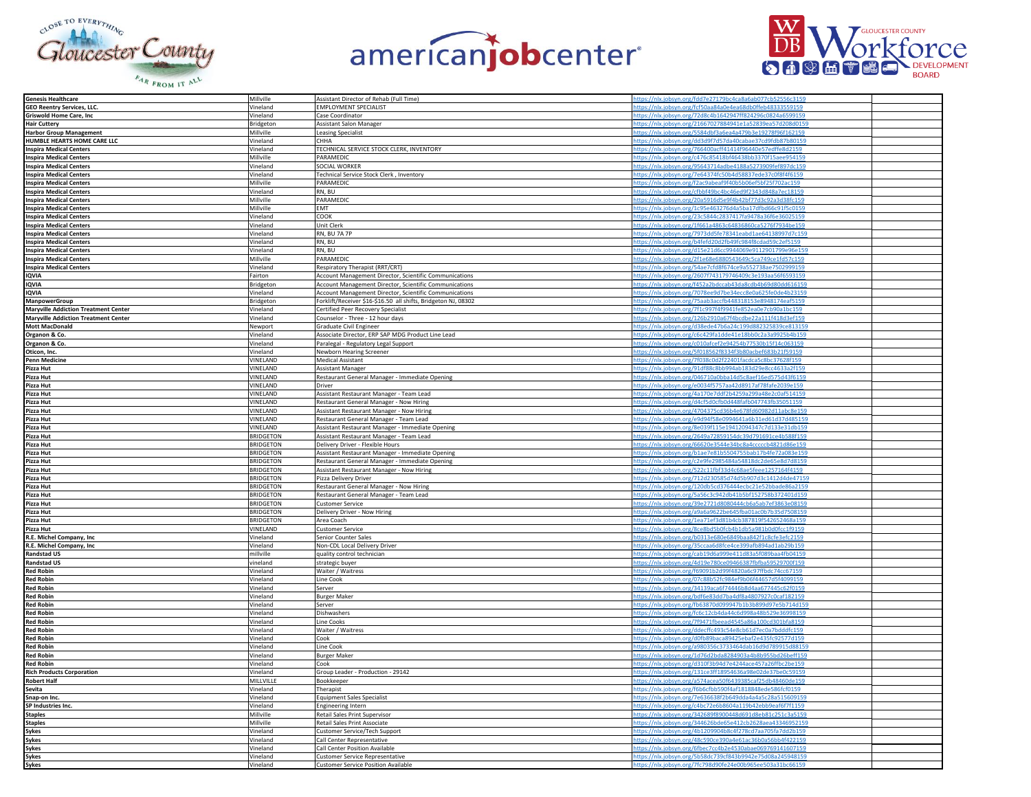| | | | | |
|---|---|---|---|---|
| **Genesis Healthcare** | Millville | Assistant Director of Rehab (Full Time) | https://nlx.jobsyn.org/fdd7e27179bc4ca8a6ab077cb52556c3159 | |
| **GEO Reentry Services, LLC.** | Vineland | EMPLOYMENT SPECIALIST | https://nlx.jobsyn.org/fcf50aa84a0e4ea68db0ffeb48333559159 | |
| **Griswold Home Care, Inc** | Vineland | Case Coordinator | https://nlx.jobsyn.org/72d8c4b1642947ff824296c0824a6599159 | |
| **Hair Cuttery** | Bridgeton | Assistant Salon Manager | https://nlx.jobsyn.org/21667027884941e1a52839ea57d208d0159 | |
| **Harbor Group Management** | Millville | Leasing Specialist | https://nlx.jobsyn.org/5584dbf3a6ea4a479b3e19278f96f162159 | |
| **HUMBLE HEARTS HOME CARE LLC** | Vineland | CHHA | https://nlx.jobsyn.org/dd3d9f7d57da40cabae37cd9fdb87b80159 | |
| **Inspira Medical Centers** | Vineland | TECHNICAL SERVICE STOCK CLERK, INVENTORY | https://nlx.jobsyn.org/766400acff41414f96440e57edffe8d2159 | |
| **Inspira Medical Centers** | Millville | PARAMEDIC | https://nlx.jobsyn.org/c476c85418bf46438bb3370f15aee954159 | |
| **Inspira Medical Centers** | Vineland | SOCIAL WORKER | https://nlx.jobsyn.org/95643714adbe4188a5273909fef897dc159 | |
| **Inspira Medical Centers** | Vineland | Technical Service Stock Clerk , Inventory | https://nlx.jobsyn.org/7e64374fc50b4d58837ede37c0f8f4f6159 | |
| **Inspira Medical Centers** | Millville | PARAMEDIC | https://nlx.jobsyn.org/f2ac9abeaf9f40b5b06ef5bf25f702ac159 | |
| **Inspira Medical Centers** | Vineland | RN, BU | https://nlx.jobsyn.org/cfbbf49bc4bc46ed9f2343d848a7ec18159 | |
| **Inspira Medical Centers** | Millville | PARAMEDIC | https://nlx.jobsyn.org/20a5916d5e9f4b42bf77d3c92a3d38fc159 | |
| **Inspira Medical Centers** | Millville | EMT | https://nlx.jobsyn.org/1c95e463276d4a5ba17dfbd66c91f5c0159 | |
| **Inspira Medical Centers** | Vineland | COOK | https://nlx.jobsyn.org/23c5844c2837417fa9478a36f6e36025159 | |
| **Inspira Medical Centers** | Vineland | Unit Clerk | https://nlx.jobsyn.org/1f661a4863c64836860ca5276f7934be159 | |
| **Inspira Medical Centers** | Vineland | RN, BU 7A 7P | https://nlx.jobsyn.org/7973dd5fe78341eabd1ae64138997d7c159 | |
| **Inspira Medical Centers** | Vineland | RN, BU | https://nlx.jobsyn.org/b4fefd20d2fb49fc984f8cdad59c2ef5159 | |
| **Inspira Medical Centers** | Vineland | RN, BU | https://nlx.jobsyn.org/d15e21d6cc9944069e9112901799e96e159 | |
| **Inspira Medical Centers** | Millville | PARAMEDIC | https://nlx.jobsyn.org/2f1e68e6880543649c5ca749ce1fd57c159 | |
| **Inspira Medical Centers** | Vineland | Respiratory Therapist (RRT/CRT) | https://nlx.jobsyn.org/54ae7cfd8f674ce9a552738ae7502999159 | |
| **IQVIA** | Fairton | Account Management Director, Scientific Communications | https://nlx.jobsyn.org/2607f743179746409c3e193aa56f6593159 | |
| **IQVIA** | Bridgeton | Account Management Director, Scientific Communications | https://nlx.jobsyn.org/f452a2bdccab43da8cdb4b69d80dd616159 | |
| **IQVIA** | Vineland | Account Management Director, Scientific Communications | https://nlx.jobsyn.org/7078ee9d7be34ecc8e0a625fe0de4b23159 | |
| **ManpowerGroup** | Bridgeton | Forklift/Receiver $16-$16.50 all shifts, Bridgeton NJ, 08302 | https://nlx.jobsyn.org/75aab3accfb448318153e8948174eaf5159 | |
| **Maryville Addiction Treatment Center** | Vineland | Certified Peer Recovery Specialist | https://nlx.jobsyn.org/7f1c997f4f9941fe852ea0e7cb90a1bc159 | |
| **Maryville Addiction Treatment Center** | Vineland | Counselor - Three - 12 hour days | https://nlx.jobsyn.org/126b2910a67f4bcdbe22a111f418d3ef159 | |
| **Mott MacDonald** | Newport | Graduate Civil Engineer | https://nlx.jobsyn.org/d38ede47b6a24c199d882325839ce813159 | |
| **Organon & Co.** | Vineland | Associate Director, ERP SAP MDG Product Line Lead | https://nlx.jobsyn.org/c6c429fa1dde41e18bb0c2a3a9925b4b159 | |
| **Organon & Co.** | Vineland | Paralegal - Regulatory Legal Support | https://nlx.jobsyn.org/c010afcef2e94254b77530b15f14c063159 | |
| **Oticon, Inc.** | Vineland | Newborn Hearing Screener | https://nlx.jobsyn.org/5f018562f8334f3b80acbef683b21f59159 | |
| **Penn Medicine** | VINELAND | Medical Assistant | https://nlx.jobsyn.org/7f038c0d2f22401facdca5c8bc37628f159 | |
| **Pizza Hut** | VINELAND | Assistant Manager | https://nlx.jobsyn.org/91df88c8bb994ab183d29e8cc4633a2f159 | |
| **Pizza Hut** | VINELAND | Restaurant General Manager - Immediate Opening | https://nlx.jobsyn.org/046710a0bba14d5c8aef16ed575d43f6159 | |
| **Pizza Hut** | VINELAND | Driver | https://nlx.jobsyn.org/e0034f5757aa42d8917af78fafe2039e159 | |
| **Pizza Hut** | VINELAND | Assistant Restaurant Manager - Team Lead | https://nlx.jobsyn.org/4a170e7ddf2b4259a299a48e2c0af514159 | |
| **Pizza Hut** | VINELAND | Restaurant General Manager - Now Hiring | https://nlx.jobsyn.org/d4cf5d0cfb0d448fafb047743fb35051159 | |
| **Pizza Hut** | VINELAND | Assistant Restaurant Manager - Now Hiring | https://nlx.jobsyn.org/4704375cd36b4e678fd60982d11abc8e159 | |
| **Pizza Hut** | VINELAND | Restaurant General Manager - Team Lead | https://nlx.jobsyn.org/e9d94f58e0994641a6b31ed61d37d485159 | |
| **Pizza Hut** | VINELAND | Assistant Restaurant Manager - Immediate Opening | https://nlx.jobsyn.org/8e039f115e19412094347c7d133e31db159 | |
| **Pizza Hut** | BRIDGETON | Assistant Restaurant Manager - Team Lead | https://nlx.jobsyn.org/2649a72859154dc39d791691ce4b588f159 | |
| **Pizza Hut** | BRIDGETON | Delivery Driver - Flexible Hours | https://nlx.jobsyn.org/66620e3544e34bc8a4cccccb4821d86e159 | |
| **Pizza Hut** | BRIDGETON | Assistant Restaurant Manager - Immediate Opening | https://nlx.jobsyn.org/b1ae7e81b5504755bab17b4fe72a083e159 | |
| **Pizza Hut** | BRIDGETON | Restaurant General Manager - Immediate Opening | https://nlx.jobsyn.org/c2e9fe2985484a54818dc2de65e8d7d8159 | |
| **Pizza Hut** | BRIDGETON | Assistant Restaurant Manager - Now Hiring | https://nlx.jobsyn.org/522c11fbf33d4c68ae5feee1257164f4159 | |
| **Pizza Hut** | BRIDGETON | Pizza Delivery Driver | https://nlx.jobsyn.org/712d230585d74d5b907d3c1412d4de47159 | |
| **Pizza Hut** | BRIDGETON | Restaurant General Manager - Now Hiring | https://nlx.jobsyn.org/120db5cd376444ecbc21e52bbade86a2159 | |
| **Pizza Hut** | BRIDGETON | Restaurant General Manager - Team Lead | https://nlx.jobsyn.org/5a56c3c942db41b5bf152758b372401d159 | |
| **Pizza Hut** | BRIDGETON | Customer Service | https://nlx.jobsyn.org/39e2721d8080444cb6a5ab7ef3863e08159 | |
| **Pizza Hut** | BRIDGETON | Delivery Driver - Now Hiring | https://nlx.jobsyn.org/a9a6a9622be645fba01ac0b7b35d7508159 | |
| **Pizza Hut** | BRIDGETON | Area Coach | https://nlx.jobsyn.org/1ea71ef3d81b4cb387819f542652468a159 | |
| **Pizza Hut** | VINELAND | Customer Service | https://nlx.jobsyn.org/8ce8bd5b0fcb4b1db5a981b0d0fcc1f9159 | |
| **R.E. Michel Company, Inc** | Vineland | Senior Counter Sales | https://nlx.jobsyn.org/b0313e680e6849baa842f1c8cfe3efc2159 | |
| **R.E. Michel Company, Inc** | Vineland | Non-CDL Local Delivery Driver | https://nlx.jobsyn.org/35ccaa6d8fce4ce399afb894ad1ab29b159 | |
| **Randstad US** | millville | quality control technician | https://nlx.jobsyn.org/cab19d6a999e411d83a5f089baa4fb04159 | |
| **Randstad US** | vineland | strategic buyer | https://nlx.jobsyn.org/4d19e780ce09466387fbfba59529700f159 | |
| **Red Robin** | Vineland | Waiter / Waitress | https://nlx.jobsyn.org/f69091b2d99f4820a6c97ffbdc74cc67159 | |
| **Red Robin** | Vineland | Line Cook | https://nlx.jobsyn.org/07c88b52fc984ef9b06f44657d5f4099159 | |
| **Red Robin** | Vineland | Server | https://nlx.jobsyn.org/34139aca6f74446b8d4aa677445c62f0159 | |
| **Red Robin** | Vineland | Burger Maker | https://nlx.jobsyn.org/bdf6e83dd7ba4df8a4807927c0caf182159 | |
| **Red Robin** | Vineland | Server | https://nlx.jobsyn.org/fb63870d099947b1b3b899d97e5b714d159 | |
| **Red Robin** | Vineland | Dishwashers | https://nlx.jobsyn.org/fc6c12cb4da44c6d998a48b529e36998159 | |
| **Red Robin** | Vineland | Line Cooks | https://nlx.jobsyn.org/7f9471fbeead4545a86a100cd301bfa8159 | |
| **Red Robin** | Vineland | Waiter / Waitress | https://nlx.jobsyn.org/ddecffc493c54e8cb61d7ec0a7bdddfc159 | |
| **Red Robin** | Vineland | Cook | https://nlx.jobsyn.org/d0fb89baca89425ebaf2e435fc92577d159 | |
| **Red Robin** | Vineland | Line Cook | https://nlx.jobsyn.org/a980356c3733464dab16d9d789915d88159 | |
| **Red Robin** | Vineland | Burger Maker | https://nlx.jobsyn.org/1d76d2bda8284903a4b8b955bd26beff159 | |
| **Red Robin** | Vineland | Cook | https://nlx.jobsyn.org/d310f3b94d7e4244ace457a26ffbc2be159 | |
| **Rich Products Corporation** | Vineland | Group Leader - Production - 29142 | https://nlx.jobsyn.org/131ce3ff18954636a98e02de37be0c59159 | |
| **Robert Half** | MILLVILLE | Bookkeeper | https://nlx.jobsyn.org/a574acea50f6439385caf25db48460de159 | |
| **Sevita** | Vineland | Therapist | https://nlx.jobsyn.org/f6b6cfbb590f4af1818848ede586fcf0159 | |
| **Snap-on Inc.** | Vineland | Equipment Sales Specialist | https://nlx.jobsyn.org/7e636638f2b649dda4a4a5c28a515609159 | |
| **SP Industries Inc.** | Vineland | Engineering Intern | https://nlx.jobsyn.org/c4bc72e6b8604a119b42ebb9eaf6f7f1159 | |
| **Staples** | Millville | Retail Sales Print Supervisor | https://nlx.jobsyn.org/342689f8900448d691d8eb81c251c3a5159 | |
| **Staples** | Millville | Retail Sales Print Associate | https://nlx.jobsyn.org/344626bde65e412cb2628aea43346952159 | |
| **Sykes** | Vineland | Customer Service/Tech Support | https://nlx.jobsyn.org/4b1209904b8c4f278cd7aa705fa7dd2b159 | |
| **Sykes** | Vineland | Call Center Representative | https://nlx.jobsyn.org/48c590ce390a4e61ac36b0a56bb4f422159 | |
| **Sykes** | Vineland | Call Center Position Available | https://nlx.jobsyn.org/6fbec7cc4b2e4530abae069769141607159 | |
| **Sykes** | Vineland | Customer Service Representative | https://nlx.jobsyn.org/5b58dc739cf843b9942e75d08a245948159 | |
| **Sykes** | Vineland | Customer Service Position Available | https://nlx.jobsyn.org/7fc798d90fe24e00b965ee503a31bc66159 | |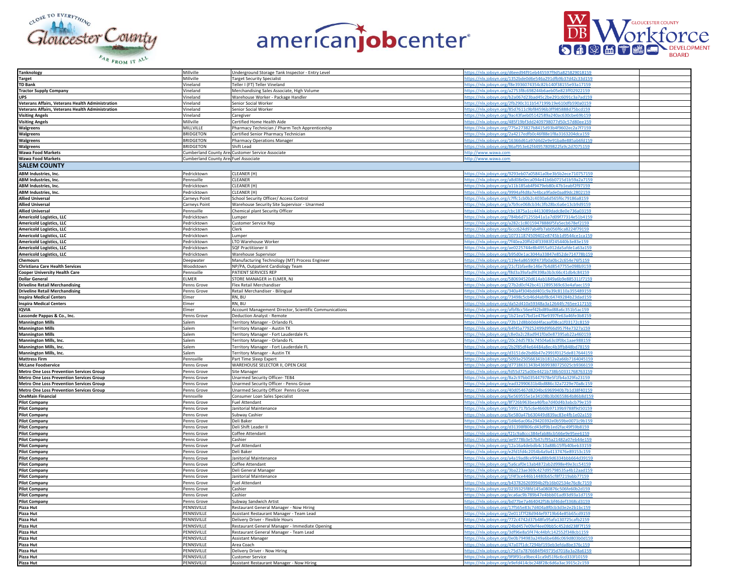| | | | |
|---|---|---|---|
| **Tanknology** | Millville | Underground Storage Tank Inspector - Entry Level | https://nlx.jobsyn.org/d6eed94f91eb445597f9d5a825829018159 |
| **Target** | Millville | Target Security Specialist | https://nlx.jobsyn.org/1352bde0d6e546a291dfb9b37d42c33d159 |
| **TD Bank** | Vineland | Teller I (FT) Teller Vineland | https://nlx.jobsyn.org/f8e3936074354c82b140f38155e93a17159 |
| **Tractor Supply Company** | Vineland | Merchandising Sales Associate, High Volume | https://nlx.jobsyn.org/a2753f8c698244b6aeb05e823ff02922159 |
| **UPS** | Vineland | Warehouse Worker - Package Handler | https://nlx.jobsyn.org/b2a067d23bad45c2be291c6091c3a7ad159 |
| **Veterans Affairs, Veterans Health Administration** | Vineland | Senior Social Worker | https://nlx.jobsyn.org/2fb290c311b547199b19e610dfb590a0159 |
| **Veterans Affairs, Veterans Health Administration** | Vineland | Senior Social Worker | https://nlx.jobsyn.org/85d7611c9bf84596b3ff985888d75bcd159 |
| **Visiting Angels** | Vineland | Caregiver | https://nlx.jobsyn.org/9ac43faeb05142589a240ac630cbe69b159 |
| **Visiting Angels** | Millville | Certified Home Health Aide | https://nlx.jobsyn.org/485f19bf3dd2409798077d50c57d80ee159 |
| **Walgreens** | MILLVILLE | Pharmacy Technician / Pharm Tech Apprenticeship | https://nlx.jobsyn.org/775e273827b8415d93b4f9602ec2a7f7159 |
| **Walgreens** | BRIDGETON | Certified Senior Pharmacy Technician | https://nlx.jobsyn.org/2a4217edfb0c46f88e1f8a3163204dca159 |
| **Walgreens** | BRIDGETON | Pharmacy Operations Manager | https://nlx.jobsyn.org/16366d61a97d4d2e9e91ba8e885ab6fd159 |
| **Walgreens** | BRIDGETON | Shift Lead | https://nlx.jobsyn.org/86af953e62f44957809822fa9c2d7075159 |
| **Wawa Food Markets** | Cumberland County Area | Customer Service Associate | http://www.wawa.com |
| **Wawa Food Markets** | Cumberland County Area | Fuel Associate | http://www.wawa.com |
| **SALEM COUNTY** | | | |
| **ABM Industries, Inc.** | Pedricktown | CLEANER (H) | https://nlx.jobsyn.org/9293eb07a05841a0be3b5b2ece710757159 |
| **ABM Industries, Inc.** | Pennsville | CLEANER | https://nlx.jobsyn.org/a8d08e0eca094e41b6b0715d1b59a2a7159 |
| **ABM Industries, Inc.** | Pedricktown | CLEANER (H) | https://nlx.jobsyn.org/a11b185ab4f9479eb80c47b1eabf2f97159 |
| **ABM Industries, Inc.** | Pedricktown | CLEANER (H) | https://nlx.jobsyn.org/9994af4d8a7e4bca9fade0aa89dc2802159 |
| **Allied Universal** | Carneys Point | School Security Officer/ Access Control | https://nlx.jobsyn.org/c7ffc1cb0b2c4030a6d565f6c79186a8159 |
| **Allied Universal** | Carneys Point | Warehouse Security Site Supervisor - Unarmed | https://nlx.jobsyn.org/a7b9ce068cb34c3fb28bc6a6e13cb9d9159 |
| **Allied Universal** | Pennsville | Chemical plant Security Officer | https://nlx.jobsyn.org/cbc1875a1cc4413089dadc8e0e736a03159 |
| **Americold Logistics, LLC** | Pedricktown | Lumper | https://nlx.jobsyn.org/784b6d71255b41a1a7d09f77314e51b4159 |
| **Americold Logistics, LLC** | Pedricktown | Customer Service Rep | https://nlx.jobsyn.org/a282c1c80159478886f5fa5ecb678ef2159 |
| **Americold Logistics, LLC** | Pedricktown | Clerk | https://nlx.jobsyn.org/6ccc624d97ab4fb7ab056f6ca8224f79159 |
| **Americold Logistics, LLC** | Pedricktown | Lumper | https://nlx.jobsyn.org/107311874509402e8745b1d9544ce1ca159 |
| **Americold Logistics, LLC** | Pedricktown | LTO Warehouse Worker | https://nlx.jobsyn.org/7f40ea20ffd24f33983f245440b3e83e159 |
| **Americold Logistics, LLC** | Pedricktown | SQF Practitioner II | https://nlx.jobsyn.org/ae0225744e8b4955a912da5afde1a63a159 |
| **Americold Logistics, LLC** | Pedricktown | Warehouse Supervisor | https://nlx.jobsyn.org/b95d0e1ac3044a33847e852de714778b159 |
| **Chemours** | Deepwater | Manufacturing Technology (MT) Process Engineer | https://nlx.jobsyn.org/119e4a86590f473fb0a0bc2c654e76f5159 |
| **Christiana Care Health Services** | Woodstown | NP/PA, Outpatient Cardiology Team | https://nlx.jobsyn.org/21cf1bfae8e146e7b4d8547755e098b9159 |
| **Cooper University Health Care** | Pennsville | PATIENT SERVICES REP | https://nlx.jobsyn.org/f8d3a39afadf4398a3b3c66c41db4c84159 |
| **Dollar General** | ELMER | STORE MANAGER in ELMER, NJ | https://nlx.jobsyn.org/580694520d614ab1849a6b9e885311f7159 |
| **Driveline Retail Merchandising** | Penns Grove | Flex Retail Merchandiser | https://nlx.jobsyn.org/27b2d0cf42bc4112895369c63e4afaec159 |
| **Driveline Retail Merchandising** | Penns Grove | Retail Merchandiser - Bilingual | https://nlx.jobsyn.org/340a4f304bdd401c9a39c8110a355489159 |
| **Inspira Medical Centers** | Elmer | RN, BU | https://nlx.jobsyn.org/73498c5cb46d4abf8c64749284b23dad159 |
| **Inspira Medical Centers** | Elmer | RN, BU | https://nlx.jobsyn.org/da52d410a59348a3a12644fc765ee117159 |
| **IQVIA** | Elmer | Account Management Director, Scientific Communications | https://nlx.jobsyn.org/afbf8cc56eef42bd89ad88a6c351b5ac159 |
| **Lassonde Pappas & Co., Inc.** | Penns Grove | Deduction Analyst - Remote | https://nlx.jobsyn.org/1b21ea57bd1e476e9397fe63a46fe3b8159 |
| **Mannington Mills** | Salem | Territory Manager - Orlando FL | https://nlx.jobsyn.org/72b12d8bb0dd4facaaf08ca1f03172c8159 |
| **Mannington Mills** | Salem | Territory Manager - Austin TX | https://nlx.jobsyn.org/64f45a779252499d9f66d957f4e7327a159 |
| **Mannington Mills** | Salem | Territory Manager - Fort Lauderdale FL | https://nlx.jobsyn.org/c8e0a2c28ad941f0a0e87395ab22a460159 |
| **Mannington Mills, Inc.** | Salem | Territory Manager - Orlando FL | https://nlx.jobsyn.org/20c24d5783c74504a63c0f0bc1aae988159 |
| **Mannington Mills, Inc.** | Salem | Territory Manager - Fort Lauderdale FL | https://nlx.jobsyn.org/2b2f85df4e64484a8ec4b3ffb848bd78159 |
| **Mannington Mills, Inc.** | Salem | Territory Manager - Austin TX | https://nlx.jobsyn.org/d3151de2bd6b47e2991f0125de817644159 |
| **Mattress Firm** | Pennsville | Part Time Sleep Expert | https://nlx.jobsyn.org/5093e250566341b1812a2a66b7164045159 |
| **McLane Foodservice** | Penns Grove | WAREHOUSE SELECTOR II, OPEN CASE | https://nlx.jobsyn.org/d7718631343b43699380725025cb9366159 |
| **Metro One Loss Prevention Services Group** | Penns Grove | Site Manager | https://nlx.jobsyn.org/fd55d725a00e4421b738b50331768763159 |
| **Metro One Loss Prevention Services Group** | Penns Grove | Unarmed Security Officer- TEB4 | https://nlx.jobsyn.org/8a2c97bb035447978e5f1fb4a329fa23159 |
| **Metro One Loss Prevention Services Group** | Penns Grove | Unarmed Security Officer - Penns Grove | https://nlx.jobsyn.org/ead32990631b4bd886c32a7229e70a8c159 |
| **Metro One Loss Prevention Services Group** | Penns Grove | Unarmed Security Officer Penns Grove | https://nlx.jobsyn.org/40d05467d8204bc6969940b7b1d38f40159 |
| **OneMain Financial** | Pennsville | Consumer Loan Sales Specialist | https://nlx.jobsyn.org/6e569555e1e34108b3b0655864b86b8d159 |
| **Pilot Company** | Penns Grove | Fuel Attendant | https://nlx.jobsyn.org/8f726b963bea46fba7d40d4b3abcb79e159 |
| **Pilot Company** | Penns Grove | Janitorial Maintenance | https://nlx.jobsyn.org/5991717b5c6e4660b97139b9788f9d50159 |
| **Pilot Company** | Penns Grove | Subway Cashier | https://nlx.jobsyn.org/6e580a47b630449d839ac83e4fb1e02a159 |
| **Pilot Company** | Penns Grove | Deli Baker | https://nlx.jobsyn.org/1d4e6ac06a29420392e0b59be0071c9b159 |
| **Pilot Company** | Penns Grove | Deli Shift Leader II | https://nlx.jobsyn.org/d31398f806cd43df9b1ed2fac49f59b8159 |
| **Pilot Company** | Penns Grove | Coffee Attendant | https://nlx.jobsyn.org/f21c9a8ccc384efab86cb566e9e95ee6159 |
| **Pilot Company** | Penns Grove | Cashier | https://nlx.jobsyn.org/ae9778b3e57b47cf95a21482a07eb44e159 |
| **Pilot Company** | Penns Grove | Fuel Attendant | https://nlx.jobsyn.org/12a16a4debdb4c10a88b15ffb40beb33159 |
| **Pilot Company** | Penns Grove | Deli Baker | https://nlx.jobsyn.org/e2fd1fd4c2054b4a9a4137476e89153c159 |
| **Pilot Company** | Penns Grove | Janitorial Maintenance | https://nlx.jobsyn.org/a4a19ad8ce994a88b9d6334bbb664d39159 |
| **Pilot Company** | Penns Grove | Coffee Attendant | https://nlx.jobsyn.org/5a6caf0e13ab4872ab2d998e49e3cc54159 |
| **Pilot Company** | Penns Grove | Deli General Manager | https://nlx.jobsyn.org/3ba223ae369c427d95798535a4b12aad159 |
| **Pilot Company** | Penns Grove | Janitorial Maintenance | https://nlx.jobsyn.org/1f4f3ce446b14480b65cf8f7219abb77159 |
| **Pilot Company** | Penns Grove | Fuel Attendant | https://nlx.jobsyn.org/b437826269994b2fb16b02534e76c8c7159 |
| **Pilot Company** | Penns Grove | Cashier | https://nlx.jobsyn.org/0239325f8fd145a080876c506fe60b2d159 |
| **Pilot Company** | Penns Grove | Cashier | https://nlx.jobsyn.org/eca6ac9b789b47e4bbb01ad93d93a1d7159 |
| **Pilot Company** | Penns Grove | Subway Sandwich Artist | https://nlx.jobsyn.org/bd77be7a464042f58cbf46def3368cd3159 |
| **Pizza Hut** | PENNSVILLE | Restaurant General Manager - Now Hiring | https://nlx.jobsyn.org/17f565e83c7d404a8f0cb3d3e2e2b1bc159 |
| **Pizza Hut** | PENNSVILLE | Assistant Restaurant Manager - Team Lead | https://nlx.jobsyn.org/2e011f7f28d944ef9719b64e85b65cd9159 |
| **Pizza Hut** | PENNSVILLE | Delivery Driver - Flexible Hours | https://nlx.jobsyn.org/772c4742d37b48fa95afa130725cafb2159 |
| **Pizza Hut** | PENNSVILLE | Restaurant General Manager - Immediate Opening | https://nlx.jobsyn.org/24bd457e09ef4ee09bb5c452dd238f7f159 |
| **Pizza Hut** | PENNSVILLE | Restaurant General Manager - Team Lead | https://nlx.jobsyn.org/3df96e8a5f474c44bfc142552f348cb1159 |
| **Pizza Hut** | PENNSVILLE | Assistant Manager | https://nlx.jobsyn.org/0e0b794983a249a6be686c069d803b0d159 |
| **Pizza Hut** | PENNSVILLE | Area Coach | https://nlx.jobsyn.org/47a07f1dc7294bf193eb3efda8be376c159 |
| **Pizza Hut** | PENNSVILLE | Delivery Driver - Now Hiring | https://nlx.jobsyn.org/c75d7a7876684f949735d7018a3a28a6159 |
| **Pizza Hut** | PENNSVILLE | Customer Service | https://nlx.jobsyn.org/9f9f91ca9bec41ca9d51f6c6cd333f10159 |
| **Pizza Hut** | PENNSVILLE | Assistant Restaurant Manager - Now Hiring | https://nlx.jobsyn.org/e9efd414cbc248f28c6d6a3ac3915c2c159 |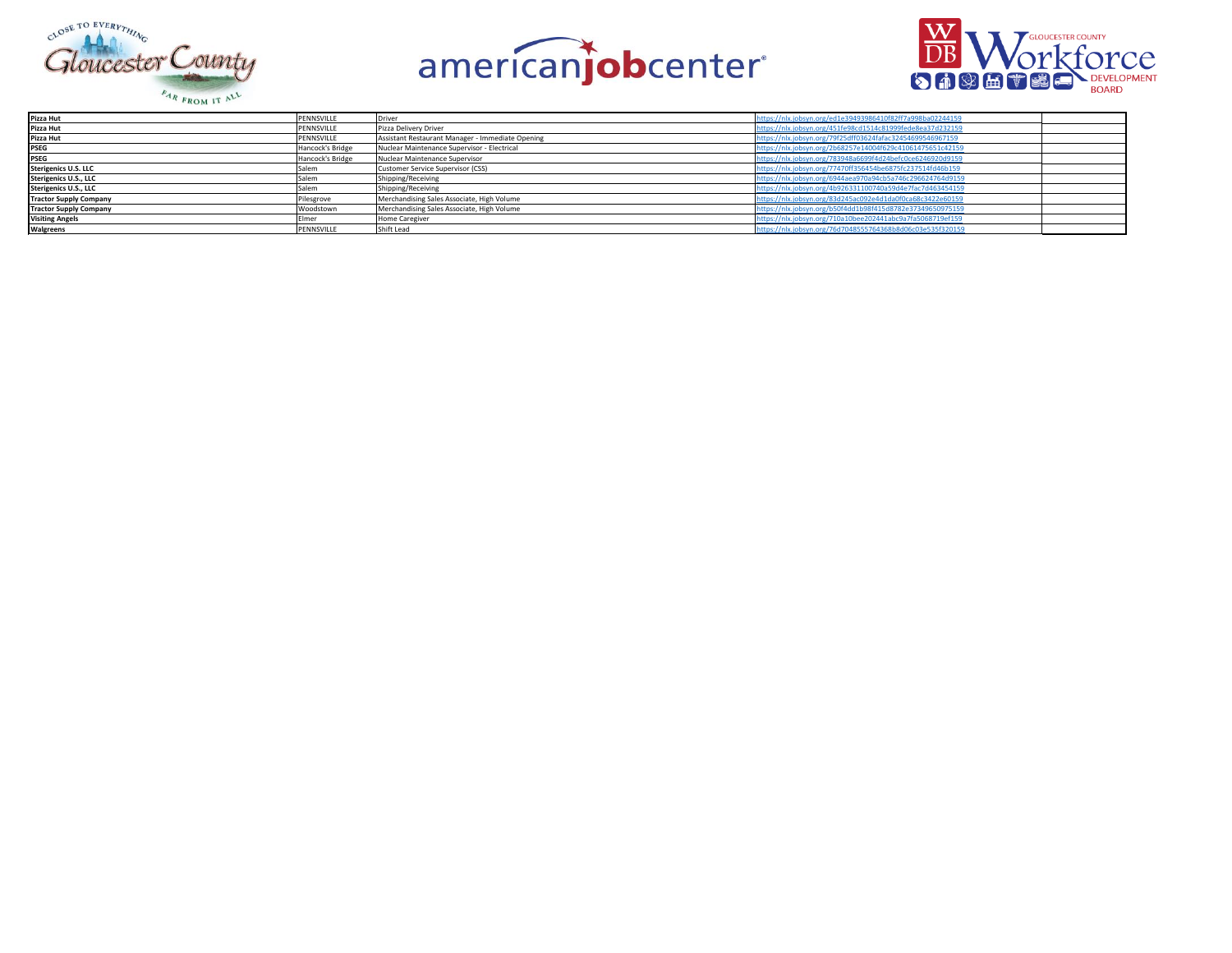| | | | | |
|---|---|---|---|---|
| **Pizza Hut** | PENNSVILLE | Driver | https://nlx.jobsyn.org/ed1e39493986410f82ff7a998ba02244159 | |
| **Pizza Hut** | PENNSVILLE | Pizza Delivery Driver | https://nlx.jobsyn.org/451fe98cd1514c81999fede8ea37d232159 | |
| **Pizza Hut** | PENNSVILLE | Assistant Restaurant Manager - Immediate Opening | https://nlx.jobsyn.org/79f25dff03624fafac32454699546967159 | |
| **PSEG** | Hancock's Bridge | Nuclear Maintenance Supervisor - Electrical | https://nlx.jobsyn.org/2b68257e14004f629c41061475651c42159 | |
| **PSEG** | Hancock's Bridge | Nuclear Maintenance Supervisor | https://nlx.jobsyn.org/783948a6699f4d24befc0ce6246920d9159 | |
| **Sterigenics U.S. LLC** | Salem | Customer Service Supervisor (CSS) | https://nlx.jobsyn.org/77470ff356454be6875fc237514fd46b159 | |
| **Sterigenics U.S., LLC** | Salem | Shipping/Receiving | https://nlx.jobsyn.org/6944aea970a94cb5a746c296624764d9159 | |
| **Sterigenics U.S., LLC** | Salem | Shipping/Receiving | https://nlx.jobsyn.org/4b926331100740a59d4e7fac7d463454159 | |
| **Tractor Supply Company** | Pilesgrove | Merchandising Sales Associate, High Volume | https://nlx.jobsyn.org/83d245ac092e4d1da0f0ca68c3422e60159 | |
| **Tractor Supply Company** | Woodstown | Merchandising Sales Associate, High Volume | https://nlx.jobsyn.org/b50f4dd1b98f415d8782e37349650975159 | |
| **Visiting Angels** | Elmer | Home Caregiver | https://nlx.jobsyn.org/710a10bee202441abc9a7fa5068719ef159 | |
| **Walgreens** | PENNSVILLE | Shift Lead | https://nlx.jobsyn.org/76d7048555764368b8d06c03e535f320159 | |